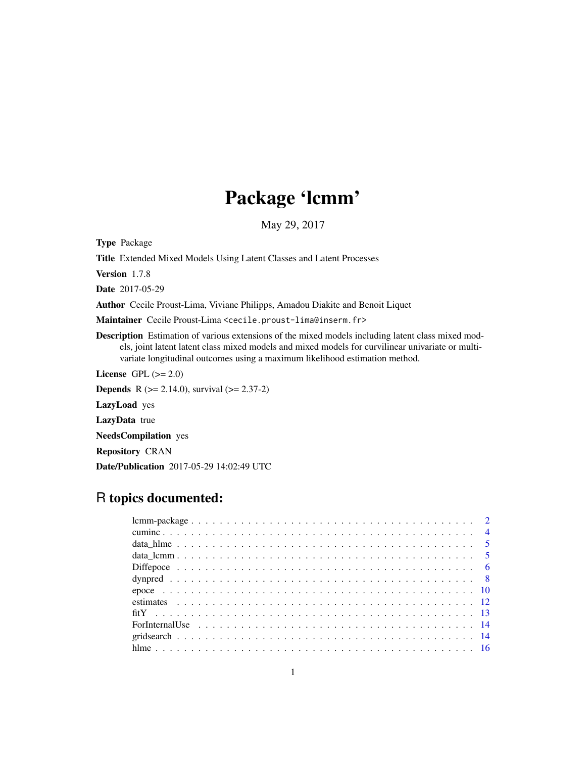# Package 'lcmm'

May 29, 2017

**Type** Package

**Title** Extended Mixed Models Using Latent Classes and Latent Processes

**Version** 1.7.8

**Date** 2017-05-29

**Author** Cecile Proust-Lima, Viviane Philipps, Amadou Diakite and Benoit Liquet

**Maintainer** Cecile Proust-Lima <cecile.proust-lima@inserm.fr>

**Description** Estimation of various extensions of the mixed models including latent class mixed models, joint latent latent class mixed models and mixed models for curvilinear univariate or multivariate longitudinal outcomes using a maximum likelihood estimation method.

**License** GPL (>= 2.0)

**Depends** R (>= 2.14.0), survival (>= 2.37-2)

**LazyLoad** yes

**LazyData** true

**NeedsCompilation** yes

**Repository** CRAN

**Date/Publication** 2017-05-29 14:02:49 UTC

## R topics documented:

| | |
|---|---|
| lcmm-package | 2 |
| cuminc | 4 |
| data_hlme | 5 |
| data_lcmm | 5 |
| Diffepoce | 6 |
| dynpred | 8 |
| epoce | 10 |
| estimates | 12 |
| fitY | 13 |
| ForInternalUse | 14 |
| gridsearch | 14 |
| hlme | 16 |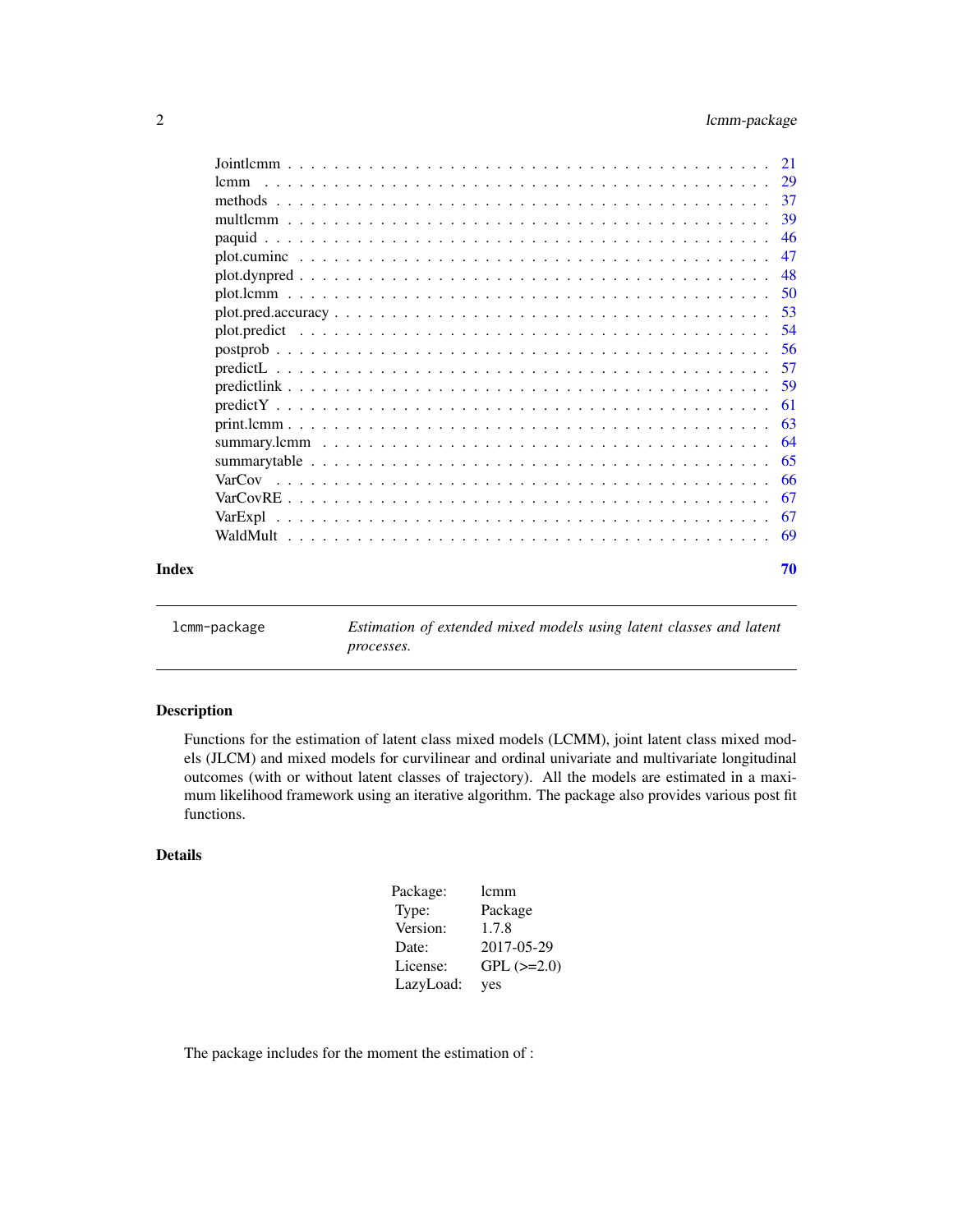Jointlcmm . . . . . . . . . . . . . . . . . . . . . . . . . . . . . . . . . . . . . . . . 21
lcmm . . . . . . . . . . . . . . . . . . . . . . . . . . . . . . . . . . . . . . . . . . 29
methods . . . . . . . . . . . . . . . . . . . . . . . . . . . . . . . . . . . . . . . . . 37
multlcmm . . . . . . . . . . . . . . . . . . . . . . . . . . . . . . . . . . . . . . . . 39
paquid . . . . . . . . . . . . . . . . . . . . . . . . . . . . . . . . . . . . . . . . . 46
plot.cuminc . . . . . . . . . . . . . . . . . . . . . . . . . . . . . . . . . . . . . . . 47
plot.dynpred . . . . . . . . . . . . . . . . . . . . . . . . . . . . . . . . . . . . . . 48
plot.lcmm . . . . . . . . . . . . . . . . . . . . . . . . . . . . . . . . . . . . . . . . 50
plot.pred.accuracy . . . . . . . . . . . . . . . . . . . . . . . . . . . . . . . . . . . 53
plot.predict . . . . . . . . . . . . . . . . . . . . . . . . . . . . . . . . . . . . . . . 54
postprob . . . . . . . . . . . . . . . . . . . . . . . . . . . . . . . . . . . . . . . . . 56
predictL . . . . . . . . . . . . . . . . . . . . . . . . . . . . . . . . . . . . . . . . . 57
predictlink . . . . . . . . . . . . . . . . . . . . . . . . . . . . . . . . . . . . . . . . 59
predictY . . . . . . . . . . . . . . . . . . . . . . . . . . . . . . . . . . . . . . . . . 61
print.lcmm . . . . . . . . . . . . . . . . . . . . . . . . . . . . . . . . . . . . . . . . 63
summary.lcmm . . . . . . . . . . . . . . . . . . . . . . . . . . . . . . . . . . . . . . 64
summarytable . . . . . . . . . . . . . . . . . . . . . . . . . . . . . . . . . . . . . . . 65
VarCov . . . . . . . . . . . . . . . . . . . . . . . . . . . . . . . . . . . . . . . . . . 66
VarCovRE . . . . . . . . . . . . . . . . . . . . . . . . . . . . . . . . . . . . . . . . . 67
VarExpl . . . . . . . . . . . . . . . . . . . . . . . . . . . . . . . . . . . . . . . . . . 67
WaldMult . . . . . . . . . . . . . . . . . . . . . . . . . . . . . . . . . . . . . . . . . 69

**Index** **70**

---

`lcmm-package` *Estimation of extended mixed models using latent classes and latent processes.*

---

### Description

Functions for the estimation of latent class mixed models (LCMM), joint latent class mixed models (JLCM) and mixed models for curvilinear and ordinal univariate and multivariate longitudinal outcomes (with or without latent classes of trajectory). All the models are estimated in a maximum likelihood framework using an iterative algorithm. The package also provides various post fit functions.

### Details

| | |
|---|---|
| Package: | lcmm |
| Type: | Package |
| Version: | 1.7.8 |
| Date: | 2017-05-29 |
| License: | GPL (>=2.0) |
| LazyLoad: | yes |

The package includes for the moment the estimation of :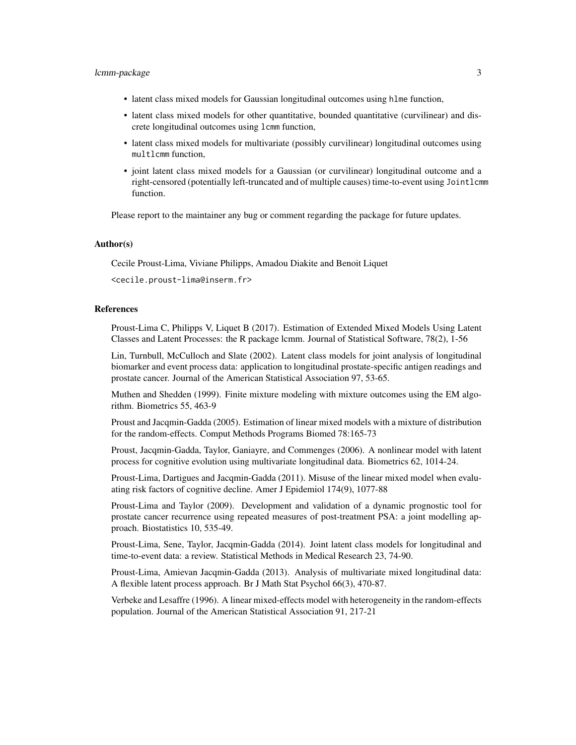- latent class mixed models for Gaussian longitudinal outcomes using `hlme` function,
- latent class mixed models for other quantitative, bounded quantitative (curvilinear) and discrete longitudinal outcomes using `lcmm` function,
- latent class mixed models for multivariate (possibly curvilinear) longitudinal outcomes using `multlcmm` function,
- joint latent class mixed models for a Gaussian (or curvilinear) longitudinal outcome and a right-censored (potentially left-truncated and of multiple causes) time-to-event using `Jointlcmm` function.

Please report to the maintainer any bug or comment regarding the package for future updates.

### Author(s)

Cecile Proust-Lima, Viviane Philipps, Amadou Diakite and Benoit Liquet

<cecile.proust-lima@inserm.fr>

### References

Proust-Lima C, Philipps V, Liquet B (2017). Estimation of Extended Mixed Models Using Latent Classes and Latent Processes: the R package lcmm. Journal of Statistical Software, 78(2), 1-56

Lin, Turnbull, McCulloch and Slate (2002). Latent class models for joint analysis of longitudinal biomarker and event process data: application to longitudinal prostate-specific antigen readings and prostate cancer. Journal of the American Statistical Association 97, 53-65.

Muthen and Shedden (1999). Finite mixture modeling with mixture outcomes using the EM algorithm. Biometrics 55, 463-9

Proust and Jacqmin-Gadda (2005). Estimation of linear mixed models with a mixture of distribution for the random-effects. Comput Methods Programs Biomed 78:165-73

Proust, Jacqmin-Gadda, Taylor, Ganiayre, and Commenges (2006). A nonlinear model with latent process for cognitive evolution using multivariate longitudinal data. Biometrics 62, 1014-24.

Proust-Lima, Dartigues and Jacqmin-Gadda (2011). Misuse of the linear mixed model when evaluating risk factors of cognitive decline. Amer J Epidemiol 174(9), 1077-88

Proust-Lima and Taylor (2009). Development and validation of a dynamic prognostic tool for prostate cancer recurrence using repeated measures of post-treatment PSA: a joint modelling approach. Biostatistics 10, 535-49.

Proust-Lima, Sene, Taylor, Jacqmin-Gadda (2014). Joint latent class models for longitudinal and time-to-event data: a review. Statistical Methods in Medical Research 23, 74-90.

Proust-Lima, Amievan Jacqmin-Gadda (2013). Analysis of multivariate mixed longitudinal data: A flexible latent process approach. Br J Math Stat Psychol 66(3), 470-87.

Verbeke and Lesaffre (1996). A linear mixed-effects model with heterogeneity in the random-effects population. Journal of the American Statistical Association 91, 217-21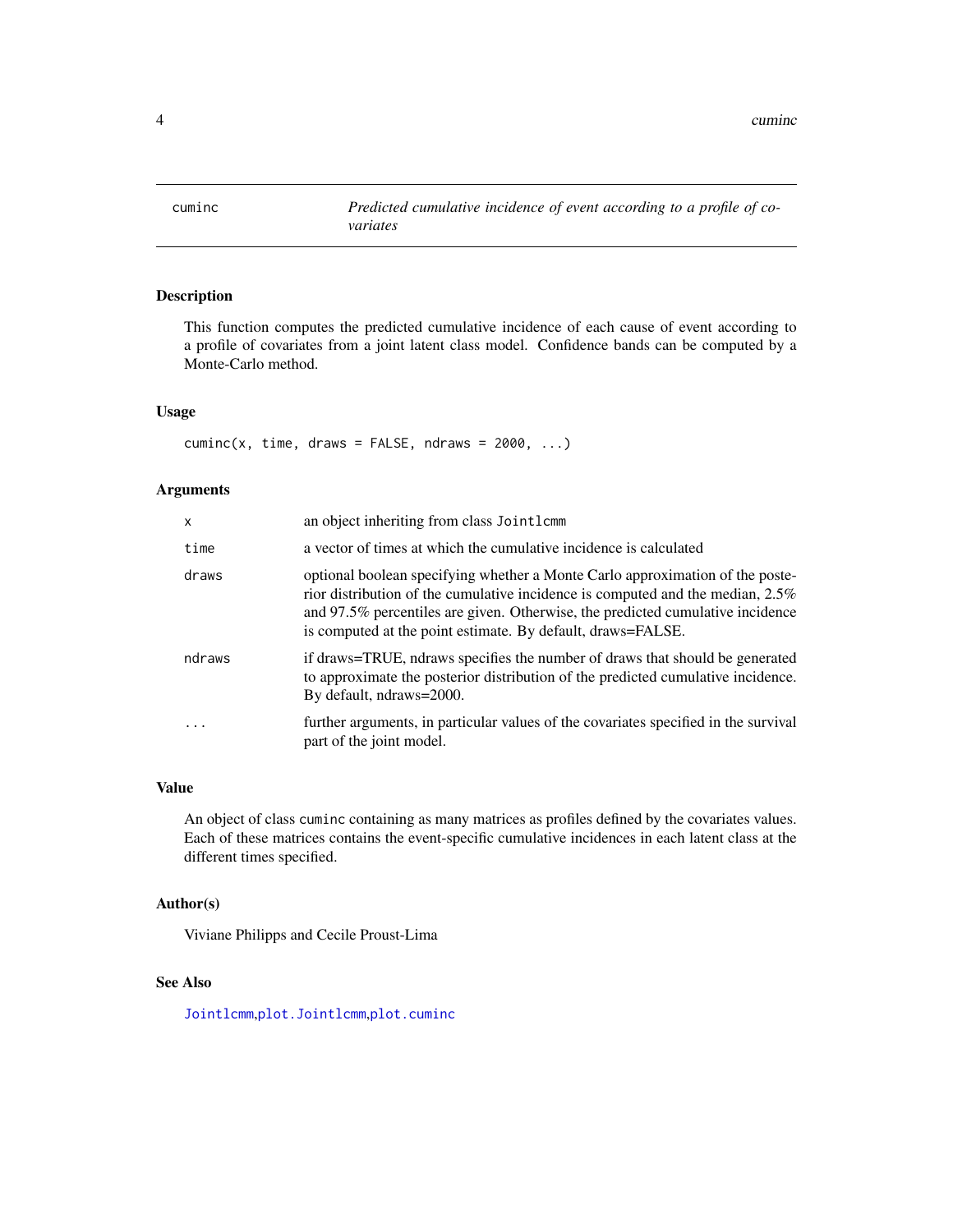# cuminc — *Predicted cumulative incidence of event according to a profile of covariates*

## Description

This function computes the predicted cumulative incidence of each cause of event according to a profile of covariates from a joint latent class model. Confidence bands can be computed by a Monte-Carlo method.

## Usage

```
cuminc(x, time, draws = FALSE, ndraws = 2000, ...)
```

## Arguments

| Argument | Description |
|---|---|
| `x` | an object inheriting from class `Jointlcmm` |
| `time` | a vector of times at which the cumulative incidence is calculated |
| `draws` | optional boolean specifying whether a Monte Carlo approximation of the posterior distribution of the cumulative incidence is computed and the median, 2.5% and 97.5% percentiles are given. Otherwise, the predicted cumulative incidence is computed at the point estimate. By default, draws=FALSE. |
| `ndraws` | if draws=TRUE, ndraws specifies the number of draws that should be generated to approximate the posterior distribution of the predicted cumulative incidence. By default, ndraws=2000. |
| `...` | further arguments, in particular values of the covariates specified in the survival part of the joint model. |

## Value

An object of class `cuminc` containing as many matrices as profiles defined by the covariates values. Each of these matrices contains the event-specific cumulative incidences in each latent class at the different times specified.

## Author(s)

Viviane Philipps and Cecile Proust-Lima

## See Also

`Jointlcmm`, `plot.Jointlcmm`, `plot.cuminc`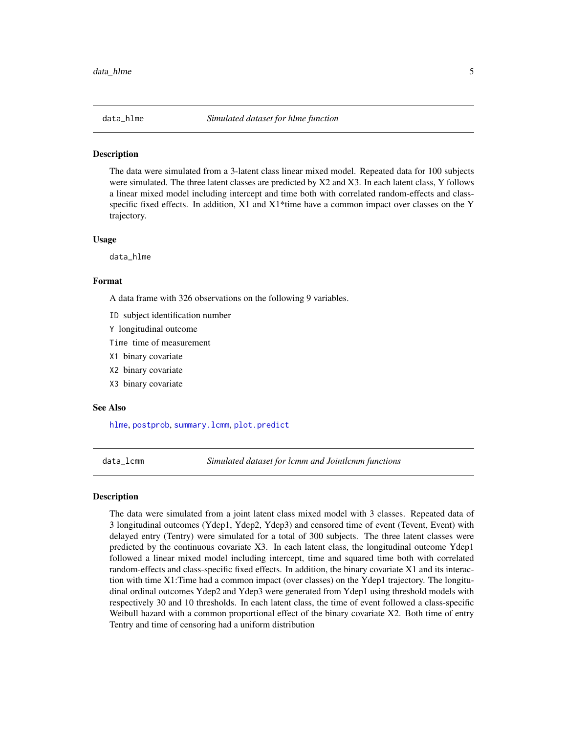## data_hlme *Simulated dataset for hlme function*

### Description

The data were simulated from a 3-latent class linear mixed model. Repeated data for 100 subjects were simulated. The three latent classes are predicted by X2 and X3. In each latent class, Y follows a linear mixed model including intercept and time both with correlated random-effects and class-specific fixed effects. In addition, X1 and X1*time have a common impact over classes on the Y trajectory.

### Usage

```
data_hlme
```

### Format

A data frame with 326 observations on the following 9 variables.

- `ID` subject identification number
- `Y` longitudinal outcome
- `Time` time of measurement
- `X1` binary covariate
- `X2` binary covariate
- `X3` binary covariate

### See Also

hlme, postprob, summary.lcmm, plot.predict

## data_lcmm *Simulated dataset for lcmm and Jointlcmm functions*

### Description

The data were simulated from a joint latent class mixed model with 3 classes. Repeated data of 3 longitudinal outcomes (Ydep1, Ydep2, Ydep3) and censored time of event (Tevent, Event) with delayed entry (Tentry) were simulated for a total of 300 subjects. The three latent classes were predicted by the continuous covariate X3. In each latent class, the longitudinal outcome Ydep1 followed a linear mixed model including intercept, time and squared time both with correlated random-effects and class-specific fixed effects. In addition, the binary covariate X1 and its interaction with time X1:Time had a common impact (over classes) on the Ydep1 trajectory. The longitudinal ordinal outcomes Ydep2 and Ydep3 were generated from Ydep1 using threshold models with respectively 30 and 10 thresholds. In each latent class, the time of event followed a class-specific Weibull hazard with a common proportional effect of the binary covariate X2. Both time of entry Tentry and time of censoring had a uniform distribution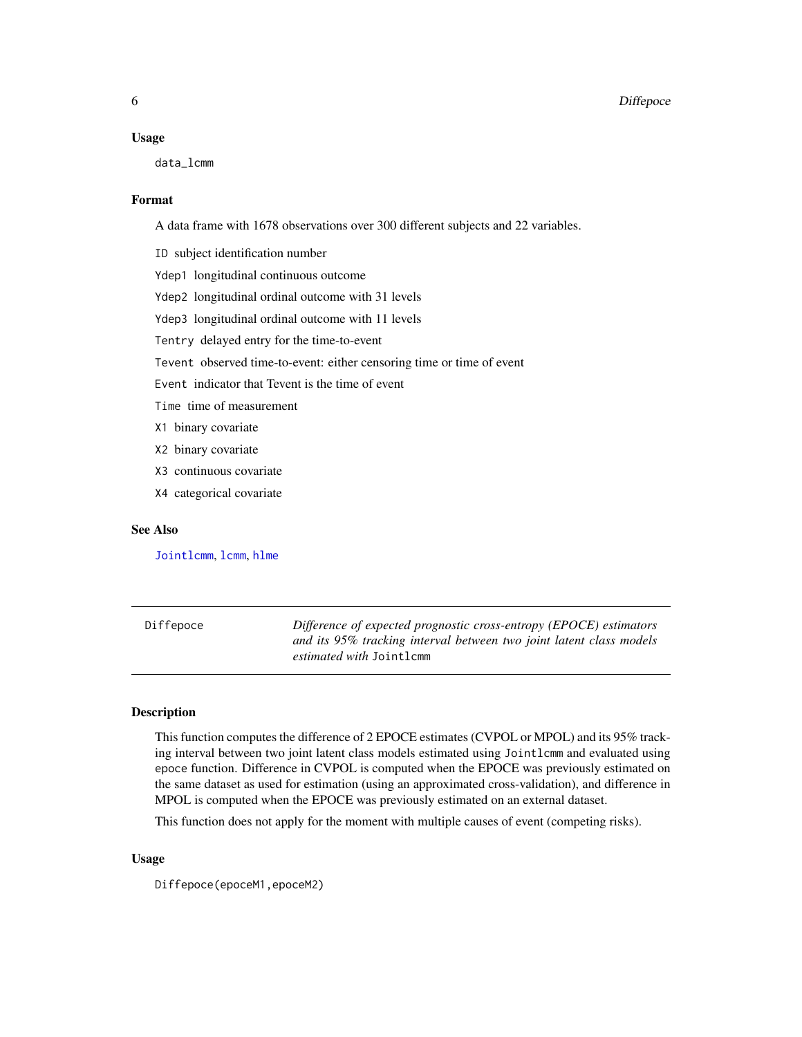### Usage

```
data_lcmm
```

### Format

A data frame with 1678 observations over 300 different subjects and 22 variables.

- `ID` subject identification number
- `Ydep1` longitudinal continuous outcome
- `Ydep2` longitudinal ordinal outcome with 31 levels
- `Ydep3` longitudinal ordinal outcome with 11 levels
- `Tentry` delayed entry for the time-to-event
- `Tevent` observed time-to-event: either censoring time or time of event
- `Event` indicator that Tevent is the time of event
- `Time` time of measurement
- `X1` binary covariate
- `X2` binary covariate
- `X3` continuous covariate
- `X4` categorical covariate

### See Also

`Jointlcmm`, `lcmm`, `hlme`

---

## Diffepoce

*Difference of expected prognostic cross-entropy (EPOCE) estimators and its 95% tracking interval between two joint latent class models estimated with* `Jointlcmm`

---

### Description

This function computes the difference of 2 EPOCE estimates (CVPOL or MPOL) and its 95% tracking interval between two joint latent class models estimated using `Jointlcmm` and evaluated using `epoce` function. Difference in CVPOL is computed when the EPOCE was previously estimated on the same dataset as used for estimation (using an approximated cross-validation), and difference in MPOL is computed when the EPOCE was previously estimated on an external dataset.

This function does not apply for the moment with multiple causes of event (competing risks).

### Usage

```
Diffepoce(epoceM1,epoceM2)
```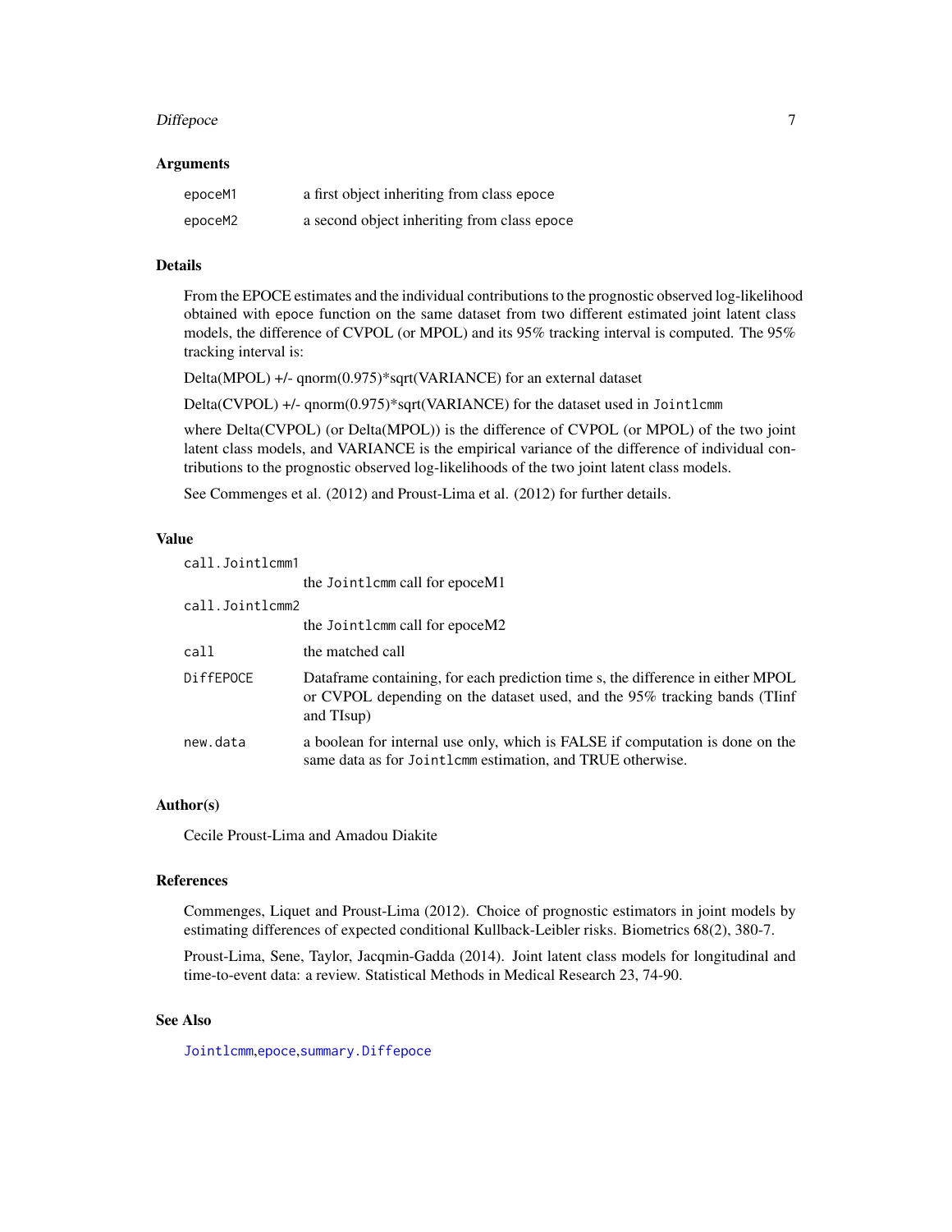### Arguments

| | |
|---|---|
| `epoceM1` | a first object inheriting from class `epoce` |
| `epoceM2` | a second object inheriting from class `epoce` |

### Details

From the EPOCE estimates and the individual contributions to the prognostic observed log-likelihood obtained with `epoce` function on the same dataset from two different estimated joint latent class models, the difference of CVPOL (or MPOL) and its 95% tracking interval is computed. The 95% tracking interval is:

Delta(MPOL) +/- qnorm(0.975)*sqrt(VARIANCE) for an external dataset

Delta(CVPOL) +/- qnorm(0.975)*sqrt(VARIANCE) for the dataset used in `Jointlcmm`

where Delta(CVPOL) (or Delta(MPOL)) is the difference of CVPOL (or MPOL) of the two joint latent class models, and VARIANCE is the empirical variance of the difference of individual contributions to the prognostic observed log-likelihoods of the two joint latent class models.

See Commenges et al. (2012) and Proust-Lima et al. (2012) for further details.

### Value

| | |
|---|---|
| `call.Jointlcmm1` | the `Jointlcmm` call for epoceM1 |
| `call.Jointlcmm2` | the `Jointlcmm` call for epoceM2 |
| `call` | the matched call |
| `DiffEPOCE` | Dataframe containing, for each prediction time s, the difference in either MPOL or CVPOL depending on the dataset used, and the 95% tracking bands (TIinf and TIsup) |
| `new.data` | a boolean for internal use only, which is FALSE if computation is done on the same data as for `Jointlcmm` estimation, and TRUE otherwise. |

### Author(s)

Cecile Proust-Lima and Amadou Diakite

### References

Commenges, Liquet and Proust-Lima (2012). Choice of prognostic estimators in joint models by estimating differences of expected conditional Kullback-Leibler risks. Biometrics 68(2), 380-7.

Proust-Lima, Sene, Taylor, Jacqmin-Gadda (2014). Joint latent class models for longitudinal and time-to-event data: a review. Statistical Methods in Medical Research 23, 74-90.

### See Also

`Jointlcmm`, `epoce`, `summary.Diffepoce`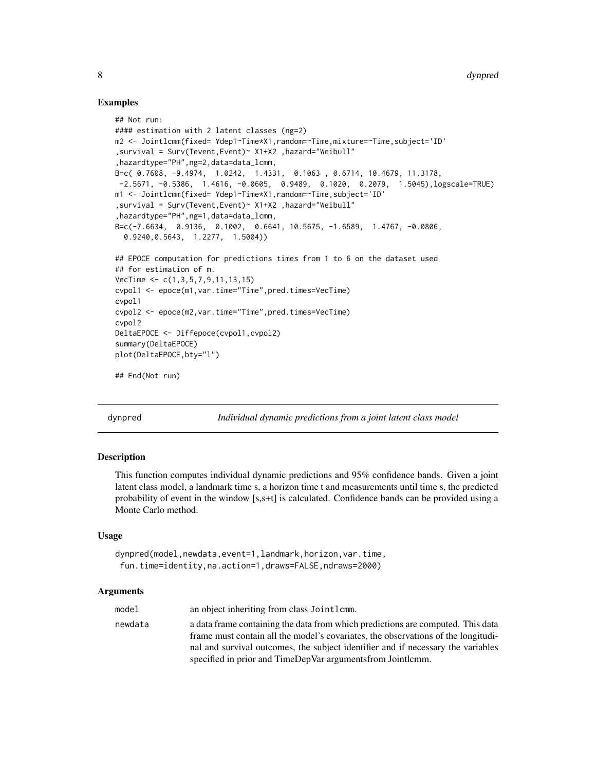## Examples

```
## Not run:
#### estimation with 2 latent classes (ng=2)
m2 <- Jointlcmm(fixed= Ydep1~Time*X1,random=~Time,mixture=~Time,subject='ID'
,survival = Surv(Tevent,Event)~ X1+X2 ,hazard="Weibull"
,hazardtype="PH",ng=2,data=data_lcmm,
B=c( 0.7608, -9.4974,  1.0242,  1.4331,  0.1063 , 0.6714, 10.4679, 11.3178,
 -2.5671, -0.5386,  1.4616, -0.0605,  0.9489,  0.1020,  0.2079,  1.5045),logscale=TRUE)
m1 <- Jointlcmm(fixed= Ydep1~Time*X1,random=~Time,subject='ID'
,survival = Surv(Tevent,Event)~ X1+X2 ,hazard="Weibull"
,hazardtype="PH",ng=1,data=data_lcmm,
B=c(-7.6634,  0.9136,  0.1002,  0.6641, 10.5675, -1.6589,  1.4767, -0.0806,
  0.9240,0.5643,  1.2277,  1.5004))

## EPOCE computation for predictions times from 1 to 6 on the dataset used
## for estimation of m.
VecTime <- c(1,3,5,7,9,11,13,15)
cvpol1 <- epoce(m1,var.time="Time",pred.times=VecTime)
cvpol1
cvpol2 <- epoce(m2,var.time="Time",pred.times=VecTime)
cvpol2
DeltaEPOCE <- Diffepoce(cvpol1,cvpol2)
summary(DeltaEPOCE)
plot(DeltaEPOCE,bty="l")

## End(Not run)
```

---

## dynpred — *Individual dynamic predictions from a joint latent class model*

### Description

This function computes individual dynamic predictions and 95% confidence bands. Given a joint latent class model, a landmark time s, a horizon time t and measurements until time s, the predicted probability of event in the window [s,s+t] is calculated. Confidence bands can be provided using a Monte Carlo method.

### Usage

```
dynpred(model,newdata,event=1,landmark,horizon,var.time,
 fun.time=identity,na.action=1,draws=FALSE,ndraws=2000)
```

### Arguments

| | |
|---|---|
| `model` | an object inheriting from class `Jointlcmm`. |
| `newdata` | a data frame containing the data from which predictions are computed. This data frame must contain all the model's covariates, the observations of the longitudinal and survival outcomes, the subject identifier and if necessary the variables specified in prior and TimeDepVar argumentsfrom Jointlcmm. |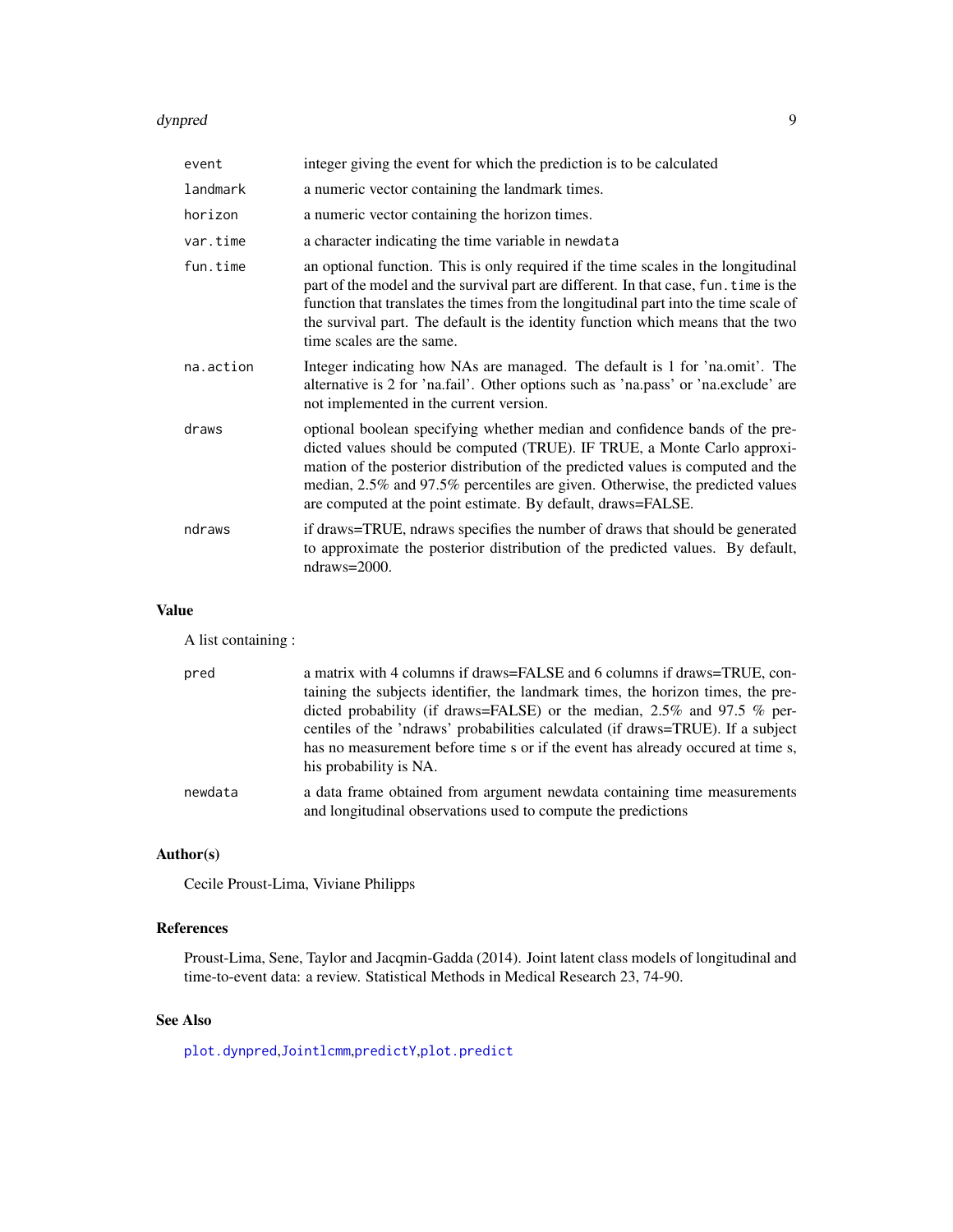| | |
|---|---|
| `event` | integer giving the event for which the prediction is to be calculated |
| `landmark` | a numeric vector containing the landmark times. |
| `horizon` | a numeric vector containing the horizon times. |
| `var.time` | a character indicating the time variable in `newdata` |
| `fun.time` | an optional function. This is only required if the time scales in the longitudinal part of the model and the survival part are different. In that case, `fun.time` is the function that translates the times from the longitudinal part into the time scale of the survival part. The default is the identity function which means that the two time scales are the same. |
| `na.action` | Integer indicating how NAs are managed. The default is 1 for 'na.omit'. The alternative is 2 for 'na.fail'. Other options such as 'na.pass' or 'na.exclude' are not implemented in the current version. |
| `draws` | optional boolean specifying whether median and confidence bands of the predicted values should be computed (TRUE). IF TRUE, a Monte Carlo approximation of the posterior distribution of the predicted values is computed and the median, 2.5% and 97.5% percentiles are given. Otherwise, the predicted values are computed at the point estimate. By default, draws=FALSE. |
| `ndraws` | if draws=TRUE, ndraws specifies the number of draws that should be generated to approximate the posterior distribution of the predicted values. By default, ndraws=2000. |

## Value

A list containing :

| | |
|---|---|
| `pred` | a matrix with 4 columns if draws=FALSE and 6 columns if draws=TRUE, containing the subjects identifier, the landmark times, the horizon times, the predicted probability (if draws=FALSE) or the median, 2.5% and 97.5 % percentiles of the 'ndraws' probabilities calculated (if draws=TRUE). If a subject has no measurement before time s or if the event has already occured at time s, his probability is NA. |
| `newdata` | a data frame obtained from argument newdata containing time measurements and longitudinal observations used to compute the predictions |

## Author(s)

Cecile Proust-Lima, Viviane Philipps

## References

Proust-Lima, Sene, Taylor and Jacqmin-Gadda (2014). Joint latent class models of longitudinal and time-to-event data: a review. Statistical Methods in Medical Research 23, 74-90.

## See Also

`plot.dynpred`,`Jointlcmm`,`predictY`,`plot.predict`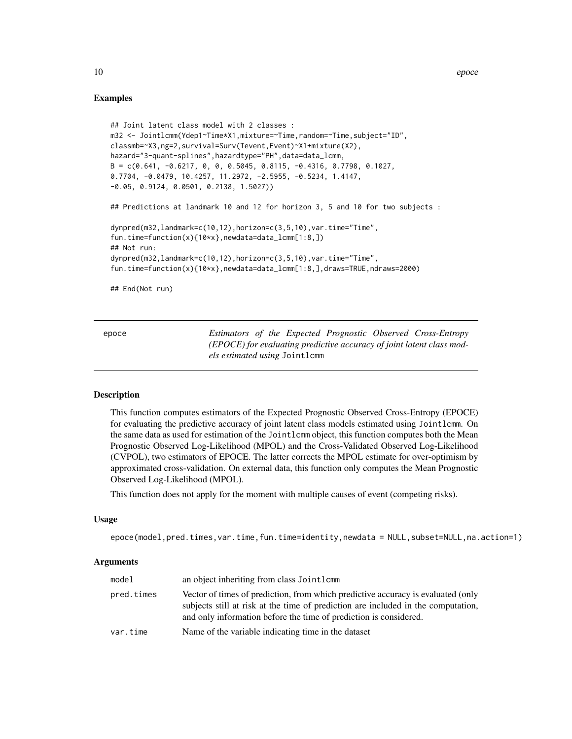### Examples

```
## Joint latent class model with 2 classes :
m32 <- Jointlcmm(Ydep1~Time*X1,mixture=~Time,random=~Time,subject="ID",
classmb=~X3,ng=2,survival=Surv(Tevent,Event)~X1+mixture(X2),
hazard="3-quant-splines",hazardtype="PH",data=data_lcmm,
B = c(0.641, -0.6217, 0, 0, 0.5045, 0.8115, -0.4316, 0.7798, 0.1027,
0.7704, -0.0479, 10.4257, 11.2972, -2.5955, -0.5234, 1.4147,
-0.05, 0.9124, 0.0501, 0.2138, 1.5027))

## Predictions at landmark 10 and 12 for horizon 3, 5 and 10 for two subjects :

dynpred(m32,landmark=c(10,12),horizon=c(3,5,10),var.time="Time",
fun.time=function(x){10*x},newdata=data_lcmm[1:8,])
## Not run:
dynpred(m32,landmark=c(10,12),horizon=c(3,5,10),var.time="Time",
fun.time=function(x){10*x},newdata=data_lcmm[1:8,],draws=TRUE,ndraws=2000)

## End(Not run)
```

---

## epoce — *Estimators of the Expected Prognostic Observed Cross-Entropy (EPOCE) for evaluating predictive accuracy of joint latent class models estimated using* `Jointlcmm`

---

### Description

This function computes estimators of the Expected Prognostic Observed Cross-Entropy (EPOCE) for evaluating the predictive accuracy of joint latent class models estimated using `Jointlcmm`. On the same data as used for estimation of the `Jointlcmm` object, this function computes both the Mean Prognostic Observed Log-Likelihood (MPOL) and the Cross-Validated Observed Log-Likelihood (CVPOL), two estimators of EPOCE. The latter corrects the MPOL estimate for over-optimism by approximated cross-validation. On external data, this function only computes the Mean Prognostic Observed Log-Likelihood (MPOL).

This function does not apply for the moment with multiple causes of event (competing risks).

### Usage

```
epoce(model,pred.times,var.time,fun.time=identity,newdata = NULL,subset=NULL,na.action=1)
```

### Arguments

| | |
|---|---|
| model | an object inheriting from class `Jointlcmm` |
| pred.times | Vector of times of prediction, from which predictive accuracy is evaluated (only subjects still at risk at the time of prediction are included in the computation, and only information before the time of prediction is considered. |
| var.time | Name of the variable indicating time in the dataset |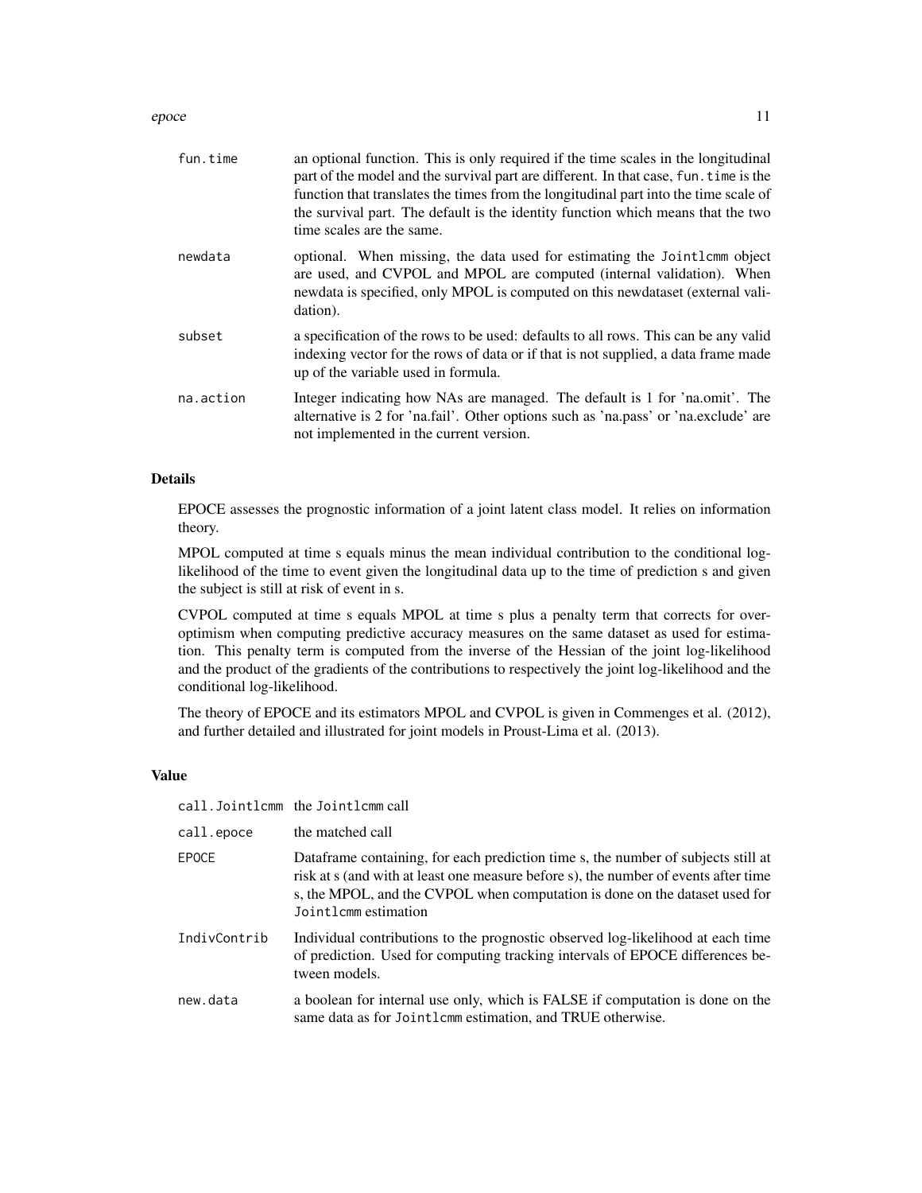| | |
|---|---|
| fun.time | an optional function. This is only required if the time scales in the longitudinal part of the model and the survival part are different. In that case, fun.time is the function that translates the times from the longitudinal part into the time scale of the survival part. The default is the identity function which means that the two time scales are the same. |
| newdata | optional. When missing, the data used for estimating the Jointlcmm object are used, and CVPOL and MPOL are computed (internal validation). When newdata is specified, only MPOL is computed on this newdataset (external validation). |
| subset | a specification of the rows to be used: defaults to all rows. This can be any valid indexing vector for the rows of data or if that is not supplied, a data frame made up of the variable used in formula. |
| na.action | Integer indicating how NAs are managed. The default is 1 for 'na.omit'. The alternative is 2 for 'na.fail'. Other options such as 'na.pass' or 'na.exclude' are not implemented in the current version. |

## Details

EPOCE assesses the prognostic information of a joint latent class model. It relies on information theory.

MPOL computed at time s equals minus the mean individual contribution to the conditional log-likelihood of the time to event given the longitudinal data up to the time of prediction s and given the subject is still at risk of event in s.

CVPOL computed at time s equals MPOL at time s plus a penalty term that corrects for over-optimism when computing predictive accuracy measures on the same dataset as used for estimation. This penalty term is computed from the inverse of the Hessian of the joint log-likelihood and the product of the gradients of the contributions to respectively the joint log-likelihood and the conditional log-likelihood.

The theory of EPOCE and its estimators MPOL and CVPOL is given in Commenges et al. (2012), and further detailed and illustrated for joint models in Proust-Lima et al. (2013).

## Value

| | |
|---|---|
| call.Jointlcmm | the Jointlcmm call |
| call.epoce | the matched call |
| EPOCE | Dataframe containing, for each prediction time s, the number of subjects still at risk at s (and with at least one measure before s), the number of events after time s, the MPOL, and the CVPOL when computation is done on the dataset used for Jointlcmm estimation |
| IndivContrib | Individual contributions to the prognostic observed log-likelihood at each time of prediction. Used for computing tracking intervals of EPOCE differences between models. |
| new.data | a boolean for internal use only, which is FALSE if computation is done on the same data as for Jointlcmm estimation, and TRUE otherwise. |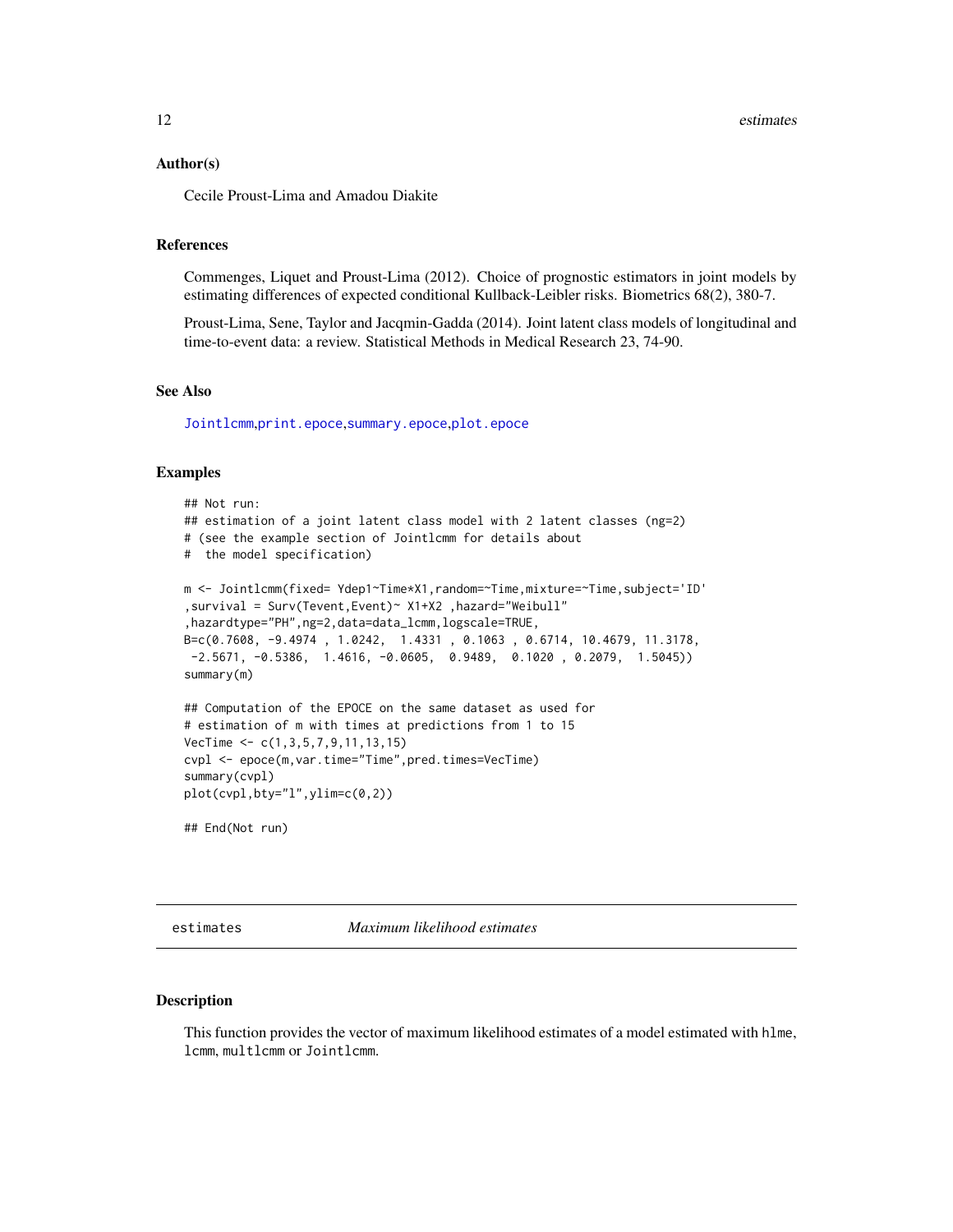### Author(s)

Cecile Proust-Lima and Amadou Diakite

### References

Commenges, Liquet and Proust-Lima (2012). Choice of prognostic estimators in joint models by estimating differences of expected conditional Kullback-Leibler risks. Biometrics 68(2), 380-7.

Proust-Lima, Sene, Taylor and Jacqmin-Gadda (2014). Joint latent class models of longitudinal and time-to-event data: a review. Statistical Methods in Medical Research 23, 74-90.

### See Also

`Jointlcmm`,`print.epoce`,`summary.epoce`,`plot.epoce`

### Examples

```
## Not run:
## estimation of a joint latent class model with 2 latent classes (ng=2)
# (see the example section of Jointlcmm for details about
#  the model specification)

m <- Jointlcmm(fixed= Ydep1~Time*X1,random=~Time,mixture=~Time,subject='ID'
,survival = Surv(Tevent,Event)~ X1+X2 ,hazard="Weibull"
,hazardtype="PH",ng=2,data=data_lcmm,logscale=TRUE,
B=c(0.7608, -9.4974 , 1.0242,  1.4331 , 0.1063 , 0.6714, 10.4679, 11.3178,
 -2.5671, -0.5386,  1.4616, -0.0605,  0.9489,  0.1020 , 0.2079,  1.5045))
summary(m)

## Computation of the EPOCE on the same dataset as used for
# estimation of m with times at predictions from 1 to 15
VecTime <- c(1,3,5,7,9,11,13,15)
cvpl <- epoce(m,var.time="Time",pred.times=VecTime)
summary(cvpl)
plot(cvpl,bty="l",ylim=c(0,2))

## End(Not run)
```

---

## estimates *Maximum likelihood estimates*

### Description

This function provides the vector of maximum likelihood estimates of a model estimated with `hlme`, `lcmm`, `multlcmm` or `Jointlcmm`.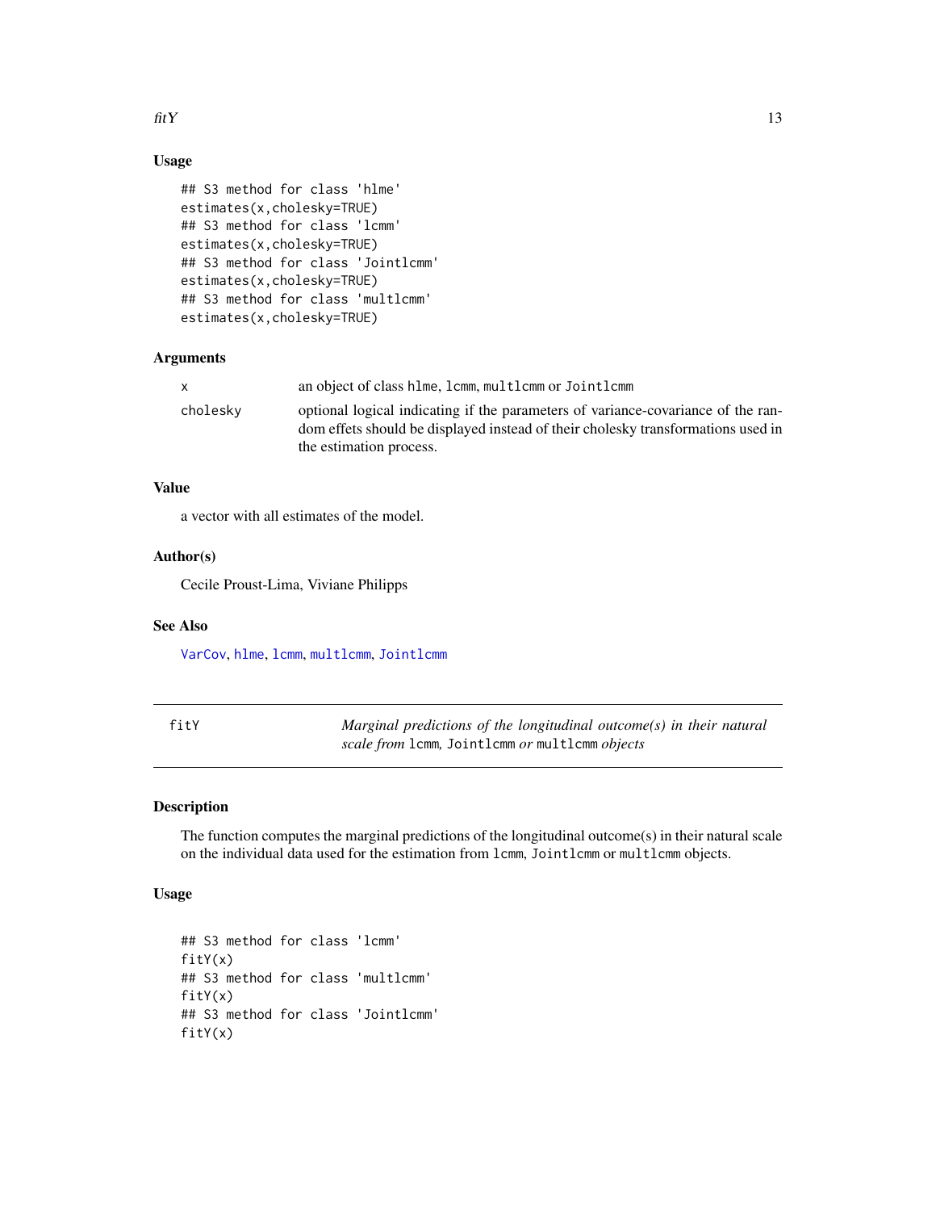## Usage

```
## S3 method for class 'hlme'
estimates(x,cholesky=TRUE)
## S3 method for class 'lcmm'
estimates(x,cholesky=TRUE)
## S3 method for class 'Jointlcmm'
estimates(x,cholesky=TRUE)
## S3 method for class 'multlcmm'
estimates(x,cholesky=TRUE)
```

## Arguments

| | |
|---|---|
| x | an object of class hlme, lcmm, multlcmm or Jointlcmm |
| cholesky | optional logical indicating if the parameters of variance-covariance of the random effets should be displayed instead of their cholesky transformations used in the estimation process. |

## Value

a vector with all estimates of the model.

## Author(s)

Cecile Proust-Lima, Viviane Philipps

## See Also

VarCov, hlme, lcmm, multlcmm, Jointlcmm

---

# fitY — *Marginal predictions of the longitudinal outcome(s) in their natural scale from* lcmm, Jointlcmm *or* multlcmm *objects*

## Description

The function computes the marginal predictions of the longitudinal outcome(s) in their natural scale on the individual data used for the estimation from lcmm, Jointlcmm or multlcmm objects.

## Usage

```
## S3 method for class 'lcmm'
fitY(x)
## S3 method for class 'multlcmm'
fitY(x)
## S3 method for class 'Jointlcmm'
fitY(x)
```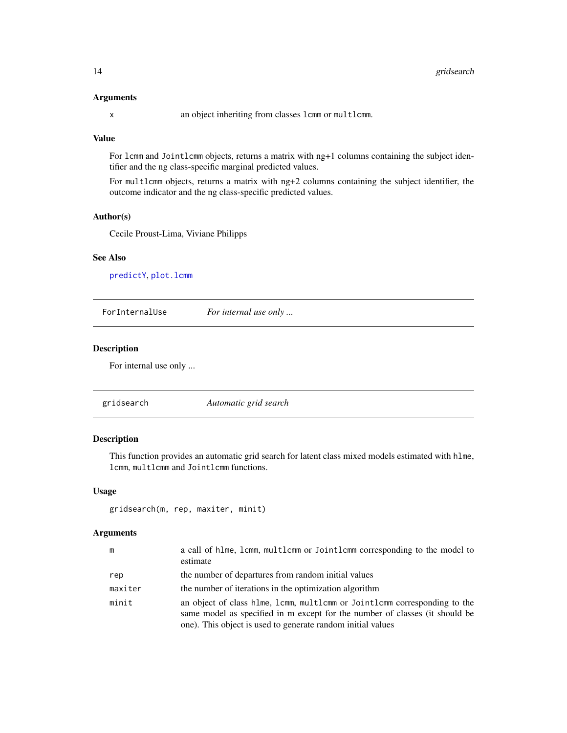### Arguments

| | |
|---|---|
| x | an object inheriting from classes lcmm or multlcmm. |

### Value

For lcmm and Jointlcmm objects, returns a matrix with ng+1 columns containing the subject identifier and the ng class-specific marginal predicted values.

For multlcmm objects, returns a matrix with ng+2 columns containing the subject identifier, the outcome indicator and the ng class-specific predicted values.

### Author(s)

Cecile Proust-Lima, Viviane Philipps

### See Also

predictY, plot.lcmm

---

## ForInternalUse — *For internal use only ...*

### Description

For internal use only ...

---

## gridsearch — *Automatic grid search*

### Description

This function provides an automatic grid search for latent class mixed models estimated with hlme, lcmm, multlcmm and Jointlcmm functions.

### Usage

```
gridsearch(m, rep, maxiter, minit)
```

### Arguments

| | |
|---|---|
| m | a call of hlme, lcmm, multlcmm or Jointlcmm corresponding to the model to estimate |
| rep | the number of departures from random initial values |
| maxiter | the number of iterations in the optimization algorithm |
| minit | an object of class hlme, lcmm, multlcmm or Jointlcmm corresponding to the same model as specified in m except for the number of classes (it should be one). This object is used to generate random initial values |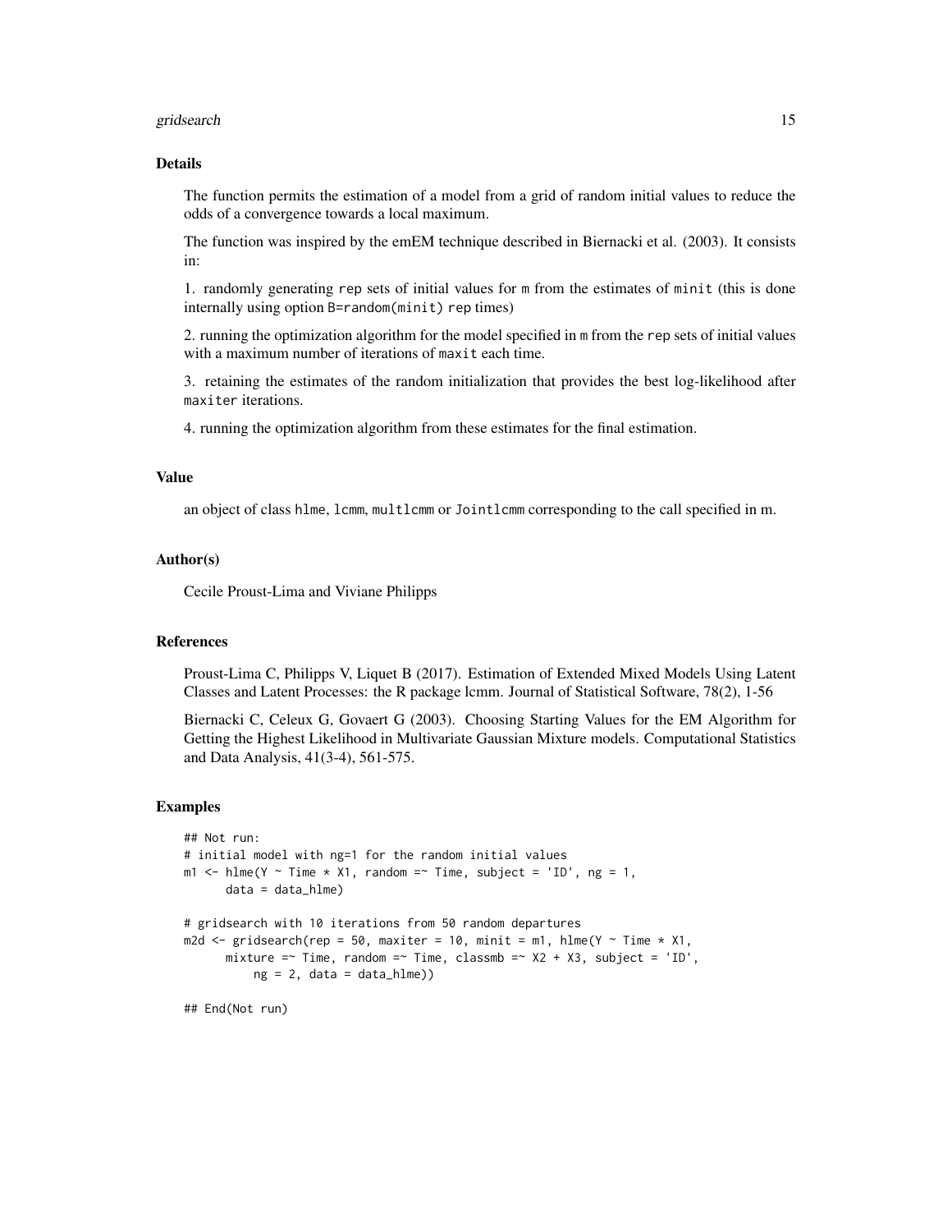### Details

The function permits the estimation of a model from a grid of random initial values to reduce the odds of a convergence towards a local maximum.

The function was inspired by the emEM technique described in Biernacki et al. (2003). It consists in:

1. randomly generating rep sets of initial values for m from the estimates of minit (this is done internally using option B=random(minit) rep times)

2. running the optimization algorithm for the model specified in m from the rep sets of initial values with a maximum number of iterations of maxit each time.

3. retaining the estimates of the random initialization that provides the best log-likelihood after maxiter iterations.

4. running the optimization algorithm from these estimates for the final estimation.

### Value

an object of class hlme, lcmm, multlcmm or Jointlcmm corresponding to the call specified in m.

### Author(s)

Cecile Proust-Lima and Viviane Philipps

### References

Proust-Lima C, Philipps V, Liquet B (2017). Estimation of Extended Mixed Models Using Latent Classes and Latent Processes: the R package lcmm. Journal of Statistical Software, 78(2), 1-56

Biernacki C, Celeux G, Govaert G (2003). Choosing Starting Values for the EM Algorithm for Getting the Highest Likelihood in Multivariate Gaussian Mixture models. Computational Statistics and Data Analysis, 41(3-4), 561-575.

### Examples

```
## Not run:
# initial model with ng=1 for the random initial values
m1 <- hlme(Y ~ Time * X1, random =~ Time, subject = 'ID', ng = 1,
      data = data_hlme)

# gridsearch with 10 iterations from 50 random departures
m2d <- gridsearch(rep = 50, maxiter = 10, minit = m1, hlme(Y ~ Time * X1,
      mixture =~ Time, random =~ Time, classmb =~ X2 + X3, subject = 'ID',
          ng = 2, data = data_hlme))

## End(Not run)
```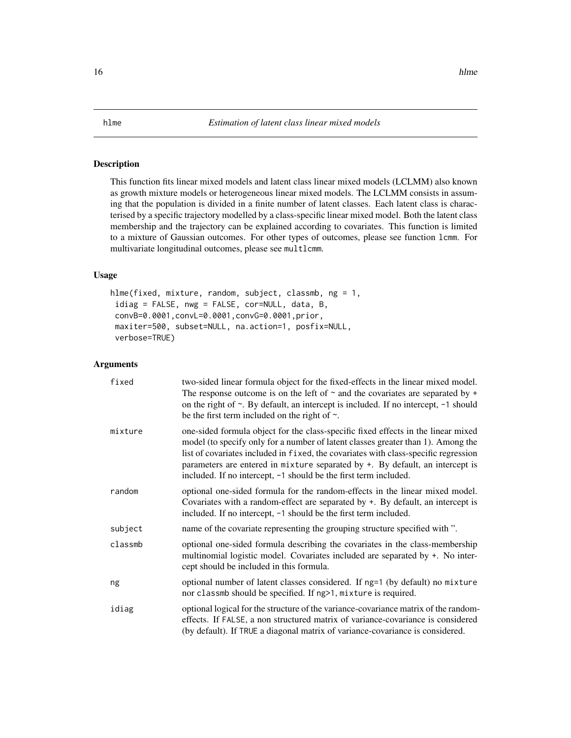hlme *Estimation of latent class linear mixed models*

## Description

This function fits linear mixed models and latent class linear mixed models (LCLMM) also known as growth mixture models or heterogeneous linear mixed models. The LCLMM consists in assuming that the population is divided in a finite number of latent classes. Each latent class is characterised by a specific trajectory modelled by a class-specific linear mixed model. Both the latent class membership and the trajectory can be explained according to covariates. This function is limited to a mixture of Gaussian outcomes. For other types of outcomes, please see function lcmm. For multivariate longitudinal outcomes, please see multlcmm.

## Usage

```
hlme(fixed, mixture, random, subject, classmb, ng = 1,
 idiag = FALSE, nwg = FALSE, cor=NULL, data, B,
 convB=0.0001,convL=0.0001,convG=0.0001,prior,
 maxiter=500, subset=NULL, na.action=1, posfix=NULL,
 verbose=TRUE)
```

## Arguments

| | |
|---|---|
| fixed | two-sided linear formula object for the fixed-effects in the linear mixed model. The response outcome is on the left of ~ and the covariates are separated by + on the right of ~. By default, an intercept is included. If no intercept, -1 should be the first term included on the right of ~. |
| mixture | one-sided formula object for the class-specific fixed effects in the linear mixed model (to specify only for a number of latent classes greater than 1). Among the list of covariates included in fixed, the covariates with class-specific regression parameters are entered in mixture separated by +. By default, an intercept is included. If no intercept, -1 should be the first term included. |
| random | optional one-sided formula for the random-effects in the linear mixed model. Covariates with a random-effect are separated by +. By default, an intercept is included. If no intercept, -1 should be the first term included. |
| subject | name of the covariate representing the grouping structure specified with ''. |
| classmb | optional one-sided formula describing the covariates in the class-membership multinomial logistic model. Covariates included are separated by +. No intercept should be included in this formula. |
| ng | optional number of latent classes considered. If ng=1 (by default) no mixture nor classmb should be specified. If ng>1, mixture is required. |
| idiag | optional logical for the structure of the variance-covariance matrix of the random-effects. If FALSE, a non structured matrix of variance-covariance is considered (by default). If TRUE a diagonal matrix of variance-covariance is considered. |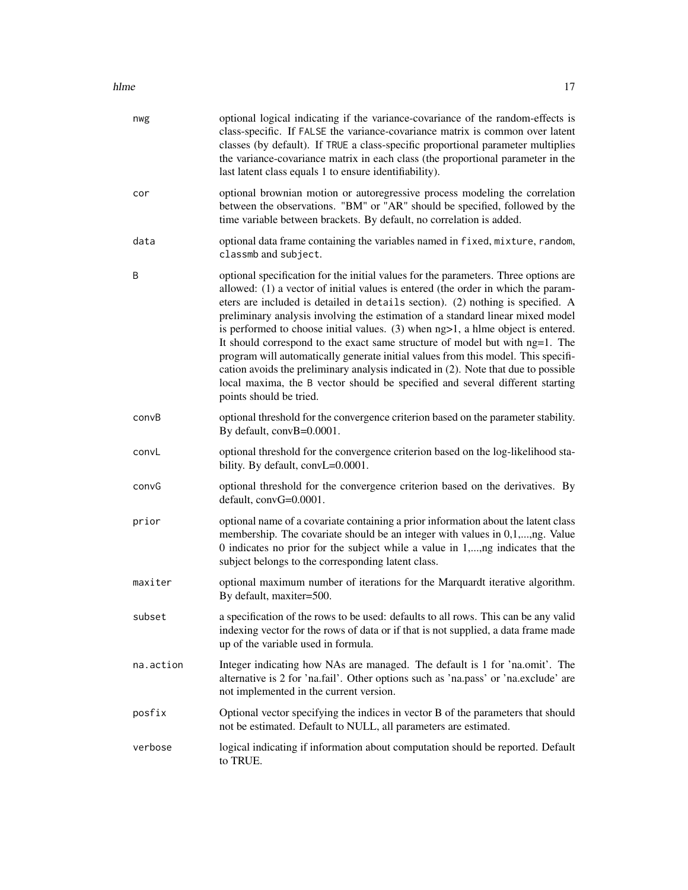| | |
|---|---|
| `nwg` | optional logical indicating if the variance-covariance of the random-effects is class-specific. If `FALSE` the variance-covariance matrix is common over latent classes (by default). If `TRUE` a class-specific proportional parameter multiplies the variance-covariance matrix in each class (the proportional parameter in the last latent class equals 1 to ensure identifiability). |
| `cor` | optional brownian motion or autoregressive process modeling the correlation between the observations. "BM" or "AR" should be specified, followed by the time variable between brackets. By default, no correlation is added. |
| `data` | optional data frame containing the variables named in `fixed`, `mixture`, `random`, `classmb` and `subject`. |
| `B` | optional specification for the initial values for the parameters. Three options are allowed: (1) a vector of initial values is entered (the order in which the parameters are included is detailed in `details` section). (2) nothing is specified. A preliminary analysis involving the estimation of a standard linear mixed model is performed to choose initial values. (3) when ng>1, a hlme object is entered. It should correspond to the exact same structure of model but with ng=1. The program will automatically generate initial values from this model. This specification avoids the preliminary analysis indicated in (2). Note that due to possible local maxima, the `B` vector should be specified and several different starting points should be tried. |
| `convB` | optional threshold for the convergence criterion based on the parameter stability. By default, convB=0.0001. |
| `convL` | optional threshold for the convergence criterion based on the log-likelihood stability. By default, convL=0.0001. |
| `convG` | optional threshold for the convergence criterion based on the derivatives. By default, convG=0.0001. |
| `prior` | optional name of a covariate containing a prior information about the latent class membership. The covariate should be an integer with values in 0,1,...,ng. Value 0 indicates no prior for the subject while a value in 1,...,ng indicates that the subject belongs to the corresponding latent class. |
| `maxiter` | optional maximum number of iterations for the Marquardt iterative algorithm. By default, maxiter=500. |
| `subset` | a specification of the rows to be used: defaults to all rows. This can be any valid indexing vector for the rows of data or if that is not supplied, a data frame made up of the variable used in formula. |
| `na.action` | Integer indicating how NAs are managed. The default is 1 for 'na.omit'. The alternative is 2 for 'na.fail'. Other options such as 'na.pass' or 'na.exclude' are not implemented in the current version. |
| `posfix` | Optional vector specifying the indices in vector B of the parameters that should not be estimated. Default to NULL, all parameters are estimated. |
| `verbose` | logical indicating if information about computation should be reported. Default to TRUE. |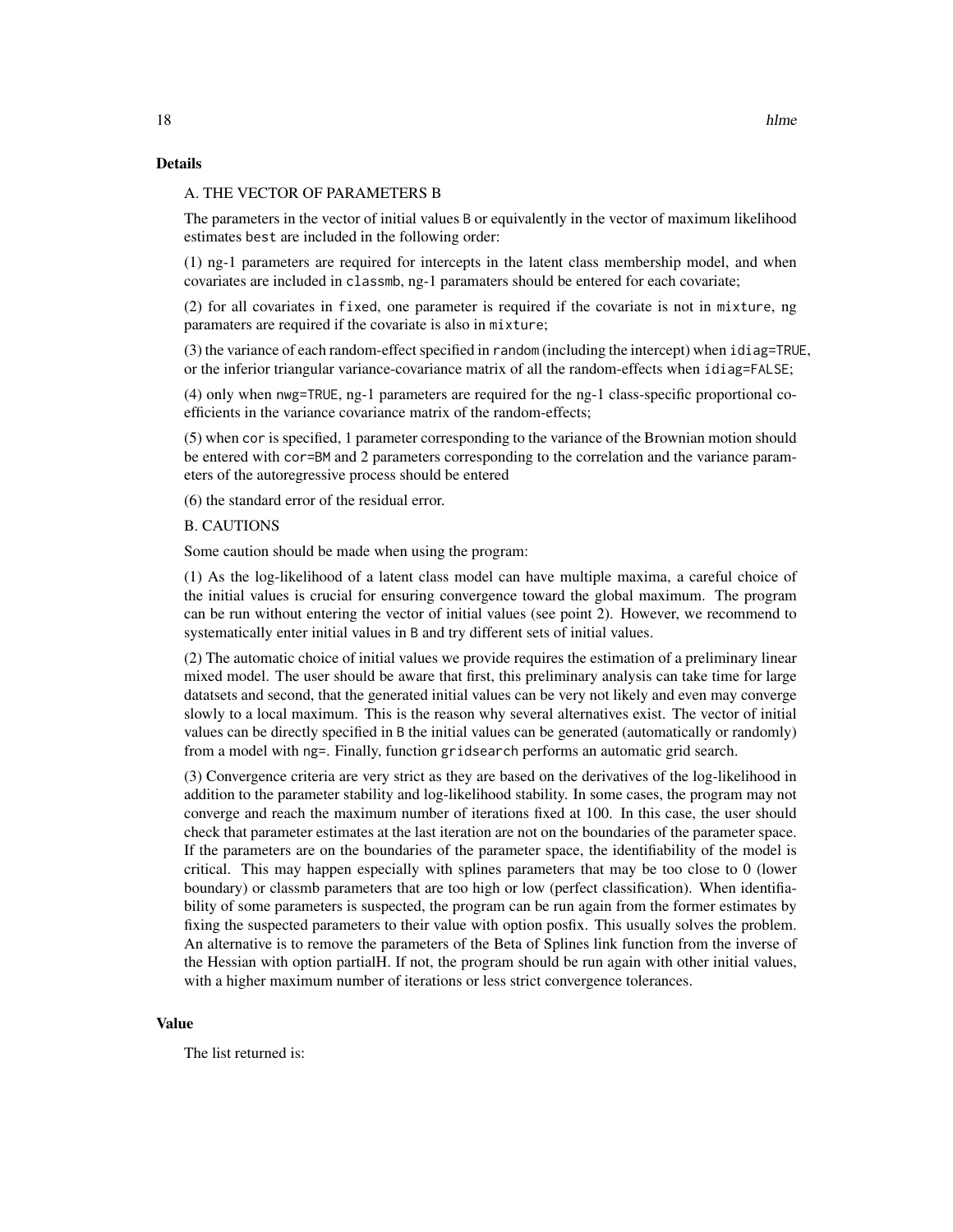## Details

A. THE VECTOR OF PARAMETERS B

The parameters in the vector of initial values B or equivalently in the vector of maximum likelihood estimates best are included in the following order:

(1) ng-1 parameters are required for intercepts in the latent class membership model, and when covariates are included in classmb, ng-1 paramaters should be entered for each covariate;

(2) for all covariates in fixed, one parameter is required if the covariate is not in mixture, ng paramaters are required if the covariate is also in mixture;

(3) the variance of each random-effect specified in random (including the intercept) when idiag=TRUE, or the inferior triangular variance-covariance matrix of all the random-effects when idiag=FALSE;

(4) only when nwg=TRUE, ng-1 parameters are required for the ng-1 class-specific proportional coefficients in the variance covariance matrix of the random-effects;

(5) when cor is specified, 1 parameter corresponding to the variance of the Brownian motion should be entered with cor=BM and 2 parameters corresponding to the correlation and the variance parameters of the autoregressive process should be entered

(6) the standard error of the residual error.

B. CAUTIONS

Some caution should be made when using the program:

(1) As the log-likelihood of a latent class model can have multiple maxima, a careful choice of the initial values is crucial for ensuring convergence toward the global maximum. The program can be run without entering the vector of initial values (see point 2). However, we recommend to systematically enter initial values in B and try different sets of initial values.

(2) The automatic choice of initial values we provide requires the estimation of a preliminary linear mixed model. The user should be aware that first, this preliminary analysis can take time for large datatsets and second, that the generated initial values can be very not likely and even may converge slowly to a local maximum. This is the reason why several alternatives exist. The vector of initial values can be directly specified in B the initial values can be generated (automatically or randomly) from a model with ng=. Finally, function gridsearch performs an automatic grid search.

(3) Convergence criteria are very strict as they are based on the derivatives of the log-likelihood in addition to the parameter stability and log-likelihood stability. In some cases, the program may not converge and reach the maximum number of iterations fixed at 100. In this case, the user should check that parameter estimates at the last iteration are not on the boundaries of the parameter space. If the parameters are on the boundaries of the parameter space, the identifiability of the model is critical. This may happen especially with splines parameters that may be too close to 0 (lower boundary) or classmb parameters that are too high or low (perfect classification). When identifiability of some parameters is suspected, the program can be run again from the former estimates by fixing the suspected parameters to their value with option posfix. This usually solves the problem. An alternative is to remove the parameters of the Beta of Splines link function from the inverse of the Hessian with option partialH. If not, the program should be run again with other initial values, with a higher maximum number of iterations or less strict convergence tolerances.

## Value

The list returned is: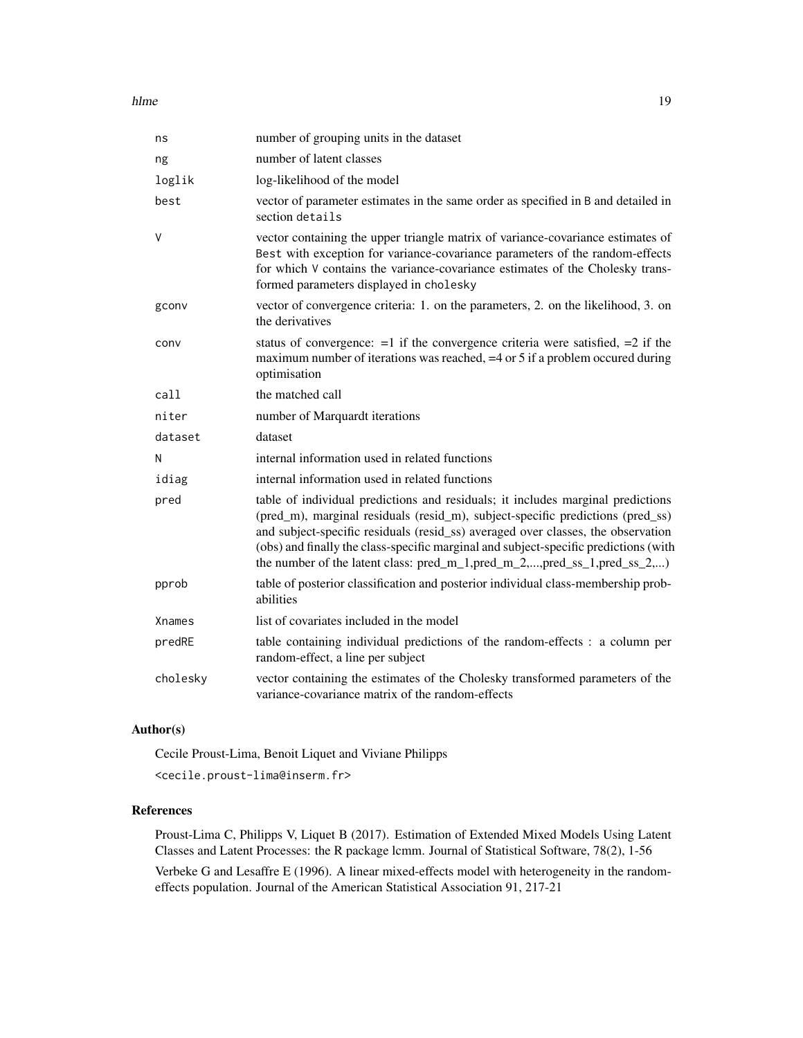| | |
|---|---|
| ns | number of grouping units in the dataset |
| ng | number of latent classes |
| loglik | log-likelihood of the model |
| best | vector of parameter estimates in the same order as specified in B and detailed in section details |
| V | vector containing the upper triangle matrix of variance-covariance estimates of Best with exception for variance-covariance parameters of the random-effects for which V contains the variance-covariance estimates of the Cholesky transformed parameters displayed in cholesky |
| gconv | vector of convergence criteria: 1. on the parameters, 2. on the likelihood, 3. on the derivatives |
| conv | status of convergence: =1 if the convergence criteria were satisfied, =2 if the maximum number of iterations was reached, =4 or 5 if a problem occured during optimisation |
| call | the matched call |
| niter | number of Marquardt iterations |
| dataset | dataset |
| N | internal information used in related functions |
| idiag | internal information used in related functions |
| pred | table of individual predictions and residuals; it includes marginal predictions (pred_m), marginal residuals (resid_m), subject-specific predictions (pred_ss) and subject-specific residuals (resid_ss) averaged over classes, the observation (obs) and finally the class-specific marginal and subject-specific predictions (with the number of the latent class: pred_m_1,pred_m_2,...,pred_ss_1,pred_ss_2,...) |
| pprob | table of posterior classification and posterior individual class-membership probabilities |
| Xnames | list of covariates included in the model |
| predRE | table containing individual predictions of the random-effects : a column per random-effect, a line per subject |
| cholesky | vector containing the estimates of the Cholesky transformed parameters of the variance-covariance matrix of the random-effects |

## Author(s)

Cecile Proust-Lima, Benoit Liquet and Viviane Philipps

<cecile.proust-lima@inserm.fr>

## References

Proust-Lima C, Philipps V, Liquet B (2017). Estimation of Extended Mixed Models Using Latent Classes and Latent Processes: the R package lcmm. Journal of Statistical Software, 78(2), 1-56

Verbeke G and Lesaffre E (1996). A linear mixed-effects model with heterogeneity in the random-effects population. Journal of the American Statistical Association 91, 217-21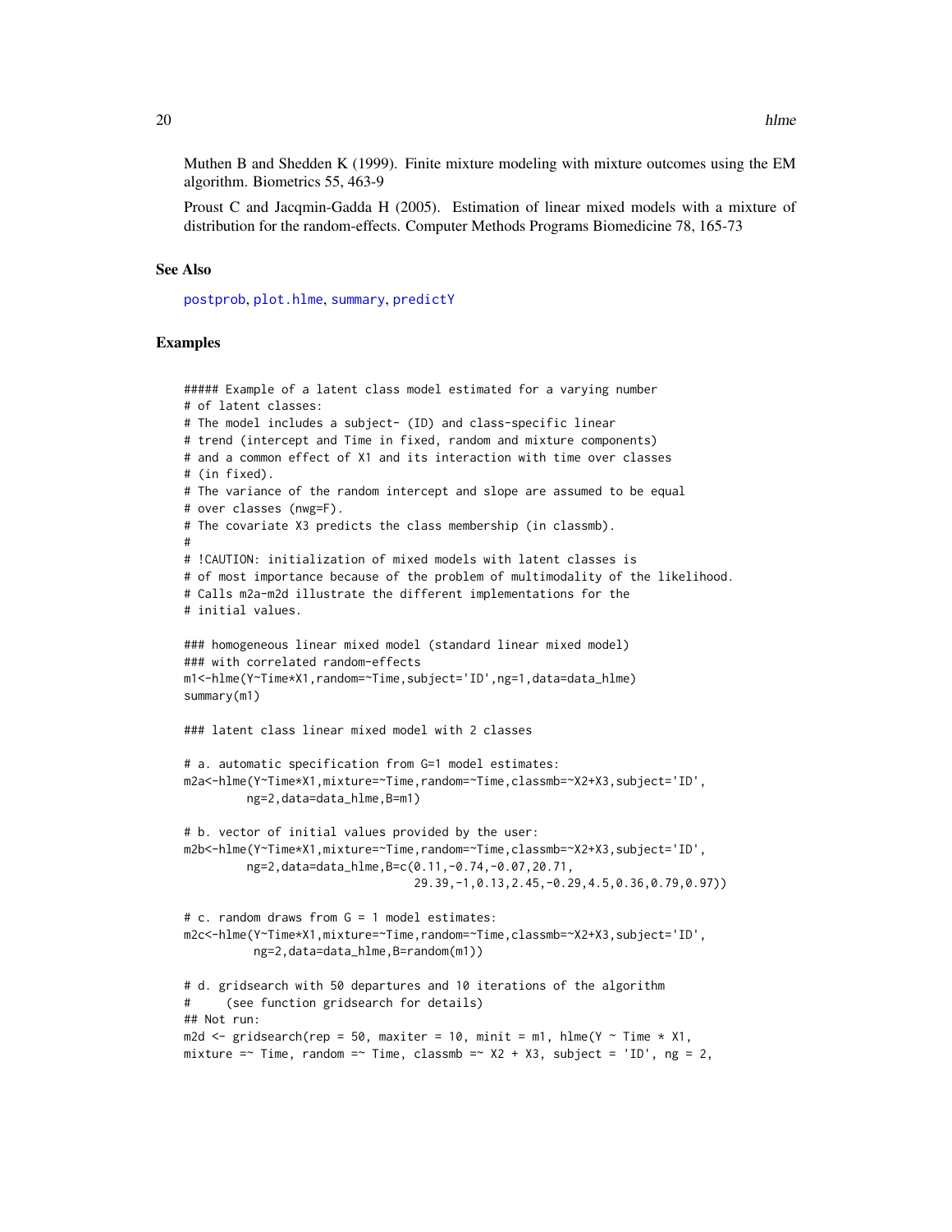Muthen B and Shedden K (1999). Finite mixture modeling with mixture outcomes using the EM algorithm. Biometrics 55, 463-9

Proust C and Jacqmin-Gadda H (2005). Estimation of linear mixed models with a mixture of distribution for the random-effects. Computer Methods Programs Biomedicine 78, 165-73

## See Also

postprob, plot.hlme, summary, predictY

## Examples

```
##### Example of a latent class model estimated for a varying number
# of latent classes:
# The model includes a subject- (ID) and class-specific linear
# trend (intercept and Time in fixed, random and mixture components)
# and a common effect of X1 and its interaction with time over classes
# (in fixed).
# The variance of the random intercept and slope are assumed to be equal
# over classes (nwg=F).
# The covariate X3 predicts the class membership (in classmb).
#
# !CAUTION: initialization of mixed models with latent classes is
# of most importance because of the problem of multimodality of the likelihood.
# Calls m2a-m2d illustrate the different implementations for the
# initial values.

### homogeneous linear mixed model (standard linear mixed model)
### with correlated random-effects
m1<-hlme(Y~Time*X1,random=~Time,subject='ID',ng=1,data=data_hlme)
summary(m1)

### latent class linear mixed model with 2 classes

# a. automatic specification from G=1 model estimates:
m2a<-hlme(Y~Time*X1,mixture=~Time,random=~Time,classmb=~X2+X3,subject='ID',
         ng=2,data=data_hlme,B=m1)

# b. vector of initial values provided by the user:
m2b<-hlme(Y~Time*X1,mixture=~Time,random=~Time,classmb=~X2+X3,subject='ID',
         ng=2,data=data_hlme,B=c(0.11,-0.74,-0.07,20.71,
                                29.39,-1,0.13,2.45,-0.29,4.5,0.36,0.79,0.97))

# c. random draws from G = 1 model estimates:
m2c<-hlme(Y~Time*X1,mixture=~Time,random=~Time,classmb=~X2+X3,subject='ID',
          ng=2,data=data_hlme,B=random(m1))

# d. gridsearch with 50 departures and 10 iterations of the algorithm
#     (see function gridsearch for details)
## Not run:
m2d <- gridsearch(rep = 50, maxiter = 10, minit = m1, hlme(Y ~ Time * X1,
mixture =~ Time, random =~ Time, classmb =~ X2 + X3, subject = 'ID', ng = 2,
```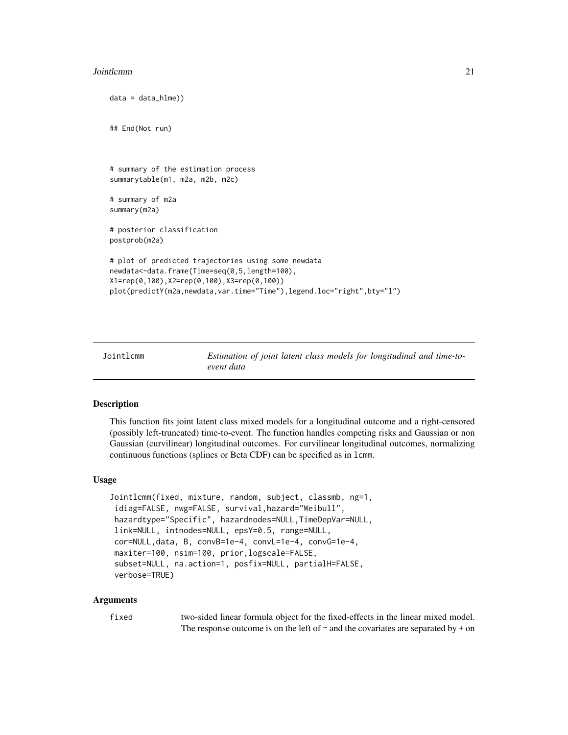```
data = data_hlme))

## End(Not run)



# summary of the estimation process
summarytable(m1, m2a, m2b, m2c)

# summary of m2a
summary(m2a)

# posterior classification
postprob(m2a)

# plot of predicted trajectories using some newdata
newdata<-data.frame(Time=seq(0,5,length=100),
X1=rep(0,100),X2=rep(0,100),X3=rep(0,100))
plot(predictY(m2a,newdata,var.time="Time"),legend.loc="right",bty="l")
```

---

`Jointlcmm` *Estimation of joint latent class models for longitudinal and time-to-event data*

---

## Description

This function fits joint latent class mixed models for a longitudinal outcome and a right-censored (possibly left-truncated) time-to-event. The function handles competing risks and Gaussian or non Gaussian (curvilinear) longitudinal outcomes. For curvilinear longitudinal outcomes, normalizing continuous functions (splines or Beta CDF) can be specified as in `lcmm`.

## Usage

```
Jointlcmm(fixed, mixture, random, subject, classmb, ng=1,
 idiag=FALSE, nwg=FALSE, survival,hazard="Weibull",
 hazardtype="Specific", hazardnodes=NULL,TimeDepVar=NULL,
 link=NULL, intnodes=NULL, epsY=0.5, range=NULL,
 cor=NULL,data, B, convB=1e-4, convL=1e-4, convG=1e-4,
 maxiter=100, nsim=100, prior,logscale=FALSE,
 subset=NULL, na.action=1, posfix=NULL, partialH=FALSE,
 verbose=TRUE)
```

## Arguments

`fixed` two-sided linear formula object for the fixed-effects in the linear mixed model. The response outcome is on the left of ~ and the covariates are separated by + on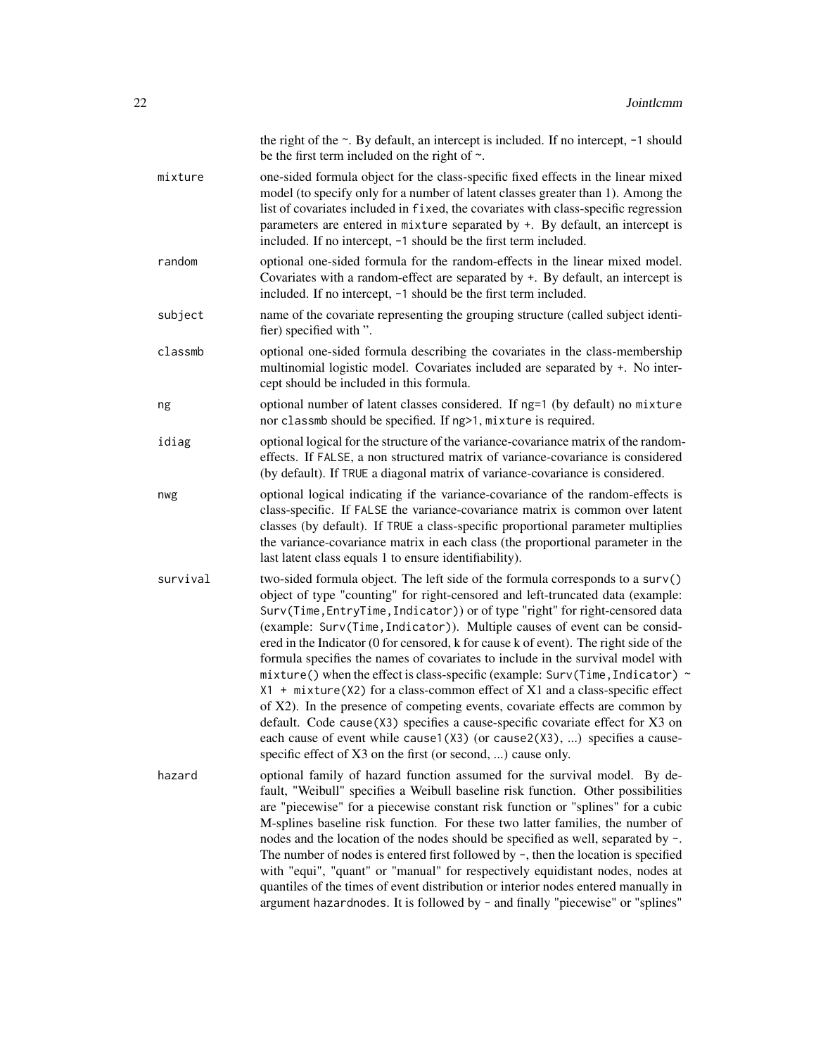the right of the ~. By default, an intercept is included. If no intercept, `-1` should be the first term included on the right of ~.

`mixture`
: one-sided formula object for the class-specific fixed effects in the linear mixed model (to specify only for a number of latent classes greater than 1). Among the list of covariates included in `fixed`, the covariates with class-specific regression parameters are entered in `mixture` separated by `+`. By default, an intercept is included. If no intercept, `-1` should be the first term included.

`random`
: optional one-sided formula for the random-effects in the linear mixed model. Covariates with a random-effect are separated by `+`. By default, an intercept is included. If no intercept, `-1` should be the first term included.

`subject`
: name of the covariate representing the grouping structure (called subject identifier) specified with ''.

`classmb`
: optional one-sided formula describing the covariates in the class-membership multinomial logistic model. Covariates included are separated by `+`. No intercept should be included in this formula.

`ng`
: optional number of latent classes considered. If `ng=1` (by default) no `mixture` nor `classmb` should be specified. If `ng>1`, `mixture` is required.

`idiag`
: optional logical for the structure of the variance-covariance matrix of the random-effects. If `FALSE`, a non structured matrix of variance-covariance is considered (by default). If `TRUE` a diagonal matrix of variance-covariance is considered.

`nwg`
: optional logical indicating if the variance-covariance of the random-effects is class-specific. If `FALSE` the variance-covariance matrix is common over latent classes (by default). If `TRUE` a class-specific proportional parameter multiplies the variance-covariance matrix in each class (the proportional parameter in the last latent class equals 1 to ensure identifiability).

`survival`
: two-sided formula object. The left side of the formula corresponds to a `surv()` object of type "counting" for right-censored and left-truncated data (example: `Surv(Time,EntryTime,Indicator)`) or of type "right" for right-censored data (example: `Surv(Time,Indicator)`). Multiple causes of event can be considered in the Indicator (0 for censored, k for cause k of event). The right side of the formula specifies the names of covariates to include in the survival model with `mixture()` when the effect is class-specific (example: `Surv(Time,Indicator) ~ X1 + mixture(X2)` for a class-common effect of X1 and a class-specific effect of X2). In the presence of competing events, covariate effects are common by default. Code `cause(X3)` specifies a cause-specific covariate effect for X3 on each cause of event while `cause1(X3)` (or `cause2(X3)`, ...) specifies a cause-specific effect of X3 on the first (or second, ...) cause only.

`hazard`
: optional family of hazard function assumed for the survival model. By default, "Weibull" specifies a Weibull baseline risk function. Other possibilities are "piecewise" for a piecewise constant risk function or "splines" for a cubic M-splines baseline risk function. For these two latter families, the number of nodes and the location of the nodes should be specified as well, separated by `-`. The number of nodes is entered first followed by `-`, then the location is specified with "equi", "quant" or "manual" for respectively equidistant nodes, nodes at quantiles of the times of event distribution or interior nodes entered manually in argument `hazardnodes`. It is followed by `-` and finally "piecewise" or "splines"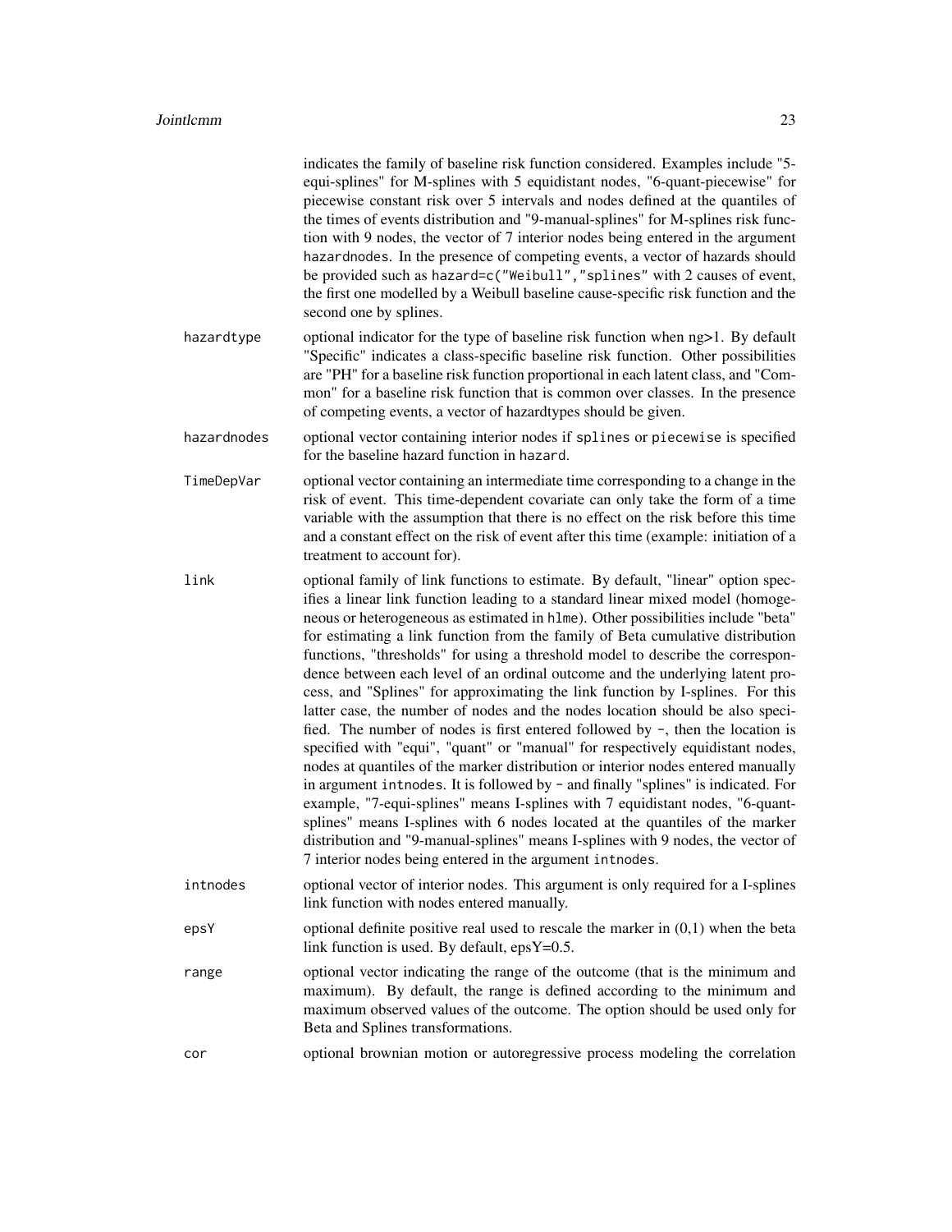indicates the family of baseline risk function considered. Examples include "5-equi-splines" for M-splines with 5 equidistant nodes, "6-quant-piecewise" for piecewise constant risk over 5 intervals and nodes defined at the quantiles of the times of events distribution and "9-manual-splines" for M-splines risk function with 9 nodes, the vector of 7 interior nodes being entered in the argument `hazardnodes`. In the presence of competing events, a vector of hazards should be provided such as `hazard=c("Weibull","splines"` with 2 causes of event, the first one modelled by a Weibull baseline cause-specific risk function and the second one by splines.

`hazardtype`
: optional indicator for the type of baseline risk function when ng>1. By default "Specific" indicates a class-specific baseline risk function. Other possibilities are "PH" for a baseline risk function proportional in each latent class, and "Common" for a baseline risk function that is common over classes. In the presence of competing events, a vector of hazardtypes should be given.

`hazardnodes`
: optional vector containing interior nodes if `splines` or `piecewise` is specified for the baseline hazard function in `hazard`.

`TimeDepVar`
: optional vector containing an intermediate time corresponding to a change in the risk of event. This time-dependent covariate can only take the form of a time variable with the assumption that there is no effect on the risk before this time and a constant effect on the risk of event after this time (example: initiation of a treatment to account for).

`link`
: optional family of link functions to estimate. By default, "linear" option specifies a linear link function leading to a standard linear mixed model (homogeneous or heterogeneous as estimated in `hlme`). Other possibilities include "beta" for estimating a link function from the family of Beta cumulative distribution functions, "thresholds" for using a threshold model to describe the correspondence between each level of an ordinal outcome and the underlying latent process, and "Splines" for approximating the link function by I-splines. For this latter case, the number of nodes and the nodes location should be also specified. The number of nodes is first entered followed by `-`, then the location is specified with "equi", "quant" or "manual" for respectively equidistant nodes, nodes at quantiles of the marker distribution or interior nodes entered manually in argument `intnodes`. It is followed by `-` and finally "splines" is indicated. For example, "7-equi-splines" means I-splines with 7 equidistant nodes, "6-quant-splines" means I-splines with 6 nodes located at the quantiles of the marker distribution and "9-manual-splines" means I-splines with 9 nodes, the vector of 7 interior nodes being entered in the argument `intnodes`.

`intnodes`
: optional vector of interior nodes. This argument is only required for a I-splines link function with nodes entered manually.

`epsY`
: optional definite positive real used to rescale the marker in (0,1) when the beta link function is used. By default, epsY=0.5.

`range`
: optional vector indicating the range of the outcome (that is the minimum and maximum). By default, the range is defined according to the minimum and maximum observed values of the outcome. The option should be used only for Beta and Splines transformations.

`cor`
: optional brownian motion or autoregressive process modeling the correlation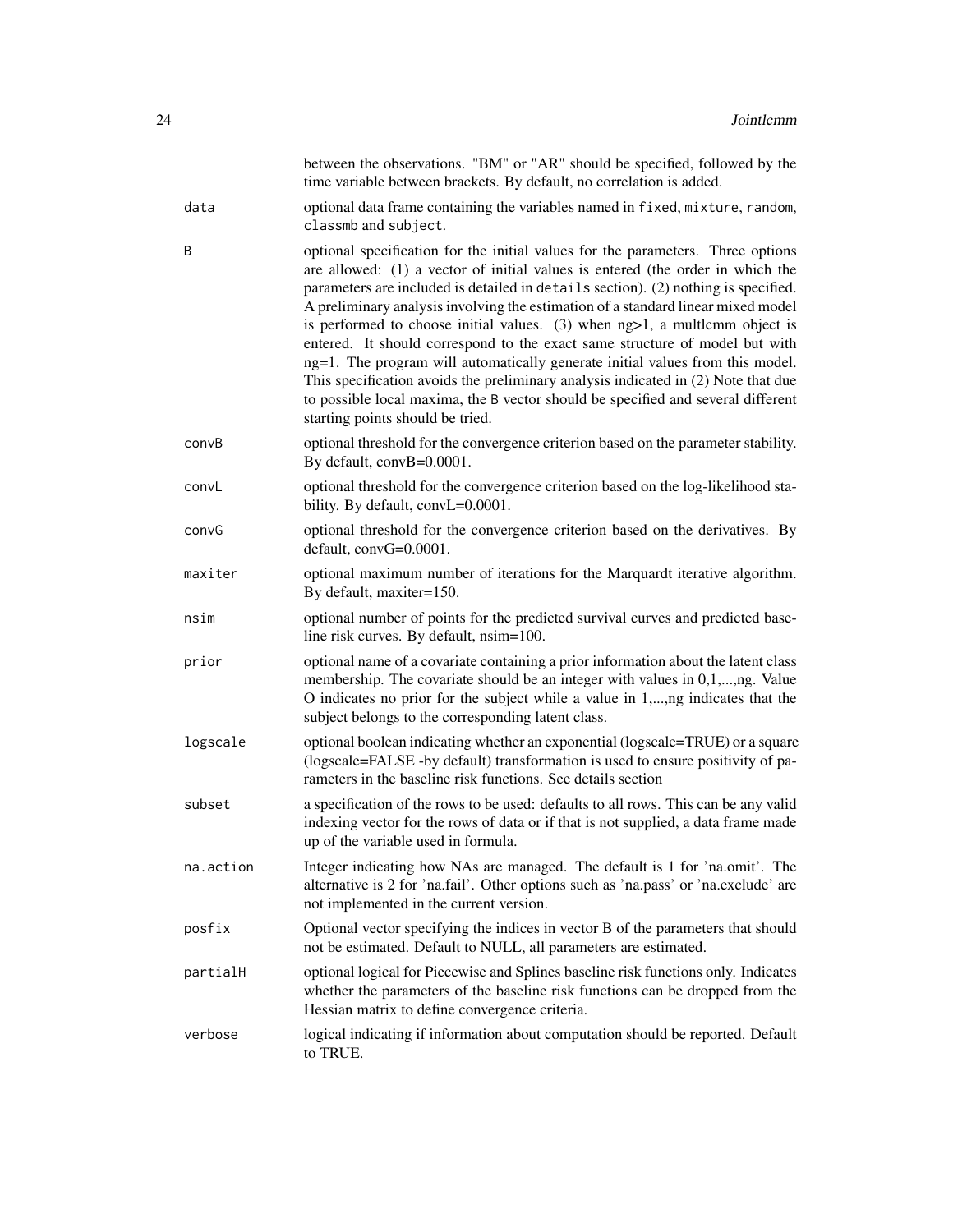between the observations. "BM" or "AR" should be specified, followed by the time variable between brackets. By default, no correlation is added.

**data** optional data frame containing the variables named in `fixed`, `mixture`, `random`, `classmb` and `subject`.

**B** optional specification for the initial values for the parameters. Three options are allowed: (1) a vector of initial values is entered (the order in which the parameters are included is detailed in `details` section). (2) nothing is specified. A preliminary analysis involving the estimation of a standard linear mixed model is performed to choose initial values. (3) when ng>1, a multlcmm object is entered. It should correspond to the exact same structure of model but with ng=1. The program will automatically generate initial values from this model. This specification avoids the preliminary analysis indicated in (2) Note that due to possible local maxima, the `B` vector should be specified and several different starting points should be tried.

**convB** optional threshold for the convergence criterion based on the parameter stability. By default, convB=0.0001.

**convL** optional threshold for the convergence criterion based on the log-likelihood stability. By default, convL=0.0001.

**convG** optional threshold for the convergence criterion based on the derivatives. By default, convG=0.0001.

**maxiter** optional maximum number of iterations for the Marquardt iterative algorithm. By default, maxiter=150.

**nsim** optional number of points for the predicted survival curves and predicted baseline risk curves. By default, nsim=100.

**prior** optional name of a covariate containing a prior information about the latent class membership. The covariate should be an integer with values in 0,1,...,ng. Value O indicates no prior for the subject while a value in 1,...,ng indicates that the subject belongs to the corresponding latent class.

**logscale** optional boolean indicating whether an exponential (logscale=TRUE) or a square (logscale=FALSE -by default) transformation is used to ensure positivity of parameters in the baseline risk functions. See details section

**subset** a specification of the rows to be used: defaults to all rows. This can be any valid indexing vector for the rows of data or if that is not supplied, a data frame made up of the variable used in formula.

**na.action** Integer indicating how NAs are managed. The default is 1 for 'na.omit'. The alternative is 2 for 'na.fail'. Other options such as 'na.pass' or 'na.exclude' are not implemented in the current version.

**posfix** Optional vector specifying the indices in vector B of the parameters that should not be estimated. Default to NULL, all parameters are estimated.

**partialH** optional logical for Piecewise and Splines baseline risk functions only. Indicates whether the parameters of the baseline risk functions can be dropped from the Hessian matrix to define convergence criteria.

**verbose** logical indicating if information about computation should be reported. Default to TRUE.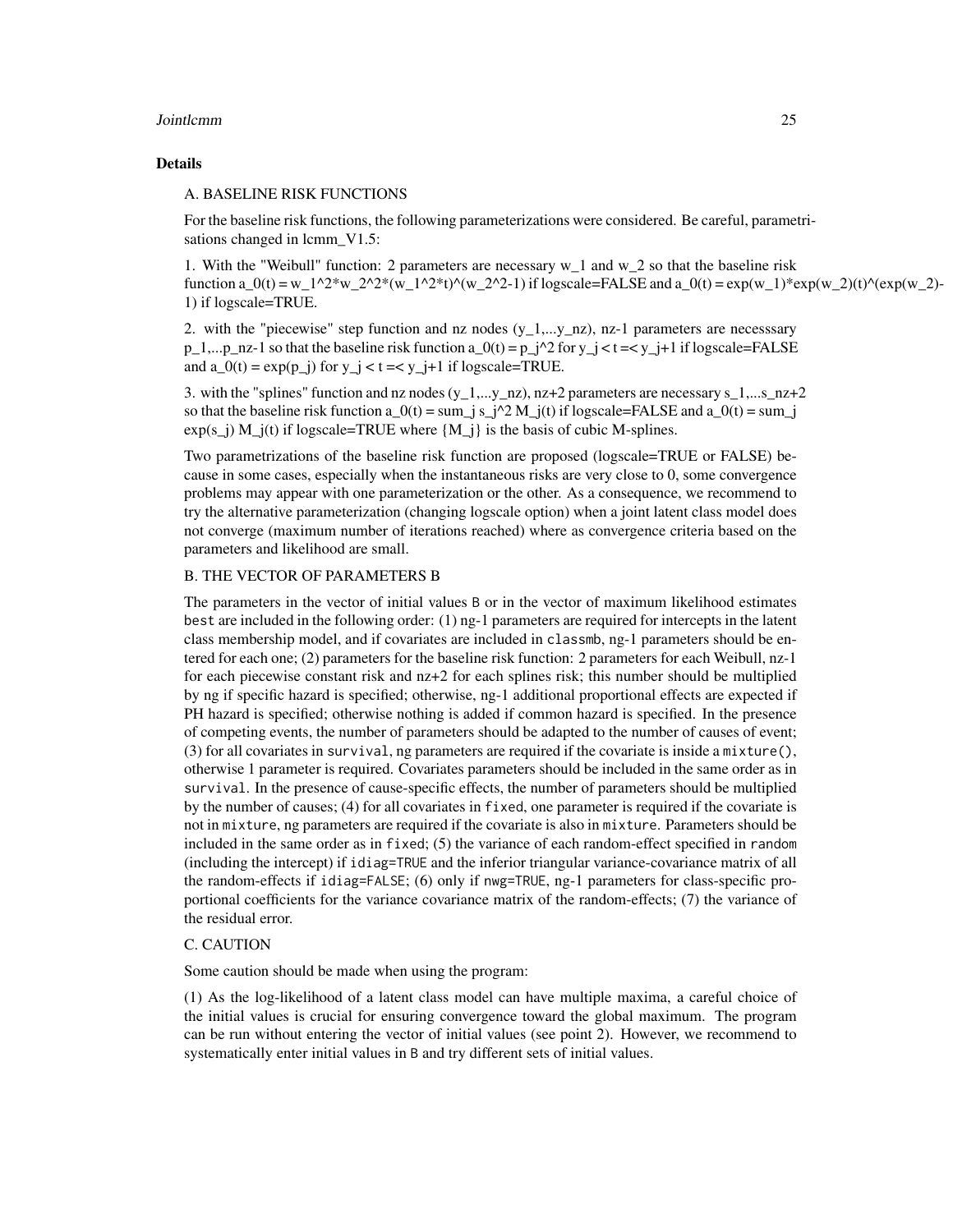### Details

A. BASELINE RISK FUNCTIONS

For the baseline risk functions, the following parameterizations were considered. Be careful, parametrisations changed in lcmm_V1.5:

1. With the "Weibull" function: 2 parameters are necessary w_1 and w_2 so that the baseline risk function a_0(t) = w_1^2*w_2^2*(w_1^2*t)^(w_2^2-1) if logscale=FALSE and a_0(t) = exp(w_1)*exp(w_2)(t)^(exp(w_2)-1) if logscale=TRUE.

2. with the "piecewise" step function and nz nodes (y_1,...y_nz), nz-1 parameters are necesssary p_1,...p_nz-1 so that the baseline risk function a_0(t) = p_j^2 for y_j < t =< y_j+1 if logscale=FALSE and a_0(t) = exp(p_j) for y_j < t =< y_j+1 if logscale=TRUE.

3. with the "splines" function and nz nodes (y_1,...y_nz), nz+2 parameters are necessary s_1,...s_nz+2 so that the baseline risk function a_0(t) = sum_j s_j^2 M_j(t) if logscale=FALSE and a_0(t) = sum_j exp(s_j) M_j(t) if logscale=TRUE where {M_j} is the basis of cubic M-splines.

Two parametrizations of the baseline risk function are proposed (logscale=TRUE or FALSE) because in some cases, especially when the instantaneous risks are very close to 0, some convergence problems may appear with one parameterization or the other. As a consequence, we recommend to try the alternative parameterization (changing logscale option) when a joint latent class model does not converge (maximum number of iterations reached) where as convergence criteria based on the parameters and likelihood are small.

B. THE VECTOR OF PARAMETERS B

The parameters in the vector of initial values `B` or in the vector of maximum likelihood estimates `best` are included in the following order: (1) ng-1 parameters are required for intercepts in the latent class membership model, and if covariates are included in `classmb`, ng-1 parameters should be entered for each one; (2) parameters for the baseline risk function: 2 parameters for each Weibull, nz-1 for each piecewise constant risk and nz+2 for each splines risk; this number should be multiplied by ng if specific hazard is specified; otherwise, ng-1 additional proportional effects are expected if PH hazard is specified; otherwise nothing is added if common hazard is specified. In the presence of competing events, the number of parameters should be adapted to the number of causes of event; (3) for all covariates in `survival`, ng parameters are required if the covariate is inside a `mixture()`, otherwise 1 parameter is required. Covariates parameters should be included in the same order as in `survival`. In the presence of cause-specific effects, the number of parameters should be multiplied by the number of causes; (4) for all covariates in `fixed`, one parameter is required if the covariate is not in `mixture`, ng parameters are required if the covariate is also in `mixture`. Parameters should be included in the same order as in `fixed`; (5) the variance of each random-effect specified in `random` (including the intercept) if `idiag=TRUE` and the inferior triangular variance-covariance matrix of all the random-effects if `idiag=FALSE`; (6) only if `nwg=TRUE`, ng-1 parameters for class-specific proportional coefficients for the variance covariance matrix of the random-effects; (7) the variance of the residual error.

C. CAUTION

Some caution should be made when using the program:

(1) As the log-likelihood of a latent class model can have multiple maxima, a careful choice of the initial values is crucial for ensuring convergence toward the global maximum. The program can be run without entering the vector of initial values (see point 2). However, we recommend to systematically enter initial values in `B` and try different sets of initial values.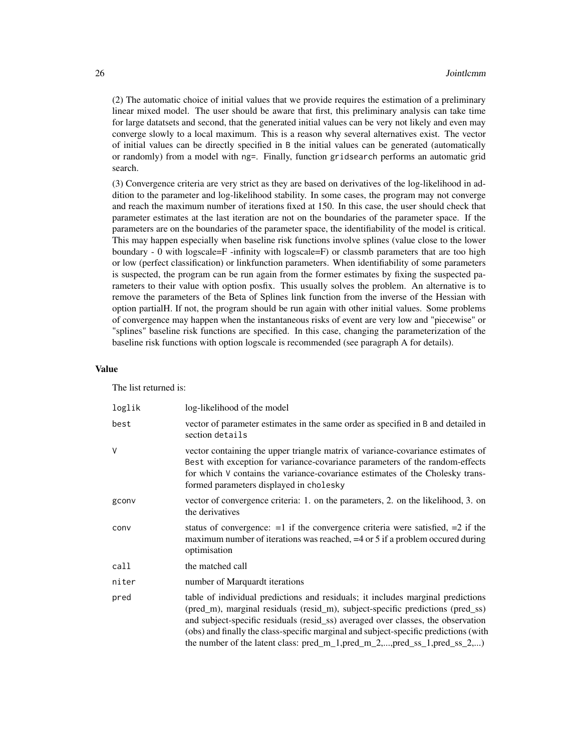(2) The automatic choice of initial values that we provide requires the estimation of a preliminary linear mixed model. The user should be aware that first, this preliminary analysis can take time for large datatsets and second, that the generated initial values can be very not likely and even may converge slowly to a local maximum. This is a reason why several alternatives exist. The vector of initial values can be directly specified in `B` the initial values can be generated (automatically or randomly) from a model with `ng=`. Finally, function `gridsearch` performs an automatic grid search.

(3) Convergence criteria are very strict as they are based on derivatives of the log-likelihood in addition to the parameter and log-likelihood stability. In some cases, the program may not converge and reach the maximum number of iterations fixed at 150. In this case, the user should check that parameter estimates at the last iteration are not on the boundaries of the parameter space. If the parameters are on the boundaries of the parameter space, the identifiability of the model is critical. This may happen especially when baseline risk functions involve splines (value close to the lower boundary - 0 with logscale=F -infinity with logscale=F) or classmb parameters that are too high or low (perfect classification) or linkfunction parameters. When identifiability of some parameters is suspected, the program can be run again from the former estimates by fixing the suspected parameters to their value with option posfix. This usually solves the problem. An alternative is to remove the parameters of the Beta of Splines link function from the inverse of the Hessian with option partialH. If not, the program should be run again with other initial values. Some problems of convergence may happen when the instantaneous risks of event are very low and "piecewise" or "splines" baseline risk functions are specified. In this case, changing the parameterization of the baseline risk functions with option logscale is recommended (see paragraph A for details).

## Value

The list returned is:

| | |
|---|---|
| `loglik` | log-likelihood of the model |
| `best` | vector of parameter estimates in the same order as specified in `B` and detailed in section `details` |
| `V` | vector containing the upper triangle matrix of variance-covariance estimates of `Best` with exception for variance-covariance parameters of the random-effects for which `V` contains the variance-covariance estimates of the Cholesky transformed parameters displayed in `cholesky` |
| `gconv` | vector of convergence criteria: 1. on the parameters, 2. on the likelihood, 3. on the derivatives |
| `conv` | status of convergence: =1 if the convergence criteria were satisfied, =2 if the maximum number of iterations was reached, =4 or 5 if a problem occured during optimisation |
| `call` | the matched call |
| `niter` | number of Marquardt iterations |
| `pred` | table of individual predictions and residuals; it includes marginal predictions (pred_m), marginal residuals (resid_m), subject-specific predictions (pred_ss) and subject-specific residuals (resid_ss) averaged over classes, the observation (obs) and finally the class-specific marginal and subject-specific predictions (with the number of the latent class: pred_m_1,pred_m_2,...,pred_ss_1,pred_ss_2,...) |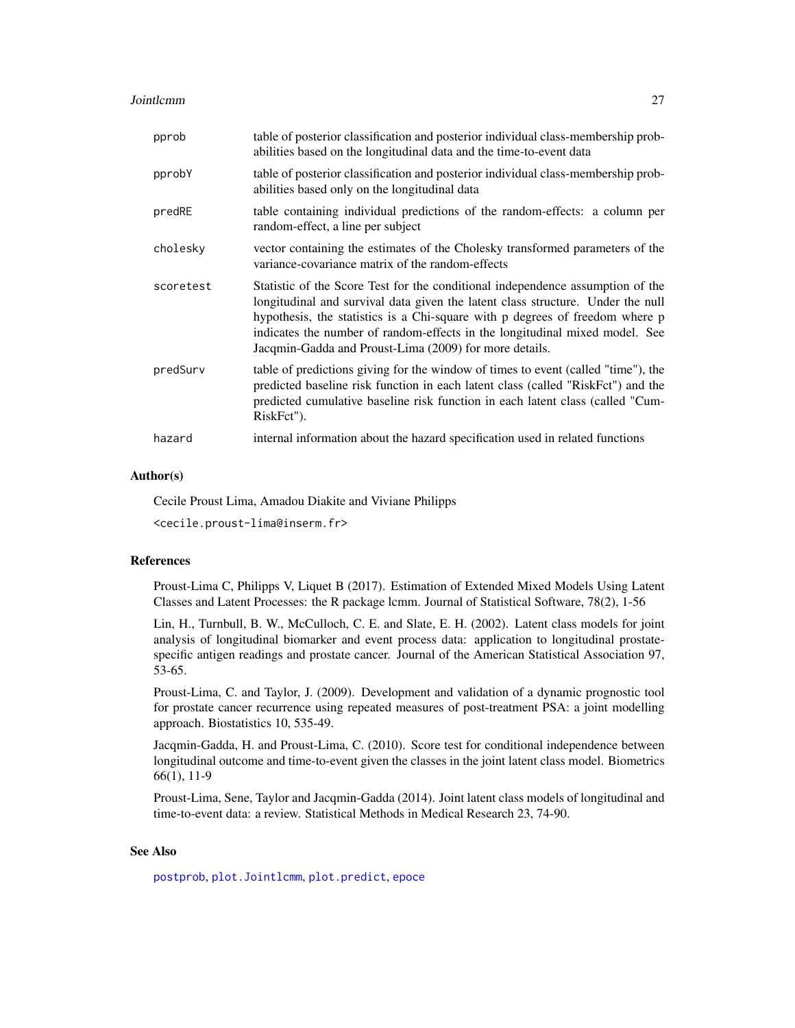| | |
|---|---|
| pprob | table of posterior classification and posterior individual class-membership probabilities based on the longitudinal data and the time-to-event data |
| pprobY | table of posterior classification and posterior individual class-membership probabilities based only on the longitudinal data |
| predRE | table containing individual predictions of the random-effects: a column per random-effect, a line per subject |
| cholesky | vector containing the estimates of the Cholesky transformed parameters of the variance-covariance matrix of the random-effects |
| scoretest | Statistic of the Score Test for the conditional independence assumption of the longitudinal and survival data given the latent class structure. Under the null hypothesis, the statistics is a Chi-square with p degrees of freedom where p indicates the number of random-effects in the longitudinal mixed model. See Jacqmin-Gadda and Proust-Lima (2009) for more details. |
| predSurv | table of predictions giving for the window of times to event (called "time"), the predicted baseline risk function in each latent class (called "RiskFct") and the predicted cumulative baseline risk function in each latent class (called "CumRiskFct"). |
| hazard | internal information about the hazard specification used in related functions |

## Author(s)

Cecile Proust Lima, Amadou Diakite and Viviane Philipps

<cecile.proust-lima@inserm.fr>

## References

Proust-Lima C, Philipps V, Liquet B (2017). Estimation of Extended Mixed Models Using Latent Classes and Latent Processes: the R package lcmm. Journal of Statistical Software, 78(2), 1-56

Lin, H., Turnbull, B. W., McCulloch, C. E. and Slate, E. H. (2002). Latent class models for joint analysis of longitudinal biomarker and event process data: application to longitudinal prostate-specific antigen readings and prostate cancer. Journal of the American Statistical Association 97, 53-65.

Proust-Lima, C. and Taylor, J. (2009). Development and validation of a dynamic prognostic tool for prostate cancer recurrence using repeated measures of post-treatment PSA: a joint modelling approach. Biostatistics 10, 535-49.

Jacqmin-Gadda, H. and Proust-Lima, C. (2010). Score test for conditional independence between longitudinal outcome and time-to-event given the classes in the joint latent class model. Biometrics 66(1), 11-9

Proust-Lima, Sene, Taylor and Jacqmin-Gadda (2014). Joint latent class models of longitudinal and time-to-event data: a review. Statistical Methods in Medical Research 23, 74-90.

## See Also

postprob, plot.Jointlcmm, plot.predict, epoce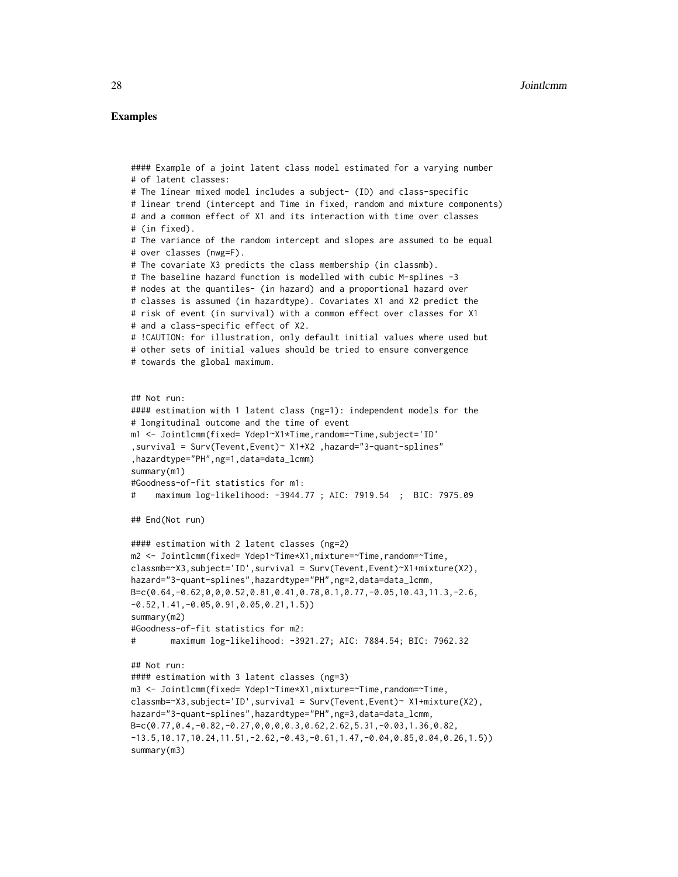## Examples

```
#### Example of a joint latent class model estimated for a varying number
# of latent classes:
# The linear mixed model includes a subject- (ID) and class-specific
# linear trend (intercept and Time in fixed, random and mixture components)
# and a common effect of X1 and its interaction with time over classes
# (in fixed).
# The variance of the random intercept and slopes are assumed to be equal
# over classes (nwg=F).
# The covariate X3 predicts the class membership (in classmb).
# The baseline hazard function is modelled with cubic M-splines -3
# nodes at the quantiles- (in hazard) and a proportional hazard over
# classes is assumed (in hazardtype). Covariates X1 and X2 predict the
# risk of event (in survival) with a common effect over classes for X1
# and a class-specific effect of X2.
# !CAUTION: for illustration, only default initial values where used but
# other sets of initial values should be tried to ensure convergence
# towards the global maximum.


## Not run:
#### estimation with 1 latent class (ng=1): independent models for the
# longitudinal outcome and the time of event
m1 <- Jointlcmm(fixed= Ydep1~X1*Time,random=~Time,subject='ID'
,survival = Surv(Tevent,Event)~ X1+X2 ,hazard="3-quant-splines"
,hazardtype="PH",ng=1,data=data_lcmm)
summary(m1)
#Goodness-of-fit statistics for m1:
#    maximum log-likelihood: -3944.77 ; AIC: 7919.54  ;  BIC: 7975.09

## End(Not run)

#### estimation with 2 latent classes (ng=2)
m2 <- Jointlcmm(fixed= Ydep1~Time*X1,mixture=~Time,random=~Time,
classmb=~X3,subject='ID',survival = Surv(Tevent,Event)~X1+mixture(X2),
hazard="3-quant-splines",hazardtype="PH",ng=2,data=data_lcmm,
B=c(0.64,-0.62,0,0,0.52,0.81,0.41,0.78,0.1,0.77,-0.05,10.43,11.3,-2.6,
-0.52,1.41,-0.05,0.91,0.05,0.21,1.5))
summary(m2)
#Goodness-of-fit statistics for m2:
#       maximum log-likelihood: -3921.27; AIC: 7884.54; BIC: 7962.32

## Not run:
#### estimation with 3 latent classes (ng=3)
m3 <- Jointlcmm(fixed= Ydep1~Time*X1,mixture=~Time,random=~Time,
classmb=~X3,subject='ID',survival = Surv(Tevent,Event)~ X1+mixture(X2),
hazard="3-quant-splines",hazardtype="PH",ng=3,data=data_lcmm,
B=c(0.77,0.4,-0.82,-0.27,0,0,0,0.3,0.62,2.62,5.31,-0.03,1.36,0.82,
-13.5,10.17,10.24,11.51,-2.62,-0.43,-0.61,1.47,-0.04,0.85,0.04,0.26,1.5))
summary(m3)
```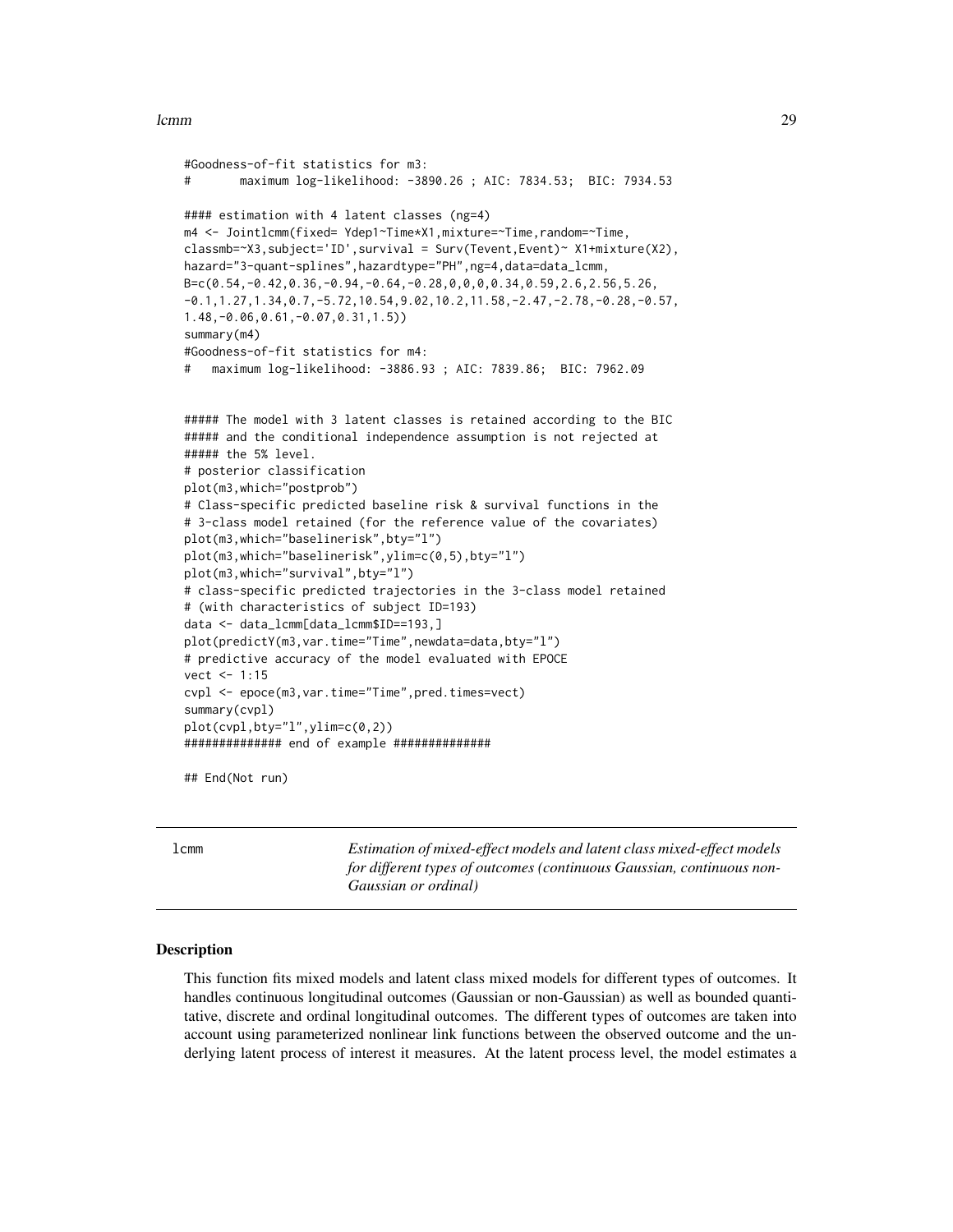```
#Goodness-of-fit statistics for m3:
#       maximum log-likelihood: -3890.26 ; AIC: 7834.53;  BIC: 7934.53

#### estimation with 4 latent classes (ng=4)
m4 <- Jointlcmm(fixed= Ydep1~Time*X1,mixture=~Time,random=~Time,
classmb=~X3,subject='ID',survival = Surv(Tevent,Event)~ X1+mixture(X2),
hazard="3-quant-splines",hazardtype="PH",ng=4,data=data_lcmm,
B=c(0.54,-0.42,0.36,-0.94,-0.64,-0.28,0,0,0,0.34,0.59,2.6,2.56,5.26,
-0.1,1.27,1.34,0.7,-5.72,10.54,9.02,10.2,11.58,-2.47,-2.78,-0.28,-0.57,
1.48,-0.06,0.61,-0.07,0.31,1.5))
summary(m4)
#Goodness-of-fit statistics for m4:
#   maximum log-likelihood: -3886.93 ; AIC: 7839.86;  BIC: 7962.09


##### The model with 3 latent classes is retained according to the BIC
##### and the conditional independence assumption is not rejected at
##### the 5% level.
# posterior classification
plot(m3,which="postprob")
# Class-specific predicted baseline risk & survival functions in the
# 3-class model retained (for the reference value of the covariates)
plot(m3,which="baselinerisk",bty="l")
plot(m3,which="baselinerisk",ylim=c(0,5),bty="l")
plot(m3,which="survival",bty="l")
# class-specific predicted trajectories in the 3-class model retained
# (with characteristics of subject ID=193)
data <- data_lcmm[data_lcmm$ID==193,]
plot(predictY(m3,var.time="Time",newdata=data,bty="l")
# predictive accuracy of the model evaluated with EPOCE
vect <- 1:15
cvpl <- epoce(m3,var.time="Time",pred.times=vect)
summary(cvpl)
plot(cvpl,bty="l",ylim=c(0,2))
############## end of example ##############

## End(Not run)
```

---

`lcmm` *Estimation of mixed-effect models and latent class mixed-effect models for different types of outcomes (continuous Gaussian, continuous non-Gaussian or ordinal)*

---

## Description

This function fits mixed models and latent class mixed models for different types of outcomes. It handles continuous longitudinal outcomes (Gaussian or non-Gaussian) as well as bounded quantitative, discrete and ordinal longitudinal outcomes. The different types of outcomes are taken into account using parameterized nonlinear link functions between the observed outcome and the underlying latent process of interest it measures. At the latent process level, the model estimates a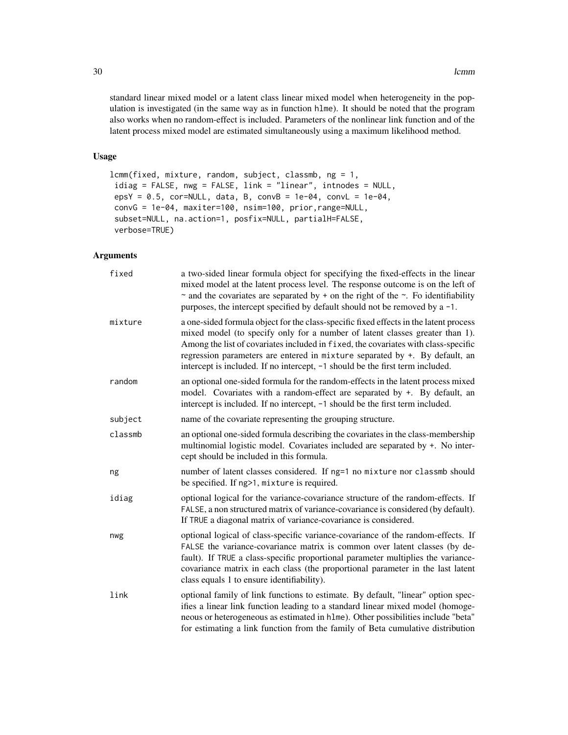standard linear mixed model or a latent class linear mixed model when heterogeneity in the population is investigated (in the same way as in function hlme). It should be noted that the program also works when no random-effect is included. Parameters of the nonlinear link function and of the latent process mixed model are estimated simultaneously using a maximum likelihood method.

## Usage

```
lcmm(fixed, mixture, random, subject, classmb, ng = 1,
 idiag = FALSE, nwg = FALSE, link = "linear", intnodes = NULL,
 epsY = 0.5, cor=NULL, data, B, convB = 1e-04, convL = 1e-04,
 convG = 1e-04, maxiter=100, nsim=100, prior,range=NULL,
 subset=NULL, na.action=1, posfix=NULL, partialH=FALSE,
 verbose=TRUE)
```

## Arguments

| | |
|---|---|
| fixed | a two-sided linear formula object for specifying the fixed-effects in the linear mixed model at the latent process level. The response outcome is on the left of ~ and the covariates are separated by + on the right of the ~. Fo identifiability purposes, the intercept specified by default should not be removed by a -1. |
| mixture | a one-sided formula object for the class-specific fixed effects in the latent process mixed model (to specify only for a number of latent classes greater than 1). Among the list of covariates included in fixed, the covariates with class-specific regression parameters are entered in mixture separated by +. By default, an intercept is included. If no intercept, -1 should be the first term included. |
| random | an optional one-sided formula for the random-effects in the latent process mixed model. Covariates with a random-effect are separated by +. By default, an intercept is included. If no intercept, -1 should be the first term included. |
| subject | name of the covariate representing the grouping structure. |
| classmb | an optional one-sided formula describing the covariates in the class-membership multinomial logistic model. Covariates included are separated by +. No intercept should be included in this formula. |
| ng | number of latent classes considered. If ng=1 no mixture nor classmb should be specified. If ng>1, mixture is required. |
| idiag | optional logical for the variance-covariance structure of the random-effects. If FALSE, a non structured matrix of variance-covariance is considered (by default). If TRUE a diagonal matrix of variance-covariance is considered. |
| nwg | optional logical of class-specific variance-covariance of the random-effects. If FALSE the variance-covariance matrix is common over latent classes (by default). If TRUE a class-specific proportional parameter multiplies the variance-covariance matrix in each class (the proportional parameter in the last latent class equals 1 to ensure identifiability). |
| link | optional family of link functions to estimate. By default, "linear" option specifies a linear link function leading to a standard linear mixed model (homogeneous or heterogeneous as estimated in hlme). Other possibilities include "beta" for estimating a link function from the family of Beta cumulative distribution |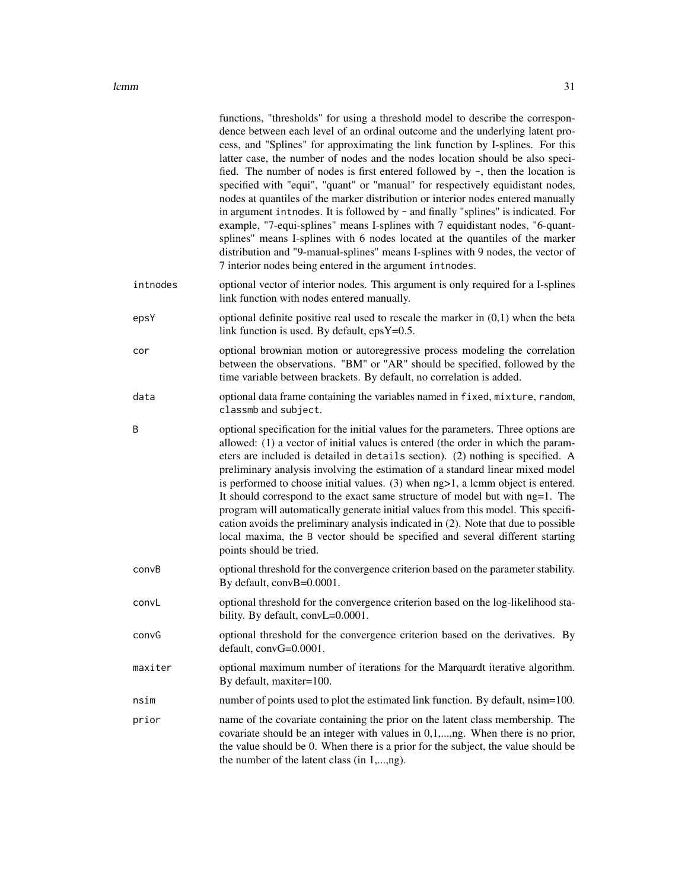functions, "thresholds" for using a threshold model to describe the correspondence between each level of an ordinal outcome and the underlying latent process, and "Splines" for approximating the link function by I-splines. For this latter case, the number of nodes and the nodes location should be also specified. The number of nodes is first entered followed by `-`, then the location is specified with "equi", "quant" or "manual" for respectively equidistant nodes, nodes at quantiles of the marker distribution or interior nodes entered manually in argument `intnodes`. It is followed by `-` and finally "splines" is indicated. For example, "7-equi-splines" means I-splines with 7 equidistant nodes, "6-quant-splines" means I-splines with 6 nodes located at the quantiles of the marker distribution and "9-manual-splines" means I-splines with 9 nodes, the vector of 7 interior nodes being entered in the argument `intnodes`.

`intnodes`
: optional vector of interior nodes. This argument is only required for a I-splines link function with nodes entered manually.

`epsY`
: optional definite positive real used to rescale the marker in (0,1) when the beta link function is used. By default, epsY=0.5.

`cor`
: optional brownian motion or autoregressive process modeling the correlation between the observations. "BM" or "AR" should be specified, followed by the time variable between brackets. By default, no correlation is added.

`data`
: optional data frame containing the variables named in `fixed`, `mixture`, `random`, `classmb` and `subject`.

`B`
: optional specification for the initial values for the parameters. Three options are allowed: (1) a vector of initial values is entered (the order in which the parameters are included is detailed in `details` section). (2) nothing is specified. A preliminary analysis involving the estimation of a standard linear mixed model is performed to choose initial values. (3) when ng>1, a lcmm object is entered. It should correspond to the exact same structure of model but with ng=1. The program will automatically generate initial values from this model. This specification avoids the preliminary analysis indicated in (2). Note that due to possible local maxima, the `B` vector should be specified and several different starting points should be tried.

`convB`
: optional threshold for the convergence criterion based on the parameter stability. By default, convB=0.0001.

`convL`
: optional threshold for the convergence criterion based on the log-likelihood stability. By default, convL=0.0001.

`convG`
: optional threshold for the convergence criterion based on the derivatives. By default, convG=0.0001.

`maxiter`
: optional maximum number of iterations for the Marquardt iterative algorithm. By default, maxiter=100.

`nsim`
: number of points used to plot the estimated link function. By default, nsim=100.

`prior`
: name of the covariate containing the prior on the latent class membership. The covariate should be an integer with values in 0,1,...,ng. When there is no prior, the value should be 0. When there is a prior for the subject, the value should be the number of the latent class (in 1,...,ng).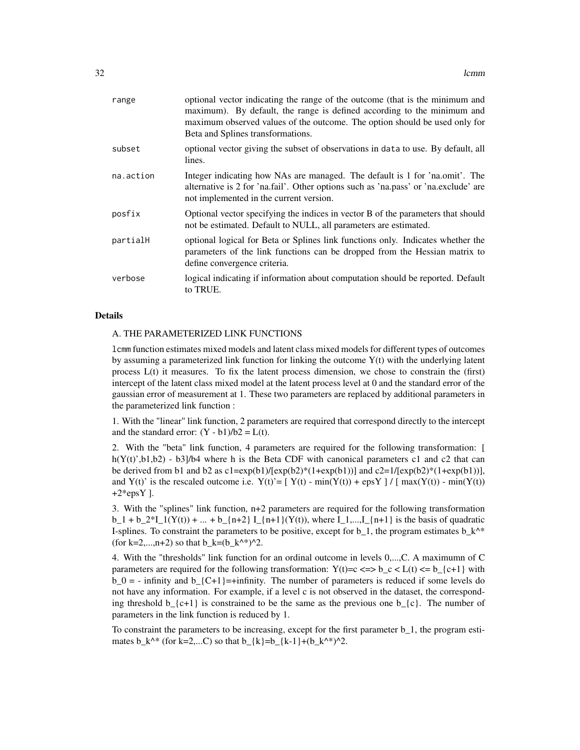| | |
|---|---|
| range | optional vector indicating the range of the outcome (that is the minimum and maximum). By default, the range is defined according to the minimum and maximum observed values of the outcome. The option should be used only for Beta and Splines transformations. |
| subset | optional vector giving the subset of observations in `data` to use. By default, all lines. |
| na.action | Integer indicating how NAs are managed. The default is 1 for 'na.omit'. The alternative is 2 for 'na.fail'. Other options such as 'na.pass' or 'na.exclude' are not implemented in the current version. |
| posfix | Optional vector specifying the indices in vector B of the parameters that should not be estimated. Default to NULL, all parameters are estimated. |
| partialH | optional logical for Beta or Splines link functions only. Indicates whether the parameters of the link functions can be dropped from the Hessian matrix to define convergence criteria. |
| verbose | logical indicating if information about computation should be reported. Default to TRUE. |

## Details

A. THE PARAMETERIZED LINK FUNCTIONS

`lcmm` function estimates mixed models and latent class mixed models for different types of outcomes by assuming a parameterized link function for linking the outcome Y(t) with the underlying latent process L(t) it measures. To fix the latent process dimension, we chose to constrain the (first) intercept of the latent class mixed model at the latent process level at 0 and the standard error of the gaussian error of measurement at 1. These two parameters are replaced by additional parameters in the parameterized link function :

1. With the "linear" link function, 2 parameters are required that correspond directly to the intercept and the standard error: (Y - b1)/b2 = L(t).

2. With the "beta" link function, 4 parameters are required for the following transformation: [ h(Y(t)',b1,b2) - b3]/b4 where h is the Beta CDF with canonical parameters c1 and c2 that can be derived from b1 and b2 as c1=exp(b1)/[exp(b2)*(1+exp(b1))] and c2=1/[exp(b2)*(1+exp(b1))], and Y(t)' is the rescaled outcome i.e. Y(t)'= [ Y(t) - min(Y(t)) + epsY ] / [ max(Y(t)) - min(Y(t)) +2*epsY ].

3. With the "splines" link function, n+2 parameters are required for the following transformation b_1 + b_2*I_1(Y(t)) + ... + b_{n+2} I_{n+1}(Y(t)), where I_1,...,I_{n+1} is the basis of quadratic I-splines. To constraint the parameters to be positive, except for b_1, the program estimates b_k^* (for k=2,...,n+2) so that b_k=(b_k^*)^2.

4. With the "thresholds" link function for an ordinal outcome in levels 0,...,C. A maximumn of C parameters are required for the following transformation: Y(t)=c <=> b_c < L(t) <= b_{c+1} with b_0 = - infinity and b_{C+1}=+infinity. The number of parameters is reduced if some levels do not have any information. For example, if a level c is not observed in the dataset, the corresponding threshold b_{c+1} is constrained to be the same as the previous one b_{c}. The number of parameters in the link function is reduced by 1.

To constraint the parameters to be increasing, except for the first parameter b_1, the program estimates b_k^* (for k=2,...C) so that b_{k}=b_{k-1}+(b_k^*)^2.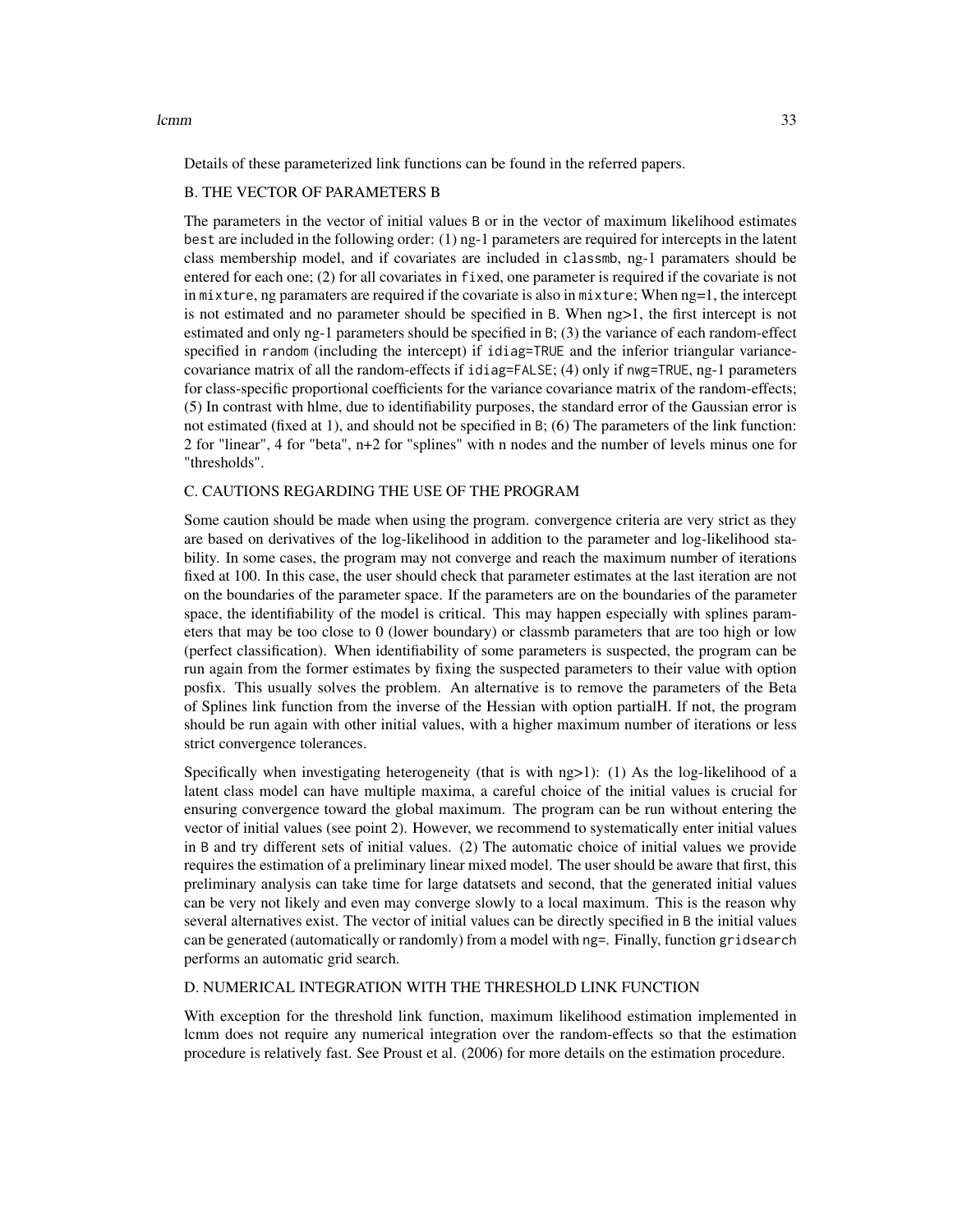Details of these parameterized link functions can be found in the referred papers.

B. THE VECTOR OF PARAMETERS B

The parameters in the vector of initial values `B` or in the vector of maximum likelihood estimates `best` are included in the following order: (1) ng-1 parameters are required for intercepts in the latent class membership model, and if covariates are included in `classmb`, ng-1 paramaters should be entered for each one; (2) for all covariates in `fixed`, one parameter is required if the covariate is not in `mixture`, ng paramaters are required if the covariate is also in `mixture`; When ng=1, the intercept is not estimated and no parameter should be specified in `B`. When ng>1, the first intercept is not estimated and only ng-1 parameters should be specified in `B`; (3) the variance of each random-effect specified in `random` (including the intercept) if `idiag=TRUE` and the inferior triangular variance-covariance matrix of all the random-effects if `idiag=FALSE`; (4) only if `nwg=TRUE`, ng-1 parameters for class-specific proportional coefficients for the variance covariance matrix of the random-effects; (5) In contrast with hlme, due to identifiability purposes, the standard error of the Gaussian error is not estimated (fixed at 1), and should not be specified in `B`; (6) The parameters of the link function: 2 for "linear", 4 for "beta", n+2 for "splines" with n nodes and the number of levels minus one for "thresholds".

C. CAUTIONS REGARDING THE USE OF THE PROGRAM

Some caution should be made when using the program. convergence criteria are very strict as they are based on derivatives of the log-likelihood in addition to the parameter and log-likelihood stability. In some cases, the program may not converge and reach the maximum number of iterations fixed at 100. In this case, the user should check that parameter estimates at the last iteration are not on the boundaries of the parameter space. If the parameters are on the boundaries of the parameter space, the identifiability of the model is critical. This may happen especially with splines parameters that may be too close to 0 (lower boundary) or classmb parameters that are too high or low (perfect classification). When identifiability of some parameters is suspected, the program can be run again from the former estimates by fixing the suspected parameters to their value with option posfix. This usually solves the problem. An alternative is to remove the parameters of the Beta of Splines link function from the inverse of the Hessian with option partialH. If not, the program should be run again with other initial values, with a higher maximum number of iterations or less strict convergence tolerances.

Specifically when investigating heterogeneity (that is with ng>1): (1) As the log-likelihood of a latent class model can have multiple maxima, a careful choice of the initial values is crucial for ensuring convergence toward the global maximum. The program can be run without entering the vector of initial values (see point 2). However, we recommend to systematically enter initial values in `B` and try different sets of initial values. (2) The automatic choice of initial values we provide requires the estimation of a preliminary linear mixed model. The user should be aware that first, this preliminary analysis can take time for large datatsets and second, that the generated initial values can be very not likely and even may converge slowly to a local maximum. This is the reason why several alternatives exist. The vector of initial values can be directly specified in `B` the initial values can be generated (automatically or randomly) from a model with `ng=`. Finally, function `gridsearch` performs an automatic grid search.

D. NUMERICAL INTEGRATION WITH THE THRESHOLD LINK FUNCTION

With exception for the threshold link function, maximum likelihood estimation implemented in lcmm does not require any numerical integration over the random-effects so that the estimation procedure is relatively fast. See Proust et al. (2006) for more details on the estimation procedure.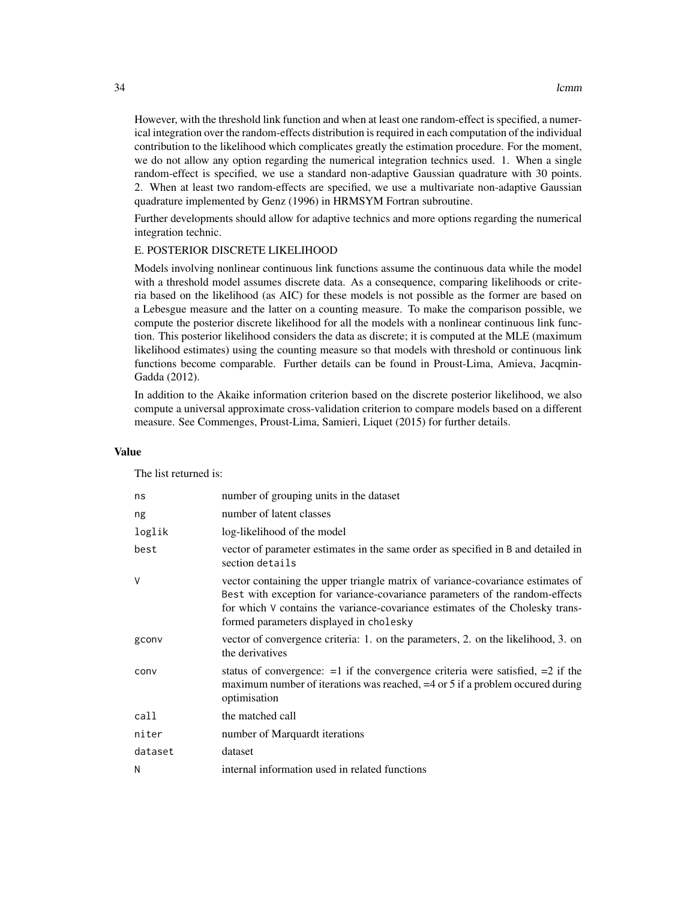However, with the threshold link function and when at least one random-effect is specified, a numerical integration over the random-effects distribution is required in each computation of the individual contribution to the likelihood which complicates greatly the estimation procedure. For the moment, we do not allow any option regarding the numerical integration technics used. 1. When a single random-effect is specified, we use a standard non-adaptive Gaussian quadrature with 30 points. 2. When at least two random-effects are specified, we use a multivariate non-adaptive Gaussian quadrature implemented by Genz (1996) in HRMSYM Fortran subroutine.

Further developments should allow for adaptive technics and more options regarding the numerical integration technic.

E. POSTERIOR DISCRETE LIKELIHOOD

Models involving nonlinear continuous link functions assume the continuous data while the model with a threshold model assumes discrete data. As a consequence, comparing likelihoods or criteria based on the likelihood (as AIC) for these models is not possible as the former are based on a Lebesgue measure and the latter on a counting measure. To make the comparison possible, we compute the posterior discrete likelihood for all the models with a nonlinear continuous link function. This posterior likelihood considers the data as discrete; it is computed at the MLE (maximum likelihood estimates) using the counting measure so that models with threshold or continuous link functions become comparable. Further details can be found in Proust-Lima, Amieva, Jacqmin-Gadda (2012).

In addition to the Akaike information criterion based on the discrete posterior likelihood, we also compute a universal approximate cross-validation criterion to compare models based on a different measure. See Commenges, Proust-Lima, Samieri, Liquet (2015) for further details.

## Value

The list returned is:

| | |
|---|---|
| `ns` | number of grouping units in the dataset |
| `ng` | number of latent classes |
| `loglik` | log-likelihood of the model |
| `best` | vector of parameter estimates in the same order as specified in `B` and detailed in section `details` |
| `V` | vector containing the upper triangle matrix of variance-covariance estimates of `Best` with exception for variance-covariance parameters of the random-effects for which `V` contains the variance-covariance estimates of the Cholesky transformed parameters displayed in `cholesky` |
| `gconv` | vector of convergence criteria: 1. on the parameters, 2. on the likelihood, 3. on the derivatives |
| `conv` | status of convergence: =1 if the convergence criteria were satisfied, =2 if the maximum number of iterations was reached, =4 or 5 if a problem occured during optimisation |
| `call` | the matched call |
| `niter` | number of Marquardt iterations |
| `dataset` | dataset |
| `N` | internal information used in related functions |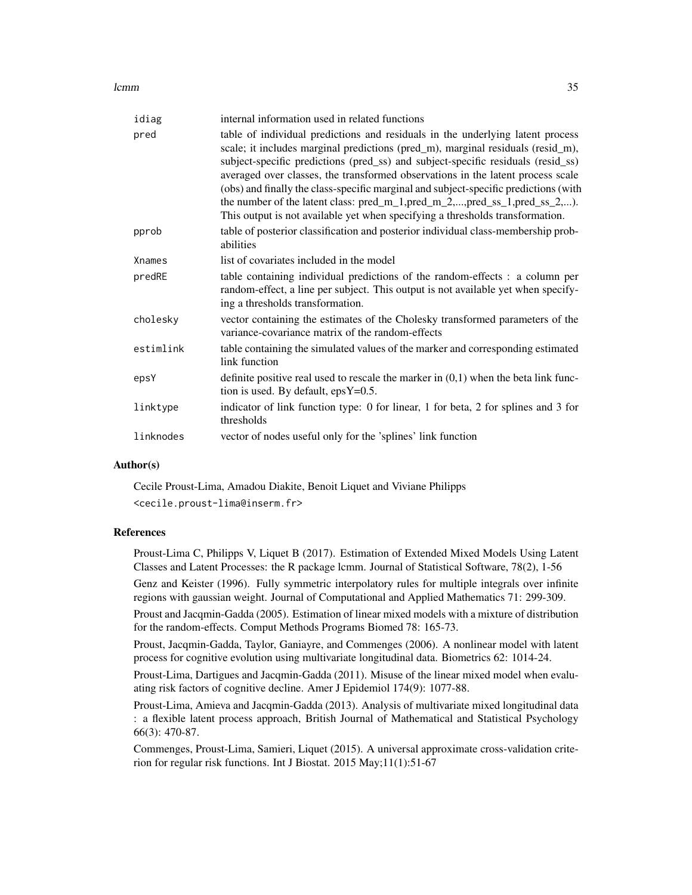| | |
|---|---|
| idiag | internal information used in related functions |
| pred | table of individual predictions and residuals in the underlying latent process scale; it includes marginal predictions (pred_m), marginal residuals (resid_m), subject-specific predictions (pred_ss) and subject-specific residuals (resid_ss) averaged over classes, the transformed observations in the latent process scale (obs) and finally the class-specific marginal and subject-specific predictions (with the number of the latent class: pred_m_1,pred_m_2,...,pred_ss_1,pred_ss_2,...). This output is not available yet when specifying a thresholds transformation. |
| pprob | table of posterior classification and posterior individual class-membership probabilities |
| Xnames | list of covariates included in the model |
| predRE | table containing individual predictions of the random-effects : a column per random-effect, a line per subject. This output is not available yet when specifying a thresholds transformation. |
| cholesky | vector containing the estimates of the Cholesky transformed parameters of the variance-covariance matrix of the random-effects |
| estimlink | table containing the simulated values of the marker and corresponding estimated link function |
| epsY | definite positive real used to rescale the marker in (0,1) when the beta link function is used. By default, epsY=0.5. |
| linktype | indicator of link function type: 0 for linear, 1 for beta, 2 for splines and 3 for thresholds |
| linknodes | vector of nodes useful only for the 'splines' link function |

## Author(s)

Cecile Proust-Lima, Amadou Diakite, Benoit Liquet and Viviane Philipps

<cecile.proust-lima@inserm.fr>

## References

Proust-Lima C, Philipps V, Liquet B (2017). Estimation of Extended Mixed Models Using Latent Classes and Latent Processes: the R package lcmm. Journal of Statistical Software, 78(2), 1-56

Genz and Keister (1996). Fully symmetric interpolatory rules for multiple integrals over infinite regions with gaussian weight. Journal of Computational and Applied Mathematics 71: 299-309.

Proust and Jacqmin-Gadda (2005). Estimation of linear mixed models with a mixture of distribution for the random-effects. Comput Methods Programs Biomed 78: 165-73.

Proust, Jacqmin-Gadda, Taylor, Ganiayre, and Commenges (2006). A nonlinear model with latent process for cognitive evolution using multivariate longitudinal data. Biometrics 62: 1014-24.

Proust-Lima, Dartigues and Jacqmin-Gadda (2011). Misuse of the linear mixed model when evaluating risk factors of cognitive decline. Amer J Epidemiol 174(9): 1077-88.

Proust-Lima, Amieva and Jacqmin-Gadda (2013). Analysis of multivariate mixed longitudinal data : a flexible latent process approach, British Journal of Mathematical and Statistical Psychology 66(3): 470-87.

Commenges, Proust-Lima, Samieri, Liquet (2015). A universal approximate cross-validation criterion for regular risk functions. Int J Biostat. 2015 May;11(1):51-67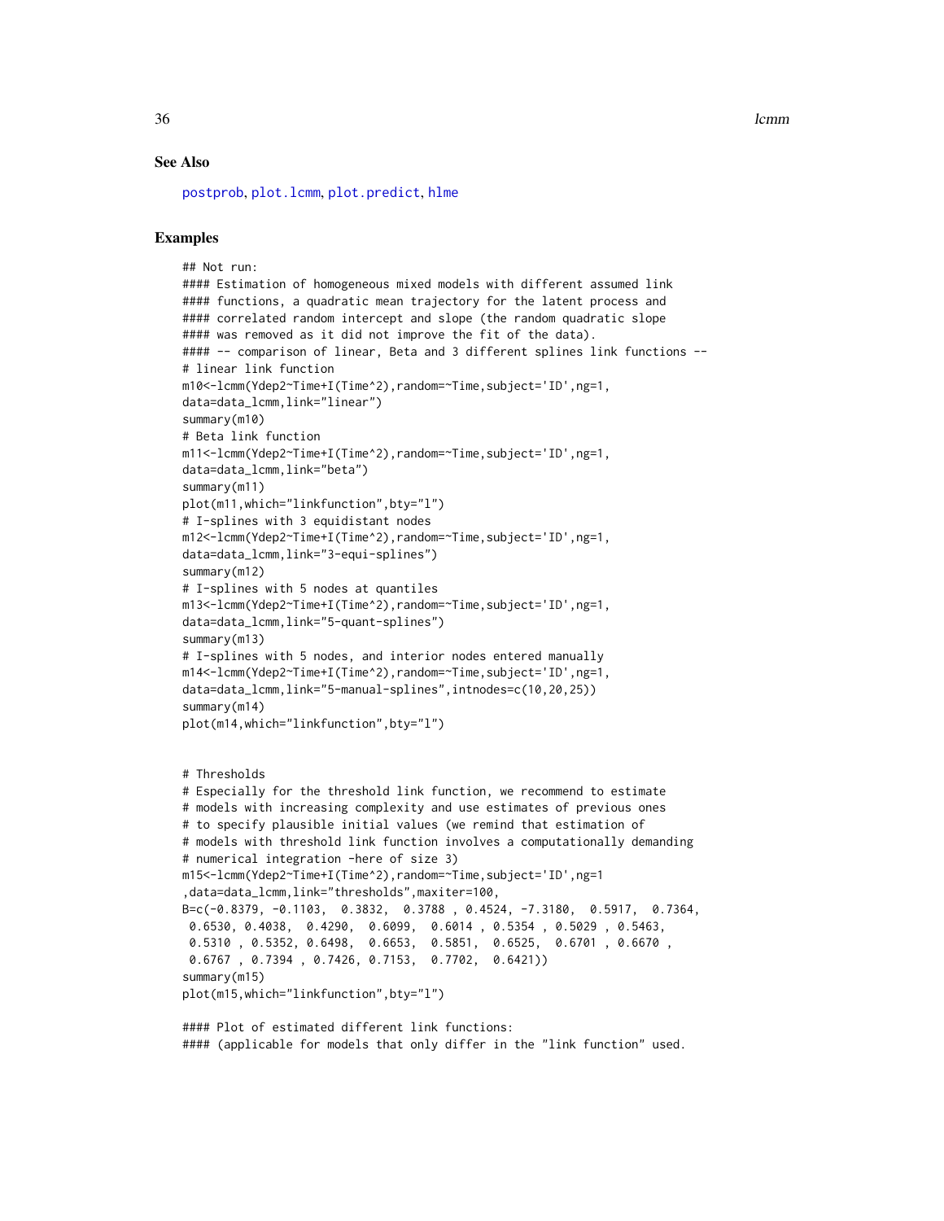## See Also

postprob, plot.lcmm, plot.predict, hlme

## Examples

```
## Not run:
#### Estimation of homogeneous mixed models with different assumed link
#### functions, a quadratic mean trajectory for the latent process and
#### correlated random intercept and slope (the random quadratic slope
#### was removed as it did not improve the fit of the data).
#### -- comparison of linear, Beta and 3 different splines link functions --
# linear link function
m10<-lcmm(Ydep2~Time+I(Time^2),random=~Time,subject='ID',ng=1,
data=data_lcmm,link="linear")
summary(m10)
# Beta link function
m11<-lcmm(Ydep2~Time+I(Time^2),random=~Time,subject='ID',ng=1,
data=data_lcmm,link="beta")
summary(m11)
plot(m11,which="linkfunction",bty="l")
# I-splines with 3 equidistant nodes
m12<-lcmm(Ydep2~Time+I(Time^2),random=~Time,subject='ID',ng=1,
data=data_lcmm,link="3-equi-splines")
summary(m12)
# I-splines with 5 nodes at quantiles
m13<-lcmm(Ydep2~Time+I(Time^2),random=~Time,subject='ID',ng=1,
data=data_lcmm,link="5-quant-splines")
summary(m13)
# I-splines with 5 nodes, and interior nodes entered manually
m14<-lcmm(Ydep2~Time+I(Time^2),random=~Time,subject='ID',ng=1,
data=data_lcmm,link="5-manual-splines",intnodes=c(10,20,25))
summary(m14)
plot(m14,which="linkfunction",bty="l")


# Thresholds
# Especially for the threshold link function, we recommend to estimate
# models with increasing complexity and use estimates of previous ones
# to specify plausible initial values (we remind that estimation of
# models with threshold link function involves a computationally demanding
# numerical integration -here of size 3)
m15<-lcmm(Ydep2~Time+I(Time^2),random=~Time,subject='ID',ng=1
,data=data_lcmm,link="thresholds",maxiter=100,
B=c(-0.8379, -0.1103,  0.3832,  0.3788 , 0.4524, -7.3180,  0.5917,  0.7364,
 0.6530, 0.4038,  0.4290,  0.6099,  0.6014 , 0.5354 , 0.5029 , 0.5463,
 0.5310 , 0.5352, 0.6498,  0.6653,  0.5851,  0.6525,  0.6701 , 0.6670 ,
 0.6767 , 0.7394 , 0.7426, 0.7153,  0.7702,  0.6421))
summary(m15)
plot(m15,which="linkfunction",bty="l")

#### Plot of estimated different link functions:
#### (applicable for models that only differ in the "link function" used.
```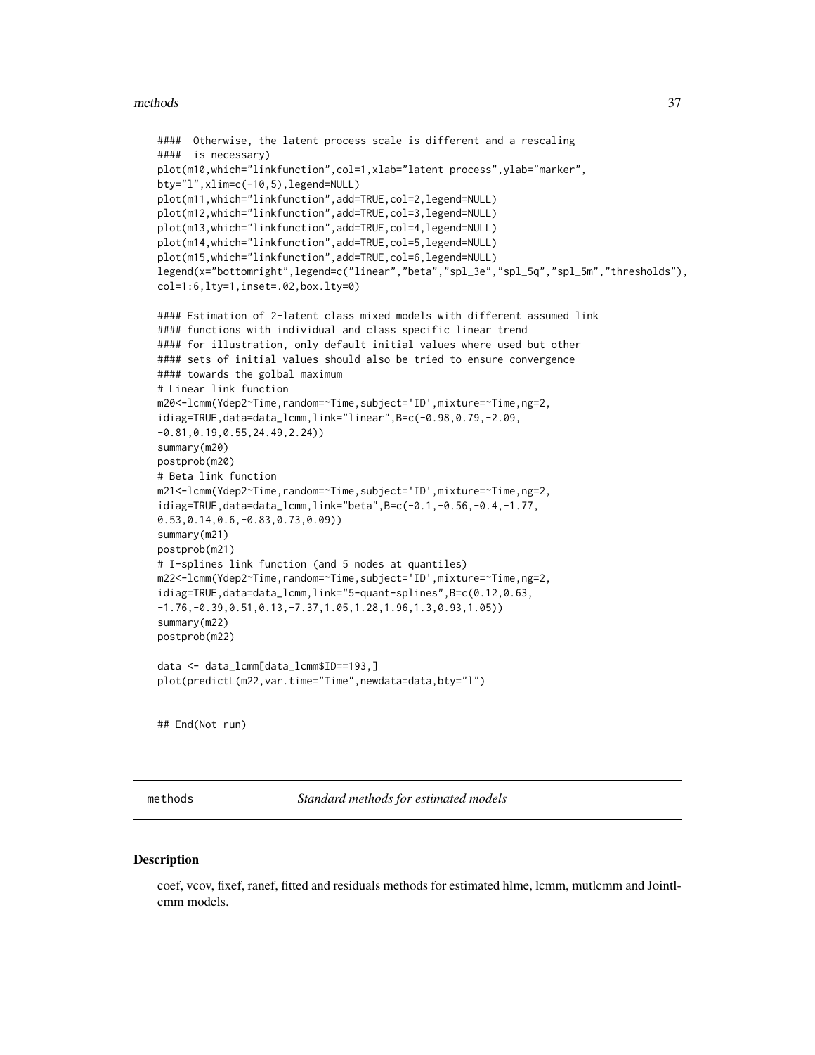```
####  Otherwise, the latent process scale is different and a rescaling
####  is necessary)
plot(m10,which="linkfunction",col=1,xlab="latent process",ylab="marker",
bty="l",xlim=c(-10,5),legend=NULL)
plot(m11,which="linkfunction",add=TRUE,col=2,legend=NULL)
plot(m12,which="linkfunction",add=TRUE,col=3,legend=NULL)
plot(m13,which="linkfunction",add=TRUE,col=4,legend=NULL)
plot(m14,which="linkfunction",add=TRUE,col=5,legend=NULL)
plot(m15,which="linkfunction",add=TRUE,col=6,legend=NULL)
legend(x="bottomright",legend=c("linear","beta","spl_3e","spl_5q","spl_5m","thresholds"),
col=1:6,lty=1,inset=.02,box.lty=0)

#### Estimation of 2-latent class mixed models with different assumed link
#### functions with individual and class specific linear trend
#### for illustration, only default initial values where used but other
#### sets of initial values should also be tried to ensure convergence
#### towards the golbal maximum
# Linear link function
m20<-lcmm(Ydep2~Time,random=~Time,subject='ID',mixture=~Time,ng=2,
idiag=TRUE,data=data_lcmm,link="linear",B=c(-0.98,0.79,-2.09,
-0.81,0.19,0.55,24.49,2.24))
summary(m20)
postprob(m20)
# Beta link function
m21<-lcmm(Ydep2~Time,random=~Time,subject='ID',mixture=~Time,ng=2,
idiag=TRUE,data=data_lcmm,link="beta",B=c(-0.1,-0.56,-0.4,-1.77,
0.53,0.14,0.6,-0.83,0.73,0.09))
summary(m21)
postprob(m21)
# I-splines link function (and 5 nodes at quantiles)
m22<-lcmm(Ydep2~Time,random=~Time,subject='ID',mixture=~Time,ng=2,
idiag=TRUE,data=data_lcmm,link="5-quant-splines",B=c(0.12,0.63,
-1.76,-0.39,0.51,0.13,-7.37,1.05,1.28,1.96,1.3,0.93,1.05))
summary(m22)
postprob(m22)

data <- data_lcmm[data_lcmm$ID==193,]
plot(predictL(m22,var.time="Time",newdata=data,bty="l")


## End(Not run)
```

---

## methods — *Standard methods for estimated models*

### Description

coef, vcov, fixef, ranef, fitted and residuals methods for estimated hlme, lcmm, mutlcmm and Jointlcmm models.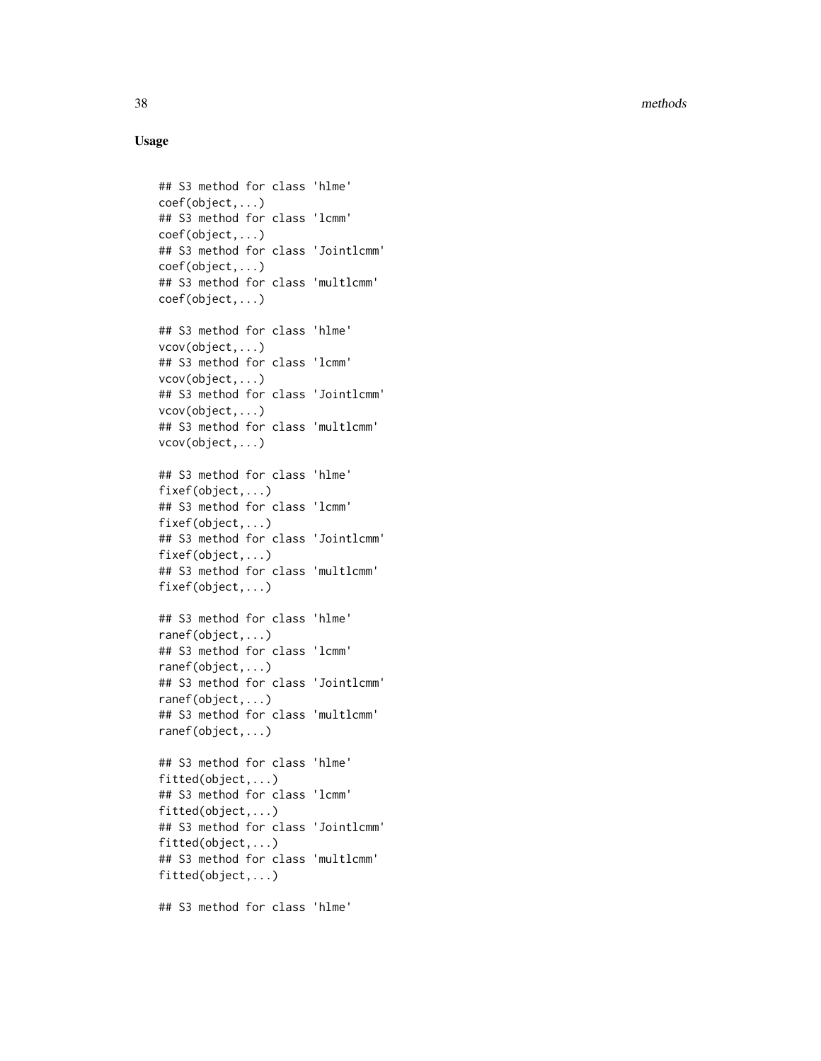## Usage

```
## S3 method for class 'hlme'
coef(object,...)
## S3 method for class 'lcmm'
coef(object,...)
## S3 method for class 'Jointlcmm'
coef(object,...)
## S3 method for class 'multlcmm'
coef(object,...)

## S3 method for class 'hlme'
vcov(object,...)
## S3 method for class 'lcmm'
vcov(object,...)
## S3 method for class 'Jointlcmm'
vcov(object,...)
## S3 method for class 'multlcmm'
vcov(object,...)

## S3 method for class 'hlme'
fixef(object,...)
## S3 method for class 'lcmm'
fixef(object,...)
## S3 method for class 'Jointlcmm'
fixef(object,...)
## S3 method for class 'multlcmm'
fixef(object,...)

## S3 method for class 'hlme'
ranef(object,...)
## S3 method for class 'lcmm'
ranef(object,...)
## S3 method for class 'Jointlcmm'
ranef(object,...)
## S3 method for class 'multlcmm'
ranef(object,...)

## S3 method for class 'hlme'
fitted(object,...)
## S3 method for class 'lcmm'
fitted(object,...)
## S3 method for class 'Jointlcmm'
fitted(object,...)
## S3 method for class 'multlcmm'
fitted(object,...)

## S3 method for class 'hlme'
```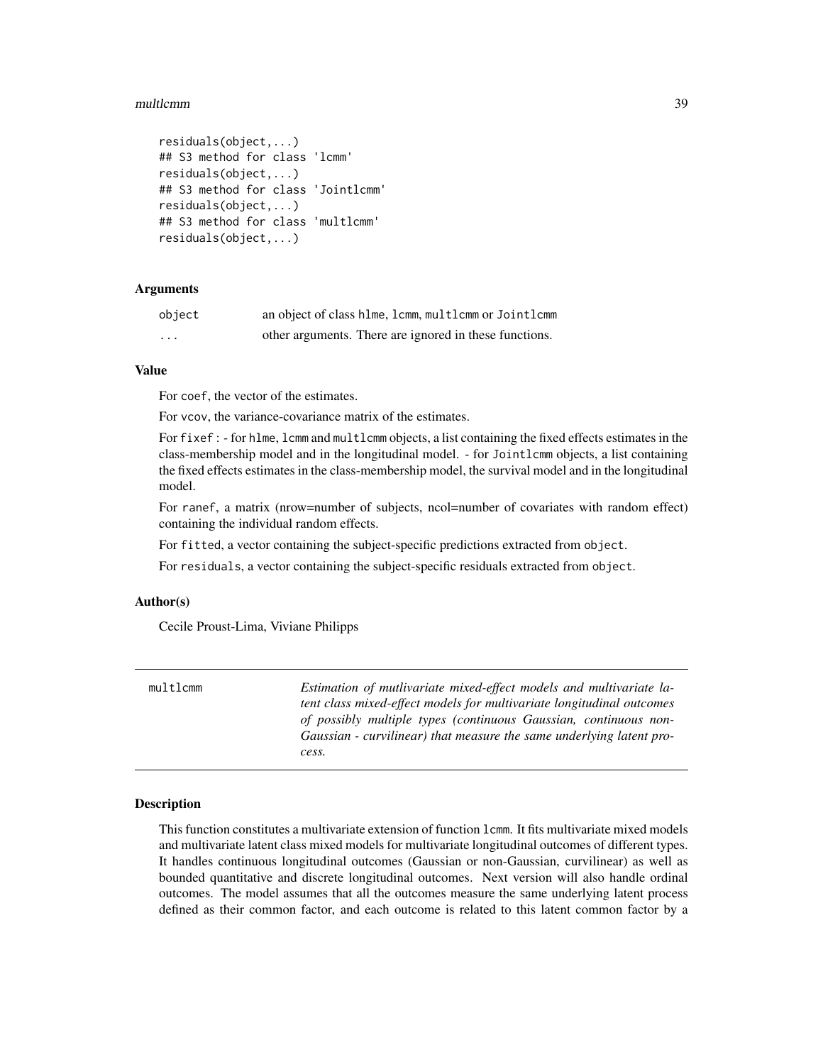```
residuals(object,...)
## S3 method for class 'lcmm'
residuals(object,...)
## S3 method for class 'Jointlcmm'
residuals(object,...)
## S3 method for class 'multlcmm'
residuals(object,...)
```

### Arguments

| | |
|---|---|
| `object` | an object of class `hlme`, `lcmm`, `multlcmm` or `Jointlcmm` |
| `...` | other arguments. There are ignored in these functions. |

### Value

For `coef`, the vector of the estimates.

For `vcov`, the variance-covariance matrix of the estimates.

For `fixef` : - for `hlme`, `lcmm` and `multlcmm` objects, a list containing the fixed effects estimates in the class-membership model and in the longitudinal model. - for `Jointlcmm` objects, a list containing the fixed effects estimates in the class-membership model, the survival model and in the longitudinal model.

For `ranef`, a matrix (nrow=number of subjects, ncol=number of covariates with random effect) containing the individual random effects.

For `fitted`, a vector containing the subject-specific predictions extracted from `object`.

For `residuals`, a vector containing the subject-specific residuals extracted from `object`.

### Author(s)

Cecile Proust-Lima, Viviane Philipps

---

## multlcmm

*Estimation of mutlivariate mixed-effect models and multivariate latent class mixed-effect models for multivariate longitudinal outcomes of possibly multiple types (continuous Gaussian, continuous non-Gaussian - curvilinear) that measure the same underlying latent process.*

---

### Description

This function constitutes a multivariate extension of function `lcmm`. It fits multivariate mixed models and multivariate latent class mixed models for multivariate longitudinal outcomes of different types. It handles continuous longitudinal outcomes (Gaussian or non-Gaussian, curvilinear) as well as bounded quantitative and discrete longitudinal outcomes. Next version will also handle ordinal outcomes. The model assumes that all the outcomes measure the same underlying latent process defined as their common factor, and each outcome is related to this latent common factor by a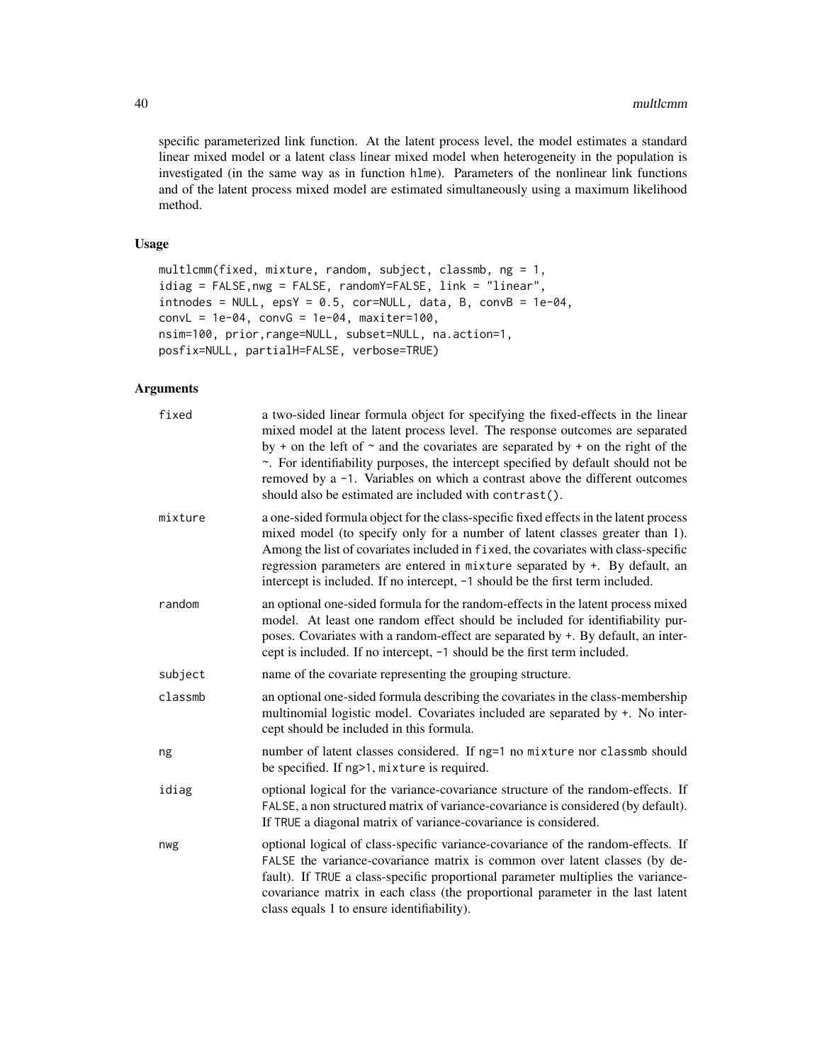specific parameterized link function. At the latent process level, the model estimates a standard linear mixed model or a latent class linear mixed model when heterogeneity in the population is investigated (in the same way as in function hlme). Parameters of the nonlinear link functions and of the latent process mixed model are estimated simultaneously using a maximum likelihood method.

### Usage

```
multlcmm(fixed, mixture, random, subject, classmb, ng = 1,
idiag = FALSE,nwg = FALSE, randomY=FALSE, link = "linear",
intnodes = NULL, epsY = 0.5, cor=NULL, data, B, convB = 1e-04,
convL = 1e-04, convG = 1e-04, maxiter=100,
nsim=100, prior,range=NULL, subset=NULL, na.action=1,
posfix=NULL, partialH=FALSE, verbose=TRUE)
```

### Arguments

| | |
|---|---|
| fixed | a two-sided linear formula object for specifying the fixed-effects in the linear mixed model at the latent process level. The response outcomes are separated by + on the left of ~ and the covariates are separated by + on the right of the ~. For identifiability purposes, the intercept specified by default should not be removed by a -1. Variables on which a contrast above the different outcomes should also be estimated are included with contrast(). |
| mixture | a one-sided formula object for the class-specific fixed effects in the latent process mixed model (to specify only for a number of latent classes greater than 1). Among the list of covariates included in fixed, the covariates with class-specific regression parameters are entered in mixture separated by +. By default, an intercept is included. If no intercept, -1 should be the first term included. |
| random | an optional one-sided formula for the random-effects in the latent process mixed model. At least one random effect should be included for identifiability purposes. Covariates with a random-effect are separated by +. By default, an intercept is included. If no intercept, -1 should be the first term included. |
| subject | name of the covariate representing the grouping structure. |
| classmb | an optional one-sided formula describing the covariates in the class-membership multinomial logistic model. Covariates included are separated by +. No intercept should be included in this formula. |
| ng | number of latent classes considered. If ng=1 no mixture nor classmb should be specified. If ng>1, mixture is required. |
| idiag | optional logical for the variance-covariance structure of the random-effects. If FALSE, a non structured matrix of variance-covariance is considered (by default). If TRUE a diagonal matrix of variance-covariance is considered. |
| nwg | optional logical of class-specific variance-covariance of the random-effects. If FALSE the variance-covariance matrix is common over latent classes (by default). If TRUE a class-specific proportional parameter multiplies the variance-covariance matrix in each class (the proportional parameter in the last latent class equals 1 to ensure identifiability). |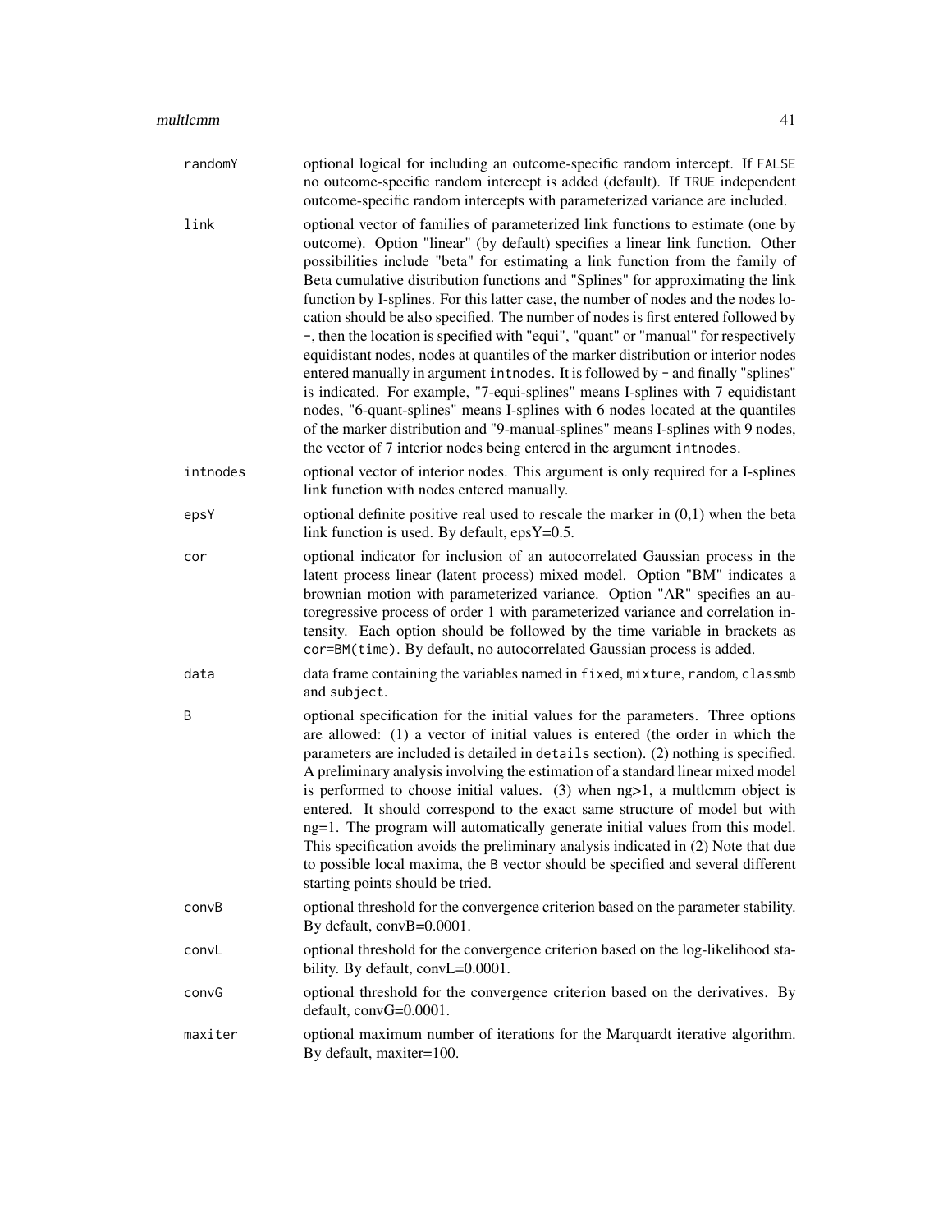**randomY** optional logical for including an outcome-specific random intercept. If `FALSE` no outcome-specific random intercept is added (default). If `TRUE` independent outcome-specific random intercepts with parameterized variance are included.

**link** optional vector of families of parameterized link functions to estimate (one by outcome). Option "linear" (by default) specifies a linear link function. Other possibilities include "beta" for estimating a link function from the family of Beta cumulative distribution functions and "Splines" for approximating the link function by I-splines. For this latter case, the number of nodes and the nodes location should be also specified. The number of nodes is first entered followed by -, then the location is specified with "equi", "quant" or "manual" for respectively equidistant nodes, nodes at quantiles of the marker distribution or interior nodes entered manually in argument `intnodes`. It is followed by - and finally "splines" is indicated. For example, "7-equi-splines" means I-splines with 7 equidistant nodes, "6-quant-splines" means I-splines with 6 nodes located at the quantiles of the marker distribution and "9-manual-splines" means I-splines with 9 nodes, the vector of 7 interior nodes being entered in the argument `intnodes`.

**intnodes** optional vector of interior nodes. This argument is only required for a I-splines link function with nodes entered manually.

**epsY** optional definite positive real used to rescale the marker in (0,1) when the beta link function is used. By default, epsY=0.5.

**cor** optional indicator for inclusion of an autocorrelated Gaussian process in the latent process linear (latent process) mixed model. Option "BM" indicates a brownian motion with parameterized variance. Option "AR" specifies an autoregressive process of order 1 with parameterized variance and correlation intensity. Each option should be followed by the time variable in brackets as `cor=BM(time)`. By default, no autocorrelated Gaussian process is added.

**data** data frame containing the variables named in `fixed`, `mixture`, `random`, `classmb` and `subject`.

**B** optional specification for the initial values for the parameters. Three options are allowed: (1) a vector of initial values is entered (the order in which the parameters are included is detailed in `details` section). (2) nothing is specified. A preliminary analysis involving the estimation of a standard linear mixed model is performed to choose initial values. (3) when ng>1, a multlcmm object is entered. It should correspond to the exact same structure of model but with ng=1. The program will automatically generate initial values from this model. This specification avoids the preliminary analysis indicated in (2) Note that due to possible local maxima, the `B` vector should be specified and several different starting points should be tried.

**convB** optional threshold for the convergence criterion based on the parameter stability. By default, convB=0.0001.

**convL** optional threshold for the convergence criterion based on the log-likelihood stability. By default, convL=0.0001.

**convG** optional threshold for the convergence criterion based on the derivatives. By default, convG=0.0001.

**maxiter** optional maximum number of iterations for the Marquardt iterative algorithm. By default, maxiter=100.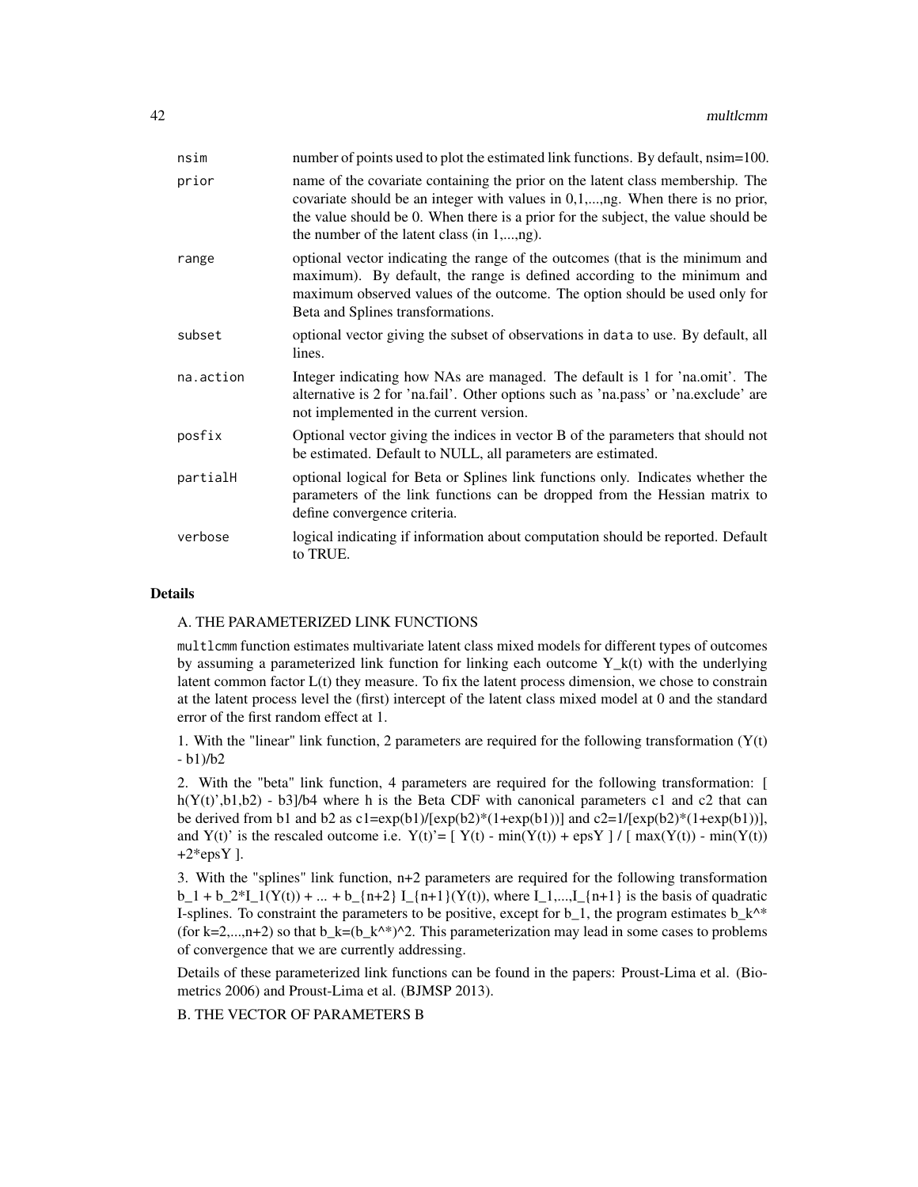| | |
|---|---|
| nsim | number of points used to plot the estimated link functions. By default, nsim=100. |
| prior | name of the covariate containing the prior on the latent class membership. The covariate should be an integer with values in 0,1,...,ng. When there is no prior, the value should be 0. When there is a prior for the subject, the value should be the number of the latent class (in 1,...,ng). |
| range | optional vector indicating the range of the outcomes (that is the minimum and maximum). By default, the range is defined according to the minimum and maximum observed values of the outcome. The option should be used only for Beta and Splines transformations. |
| subset | optional vector giving the subset of observations in data to use. By default, all lines. |
| na.action | Integer indicating how NAs are managed. The default is 1 for 'na.omit'. The alternative is 2 for 'na.fail'. Other options such as 'na.pass' or 'na.exclude' are not implemented in the current version. |
| posfix | Optional vector giving the indices in vector B of the parameters that should not be estimated. Default to NULL, all parameters are estimated. |
| partialH | optional logical for Beta or Splines link functions only. Indicates whether the parameters of the link functions can be dropped from the Hessian matrix to define convergence criteria. |
| verbose | logical indicating if information about computation should be reported. Default to TRUE. |

## Details

A. THE PARAMETERIZED LINK FUNCTIONS

multlcmm function estimates multivariate latent class mixed models for different types of outcomes by assuming a parameterized link function for linking each outcome Y_k(t) with the underlying latent common factor L(t) they measure. To fix the latent process dimension, we chose to constrain at the latent process level the (first) intercept of the latent class mixed model at 0 and the standard error of the first random effect at 1.

1. With the "linear" link function, 2 parameters are required for the following transformation (Y(t) - b1)/b2

2. With the "beta" link function, 4 parameters are required for the following transformation: [ h(Y(t)',b1,b2) - b3]/b4 where h is the Beta CDF with canonical parameters c1 and c2 that can be derived from b1 and b2 as c1=exp(b1)/[exp(b2)*(1+exp(b1))] and c2=1/[exp(b2)*(1+exp(b1))], and Y(t)' is the rescaled outcome i.e. Y(t)'= [ Y(t) - min(Y(t)) + epsY ] / [ max(Y(t)) - min(Y(t)) +2*epsY ].

3. With the "splines" link function, n+2 parameters are required for the following transformation b_1 + b_2*I_1(Y(t)) + ... + b_{n+2} I_{n+1}(Y(t)), where I_1,...,I_{n+1} is the basis of quadratic I-splines. To constraint the parameters to be positive, except for b_1, the program estimates b_k^* (for k=2,...,n+2) so that b_k=(b_k^*)^2. This parameterization may lead in some cases to problems of convergence that we are currently addressing.

Details of these parameterized link functions can be found in the papers: Proust-Lima et al. (Biometrics 2006) and Proust-Lima et al. (BJMSP 2013).

B. THE VECTOR OF PARAMETERS B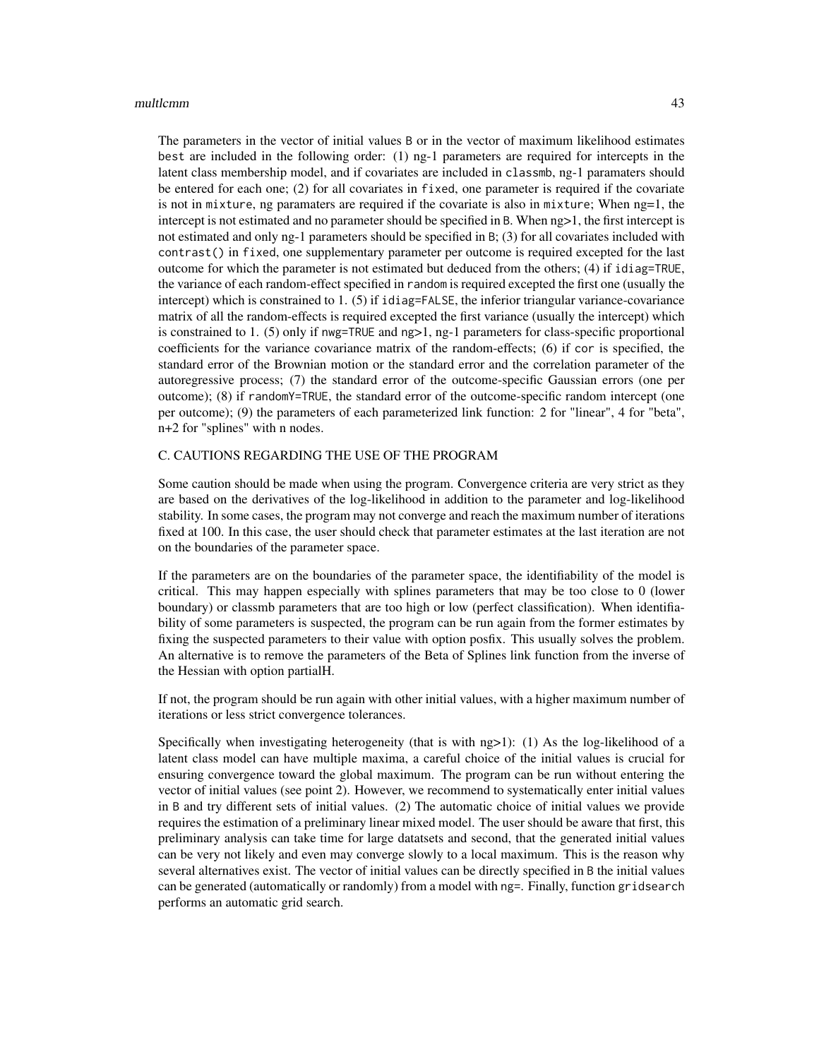The parameters in the vector of initial values `B` or in the vector of maximum likelihood estimates `best` are included in the following order: (1) ng-1 parameters are required for intercepts in the latent class membership model, and if covariates are included in `classmb`, ng-1 paramaters should be entered for each one; (2) for all covariates in `fixed`, one parameter is required if the covariate is not in `mixture`, ng paramaters are required if the covariate is also in `mixture`; When ng=1, the intercept is not estimated and no parameter should be specified in `B`. When ng>1, the first intercept is not estimated and only ng-1 parameters should be specified in `B`; (3) for all covariates included with `contrast()` in `fixed`, one supplementary parameter per outcome is required excepted for the last outcome for which the parameter is not estimated but deduced from the others; (4) if `idiag=TRUE`, the variance of each random-effect specified in `random` is required excepted the first one (usually the intercept) which is constrained to 1. (5) if `idiag=FALSE`, the inferior triangular variance-covariance matrix of all the random-effects is required excepted the first variance (usually the intercept) which is constrained to 1. (5) only if `nwg=TRUE` and ng>1, ng-1 parameters for class-specific proportional coefficients for the variance covariance matrix of the random-effects; (6) if `cor` is specified, the standard error of the Brownian motion or the standard error and the correlation parameter of the autoregressive process; (7) the standard error of the outcome-specific Gaussian errors (one per outcome); (8) if `randomY=TRUE`, the standard error of the outcome-specific random intercept (one per outcome); (9) the parameters of each parameterized link function: 2 for "linear", 4 for "beta", n+2 for "splines" with n nodes.

C. CAUTIONS REGARDING THE USE OF THE PROGRAM

Some caution should be made when using the program. Convergence criteria are very strict as they are based on the derivatives of the log-likelihood in addition to the parameter and log-likelihood stability. In some cases, the program may not converge and reach the maximum number of iterations fixed at 100. In this case, the user should check that parameter estimates at the last iteration are not on the boundaries of the parameter space.

If the parameters are on the boundaries of the parameter space, the identifiability of the model is critical. This may happen especially with splines parameters that may be too close to 0 (lower boundary) or classmb parameters that are too high or low (perfect classification). When identifiability of some parameters is suspected, the program can be run again from the former estimates by fixing the suspected parameters to their value with option posfix. This usually solves the problem. An alternative is to remove the parameters of the Beta of Splines link function from the inverse of the Hessian with option partialH.

If not, the program should be run again with other initial values, with a higher maximum number of iterations or less strict convergence tolerances.

Specifically when investigating heterogeneity (that is with ng>1): (1) As the log-likelihood of a latent class model can have multiple maxima, a careful choice of the initial values is crucial for ensuring convergence toward the global maximum. The program can be run without entering the vector of initial values (see point 2). However, we recommend to systematically enter initial values in `B` and try different sets of initial values. (2) The automatic choice of initial values we provide requires the estimation of a preliminary linear mixed model. The user should be aware that first, this preliminary analysis can take time for large datatsets and second, that the generated initial values can be very not likely and even may converge slowly to a local maximum. This is the reason why several alternatives exist. The vector of initial values can be directly specified in `B` the initial values can be generated (automatically or randomly) from a model with `ng=`. Finally, function `gridsearch` performs an automatic grid search.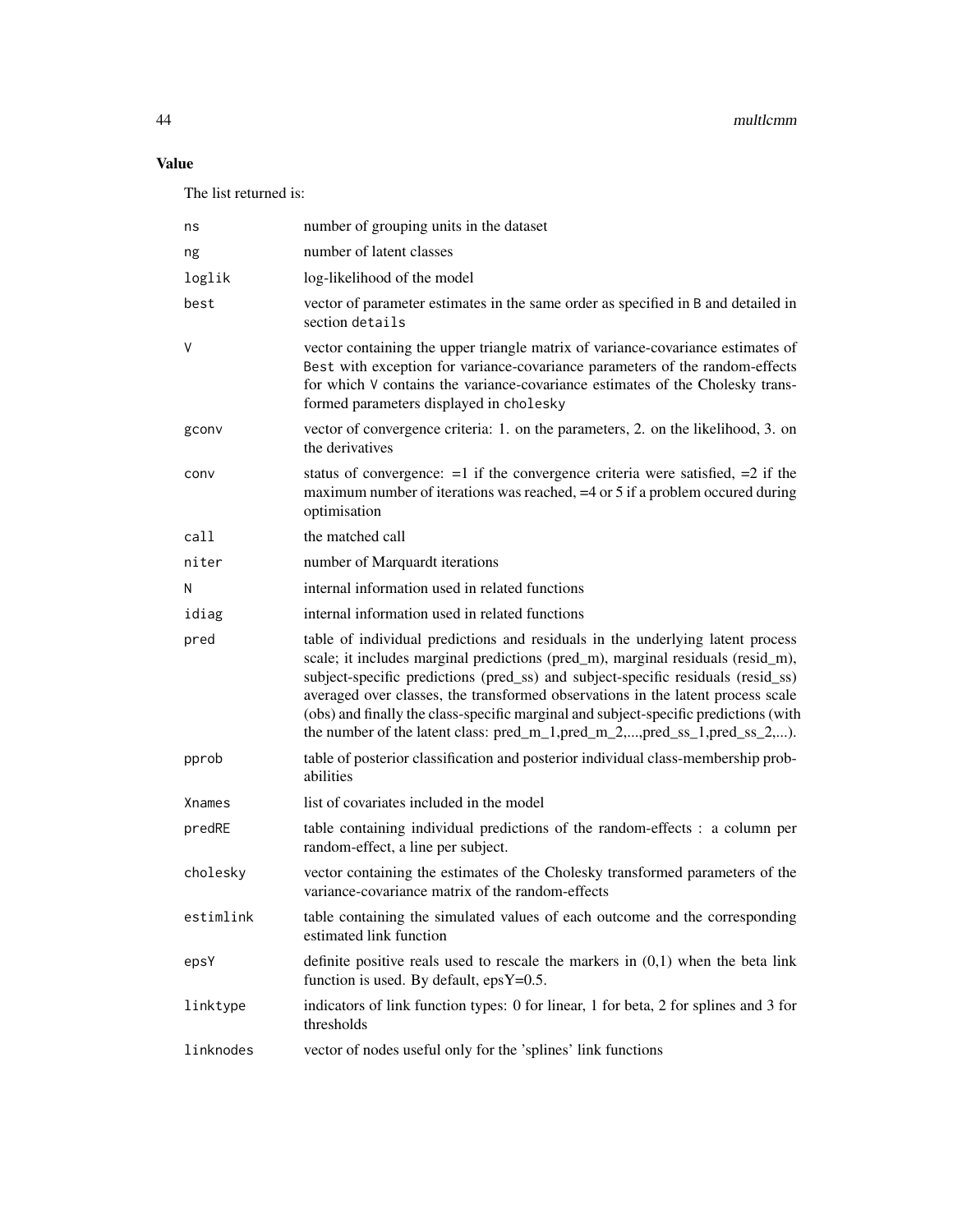## Value

The list returned is:

| | |
|---|---|
| `ns` | number of grouping units in the dataset |
| `ng` | number of latent classes |
| `loglik` | log-likelihood of the model |
| `best` | vector of parameter estimates in the same order as specified in `B` and detailed in section `details` |
| `V` | vector containing the upper triangle matrix of variance-covariance estimates of `Best` with exception for variance-covariance parameters of the random-effects for which `V` contains the variance-covariance estimates of the Cholesky transformed parameters displayed in `cholesky` |
| `gconv` | vector of convergence criteria: 1. on the parameters, 2. on the likelihood, 3. on the derivatives |
| `conv` | status of convergence: =1 if the convergence criteria were satisfied, =2 if the maximum number of iterations was reached, =4 or 5 if a problem occured during optimisation |
| `call` | the matched call |
| `niter` | number of Marquardt iterations |
| `N` | internal information used in related functions |
| `idiag` | internal information used in related functions |
| `pred` | table of individual predictions and residuals in the underlying latent process scale; it includes marginal predictions (pred_m), marginal residuals (resid_m), subject-specific predictions (pred_ss) and subject-specific residuals (resid_ss) averaged over classes, the transformed observations in the latent process scale (obs) and finally the class-specific marginal and subject-specific predictions (with the number of the latent class: pred_m_1,pred_m_2,...,pred_ss_1,pred_ss_2,...). |
| `pprob` | table of posterior classification and posterior individual class-membership probabilities |
| `Xnames` | list of covariates included in the model |
| `predRE` | table containing individual predictions of the random-effects : a column per random-effect, a line per subject. |
| `cholesky` | vector containing the estimates of the Cholesky transformed parameters of the variance-covariance matrix of the random-effects |
| `estimlink` | table containing the simulated values of each outcome and the corresponding estimated link function |
| `epsY` | definite positive reals used to rescale the markers in (0,1) when the beta link function is used. By default, epsY=0.5. |
| `linktype` | indicators of link function types: 0 for linear, 1 for beta, 2 for splines and 3 for thresholds |
| `linknodes` | vector of nodes useful only for the 'splines' link functions |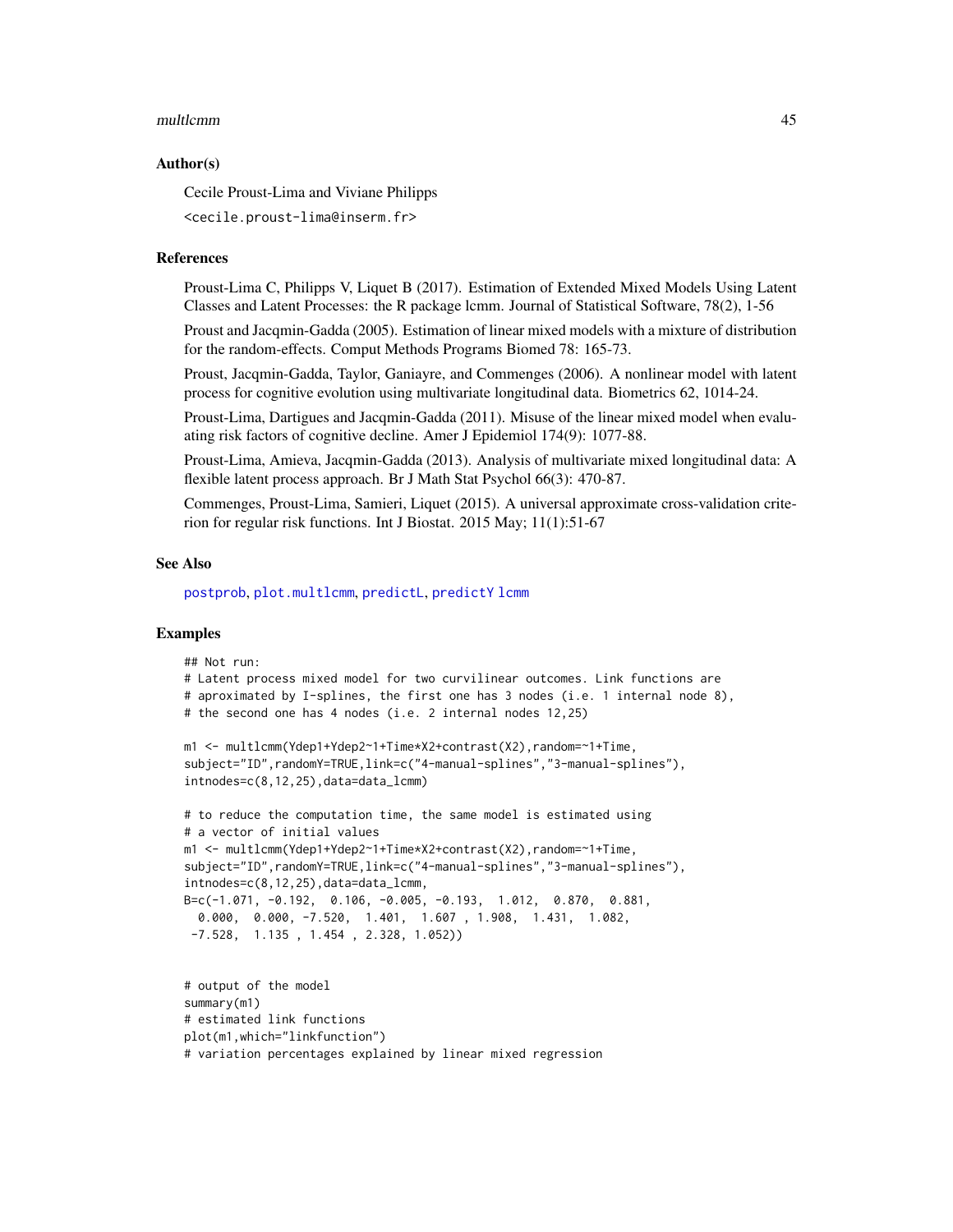## Author(s)

Cecile Proust-Lima and Viviane Philipps

<cecile.proust-lima@inserm.fr>

## References

Proust-Lima C, Philipps V, Liquet B (2017). Estimation of Extended Mixed Models Using Latent Classes and Latent Processes: the R package lcmm. Journal of Statistical Software, 78(2), 1-56

Proust and Jacqmin-Gadda (2005). Estimation of linear mixed models with a mixture of distribution for the random-effects. Comput Methods Programs Biomed 78: 165-73.

Proust, Jacqmin-Gadda, Taylor, Ganiayre, and Commenges (2006). A nonlinear model with latent process for cognitive evolution using multivariate longitudinal data. Biometrics 62, 1014-24.

Proust-Lima, Dartigues and Jacqmin-Gadda (2011). Misuse of the linear mixed model when evaluating risk factors of cognitive decline. Amer J Epidemiol 174(9): 1077-88.

Proust-Lima, Amieva, Jacqmin-Gadda (2013). Analysis of multivariate mixed longitudinal data: A flexible latent process approach. Br J Math Stat Psychol 66(3): 470-87.

Commenges, Proust-Lima, Samieri, Liquet (2015). A universal approximate cross-validation criterion for regular risk functions. Int J Biostat. 2015 May; 11(1):51-67

## See Also

postprob, plot.multlcmm, predictL, predictY lcmm

## Examples

```
## Not run:
# Latent process mixed model for two curvilinear outcomes. Link functions are
# aproximated by I-splines, the first one has 3 nodes (i.e. 1 internal node 8),
# the second one has 4 nodes (i.e. 2 internal nodes 12,25)

m1 <- multlcmm(Ydep1+Ydep2~1+Time*X2+contrast(X2),random=~1+Time,
subject="ID",randomY=TRUE,link=c("4-manual-splines","3-manual-splines"),
intnodes=c(8,12,25),data=data_lcmm)

# to reduce the computation time, the same model is estimated using
# a vector of initial values
m1 <- multlcmm(Ydep1+Ydep2~1+Time*X2+contrast(X2),random=~1+Time,
subject="ID",randomY=TRUE,link=c("4-manual-splines","3-manual-splines"),
intnodes=c(8,12,25),data=data_lcmm,
B=c(-1.071, -0.192,  0.106, -0.005, -0.193,  1.012,  0.870,  0.881,
  0.000,  0.000, -7.520,  1.401,  1.607 , 1.908,  1.431,  1.082,
 -7.528,  1.135 , 1.454 , 2.328, 1.052))


# output of the model
summary(m1)
# estimated link functions
plot(m1,which="linkfunction")
# variation percentages explained by linear mixed regression
```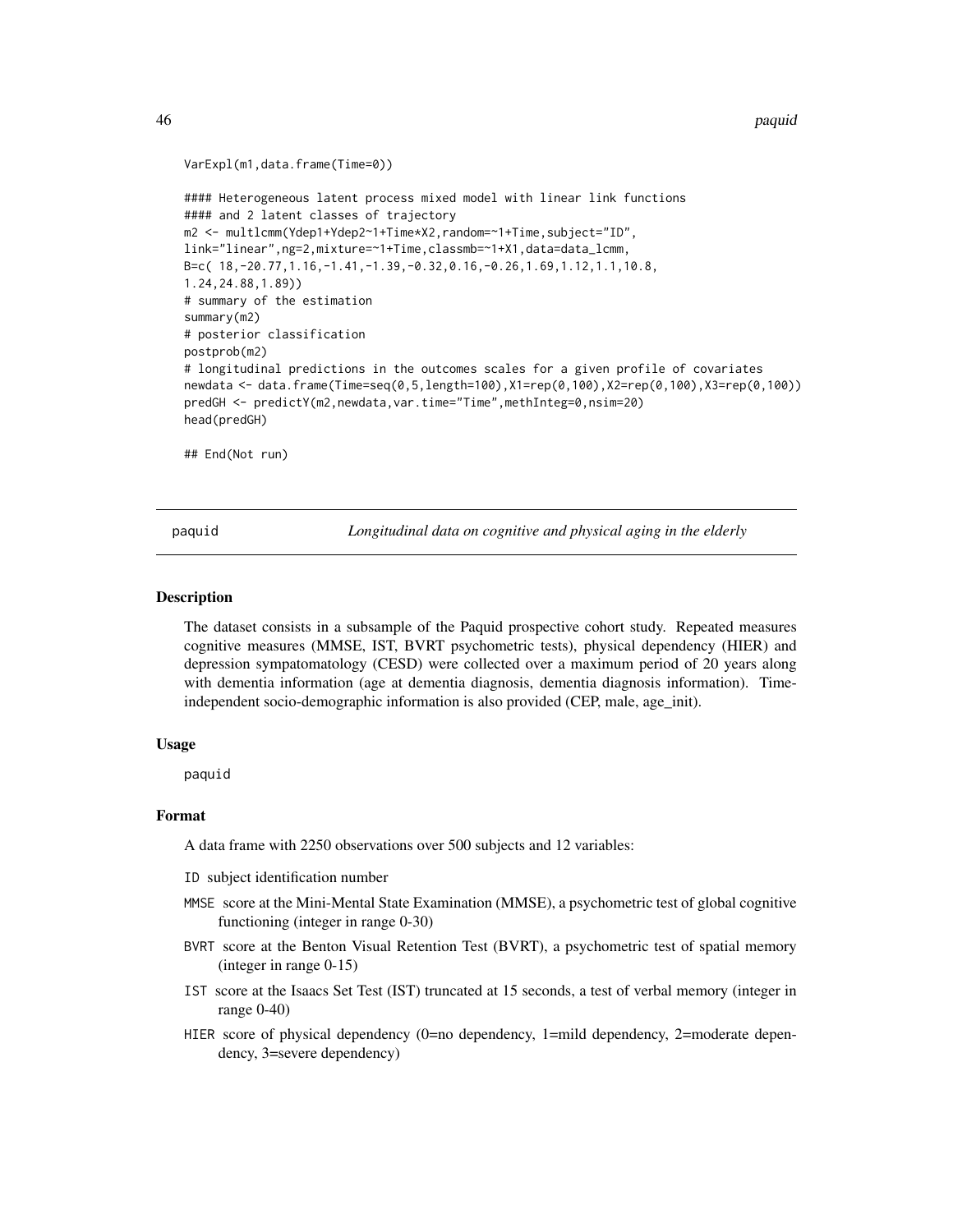```
VarExpl(m1,data.frame(Time=0))

#### Heterogeneous latent process mixed model with linear link functions
#### and 2 latent classes of trajectory
m2 <- multlcmm(Ydep1+Ydep2~1+Time*X2,random=~1+Time,subject="ID",
link="linear",ng=2,mixture=~1+Time,classmb=~1+X1,data=data_lcmm,
B=c( 18,-20.77,1.16,-1.41,-1.39,-0.32,0.16,-0.26,1.69,1.12,1.1,10.8,
1.24,24.88,1.89))
# summary of the estimation
summary(m2)
# posterior classification
postprob(m2)
# longitudinal predictions in the outcomes scales for a given profile of covariates
newdata <- data.frame(Time=seq(0,5,length=100),X1=rep(0,100),X2=rep(0,100),X3=rep(0,100))
predGH <- predictY(m2,newdata,var.time="Time",methInteg=0,nsim=20)
head(predGH)

## End(Not run)
```

---

paquid *Longitudinal data on cognitive and physical aging in the elderly*

---

### Description

The dataset consists in a subsample of the Paquid prospective cohort study. Repeated measures cognitive measures (MMSE, IST, BVRT psychometric tests), physical dependency (HIER) and depression sympatomatology (CESD) were collected over a maximum period of 20 years along with dementia information (age at dementia diagnosis, dementia diagnosis information). Time-independent socio-demographic information is also provided (CEP, male, age_init).

### Usage

```
paquid
```

### Format

A data frame with 2250 observations over 500 subjects and 12 variables:

- `ID` subject identification number
- `MMSE` score at the Mini-Mental State Examination (MMSE), a psychometric test of global cognitive functioning (integer in range 0-30)
- `BVRT` score at the Benton Visual Retention Test (BVRT), a psychometric test of spatial memory (integer in range 0-15)
- `IST` score at the Isaacs Set Test (IST) truncated at 15 seconds, a test of verbal memory (integer in range 0-40)
- `HIER` score of physical dependency (0=no dependency, 1=mild dependency, 2=moderate dependency, 3=severe dependency)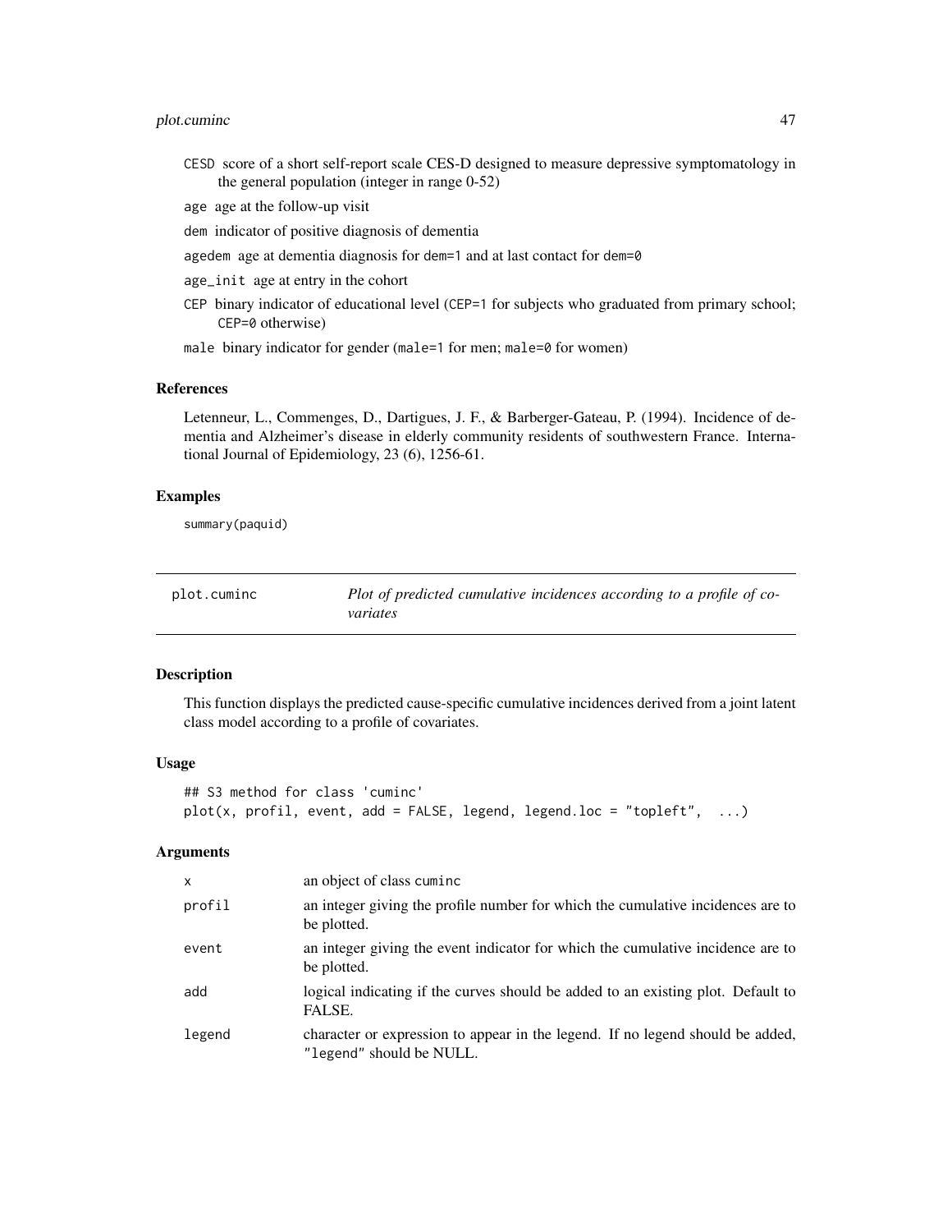CESD score of a short self-report scale CES-D designed to measure depressive symptomatology in the general population (integer in range 0-52)

age age at the follow-up visit

dem indicator of positive diagnosis of dementia

agedem age at dementia diagnosis for dem=1 and at last contact for dem=0

age_init age at entry in the cohort

CEP binary indicator of educational level (CEP=1 for subjects who graduated from primary school; CEP=0 otherwise)

male binary indicator for gender (male=1 for men; male=0 for women)

### References

Letenneur, L., Commenges, D., Dartigues, J. F., & Barberger-Gateau, P. (1994). Incidence of dementia and Alzheimer's disease in elderly community residents of southwestern France. International Journal of Epidemiology, 23 (6), 1256-61.

### Examples

```
summary(paquid)
```

---

## plot.cuminc — *Plot of predicted cumulative incidences according to a profile of covariates*

---

### Description

This function displays the predicted cause-specific cumulative incidences derived from a joint latent class model according to a profile of covariates.

### Usage

```
## S3 method for class 'cuminc'
plot(x, profil, event, add = FALSE, legend, legend.loc = "topleft",  ...)
```

### Arguments

| | |
|---|---|
| x | an object of class cuminc |
| profil | an integer giving the profile number for which the cumulative incidences are to be plotted. |
| event | an integer giving the event indicator for which the cumulative incidence are to be plotted. |
| add | logical indicating if the curves should be added to an existing plot. Default to FALSE. |
| legend | character or expression to appear in the legend. If no legend should be added, "legend" should be NULL. |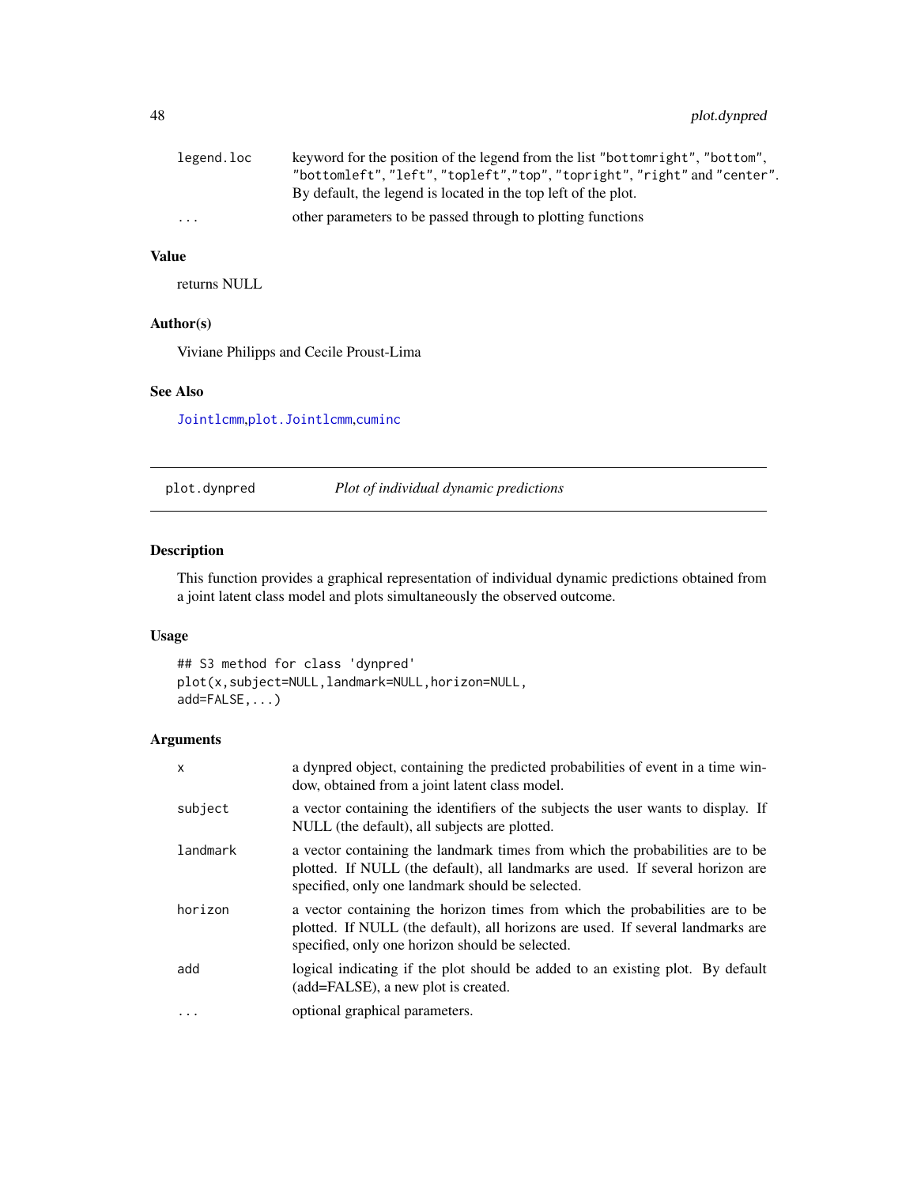| | |
|---|---|
| legend.loc | keyword for the position of the legend from the list "bottomright", "bottom", "bottomleft", "left", "topleft","top", "topright", "right" and "center". By default, the legend is located in the top left of the plot. |
| ... | other parameters to be passed through to plotting functions |

## Value

returns NULL

## Author(s)

Viviane Philipps and Cecile Proust-Lima

## See Also

Jointlcmm,plot.Jointlcmm,cuminc

---

# plot.dynpred — *Plot of individual dynamic predictions*

## Description

This function provides a graphical representation of individual dynamic predictions obtained from a joint latent class model and plots simultaneously the observed outcome.

## Usage

```
## S3 method for class 'dynpred'
plot(x,subject=NULL,landmark=NULL,horizon=NULL,
add=FALSE,...)
```

## Arguments

| | |
|---|---|
| x | a dynpred object, containing the predicted probabilities of event in a time window, obtained from a joint latent class model. |
| subject | a vector containing the identifiers of the subjects the user wants to display. If NULL (the default), all subjects are plotted. |
| landmark | a vector containing the landmark times from which the probabilities are to be plotted. If NULL (the default), all landmarks are used. If several horizon are specified, only one landmark should be selected. |
| horizon | a vector containing the horizon times from which the probabilities are to be plotted. If NULL (the default), all horizons are used. If several landmarks are specified, only one horizon should be selected. |
| add | logical indicating if the plot should be added to an existing plot. By default (add=FALSE), a new plot is created. |
| ... | optional graphical parameters. |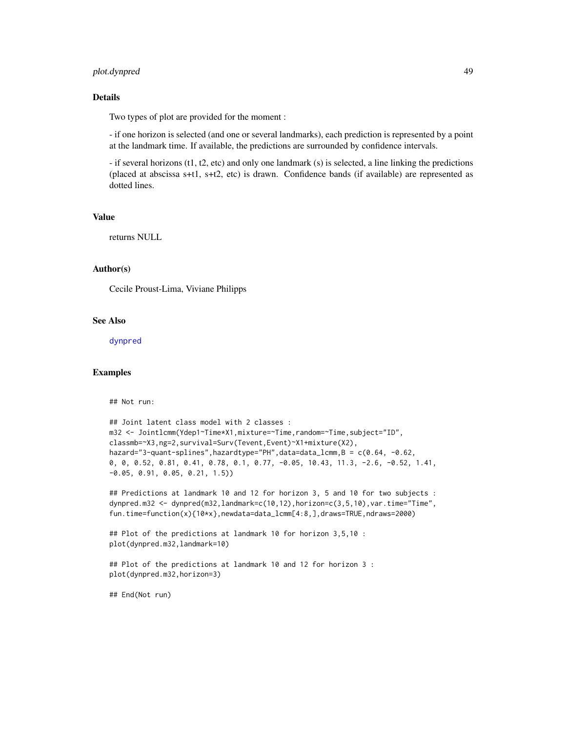## Details

Two types of plot are provided for the moment :

- if one horizon is selected (and one or several landmarks), each prediction is represented by a point at the landmark time. If available, the predictions are surrounded by confidence intervals.

- if several horizons (t1, t2, etc) and only one landmark (s) is selected, a line linking the predictions (placed at abscissa s+t1, s+t2, etc) is drawn. Confidence bands (if available) are represented as dotted lines.

## Value

returns NULL

## Author(s)

Cecile Proust-Lima, Viviane Philipps

## See Also

dynpred

## Examples

```
## Not run:

## Joint latent class model with 2 classes :
m32 <- Jointlcmm(Ydep1~Time*X1,mixture=~Time,random=~Time,subject="ID",
classmb=~X3,ng=2,survival=Surv(Tevent,Event)~X1+mixture(X2),
hazard="3-quant-splines",hazardtype="PH",data=data_lcmm,B = c(0.64, -0.62,
0, 0, 0.52, 0.81, 0.41, 0.78, 0.1, 0.77, -0.05, 10.43, 11.3, -2.6, -0.52, 1.41,
-0.05, 0.91, 0.05, 0.21, 1.5))

## Predictions at landmark 10 and 12 for horizon 3, 5 and 10 for two subjects :
dynpred.m32 <- dynpred(m32,landmark=c(10,12),horizon=c(3,5,10),var.time="Time",
fun.time=function(x){10*x},newdata=data_lcmm[4:8,],draws=TRUE,ndraws=2000)

## Plot of the predictions at landmark 10 for horizon 3,5,10 :
plot(dynpred.m32,landmark=10)

## Plot of the predictions at landmark 10 and 12 for horizon 3 :
plot(dynpred.m32,horizon=3)

## End(Not run)
```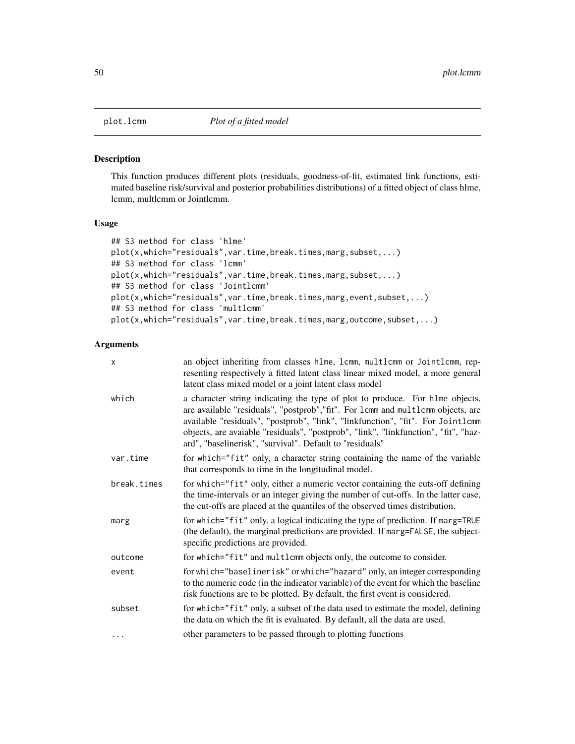plot.lcmm *Plot of a fitted model*

## Description

This function produces different plots (residuals, goodness-of-fit, estimated link functions, estimated baseline risk/survival and posterior probabilities distributions) of a fitted object of class hlme, lcmm, multlcmm or Jointlcmm.

## Usage

```
## S3 method for class 'hlme'
plot(x,which="residuals",var.time,break.times,marg,subset,...)
## S3 method for class 'lcmm'
plot(x,which="residuals",var.time,break.times,marg,subset,...)
## S3 method for class 'Jointlcmm'
plot(x,which="residuals",var.time,break.times,marg,event,subset,...)
## S3 method for class 'multlcmm'
plot(x,which="residuals",var.time,break.times,marg,outcome,subset,...)
```

## Arguments

| | |
|---|---|
| x | an object inheriting from classes hlme, lcmm, multlcmm or Jointlcmm, representing respectively a fitted latent class linear mixed model, a more general latent class mixed model or a joint latent class model |
| which | a character string indicating the type of plot to produce. For hlme objects, are available "residuals", "postprob","fit". For lcmm and multlcmm objects, are available "residuals", "postprob", "link", "linkfunction", "fit". For Jointlcmm objects, are avaiable "residuals", "postprob", "link", "linkfunction", "fit", "hazard", "baselinerisk", "survival". Default to "residuals" |
| var.time | for which="fit" only, a character string containing the name of the variable that corresponds to time in the longitudinal model. |
| break.times | for which="fit" only, either a numeric vector containing the cuts-off defining the time-intervals or an integer giving the number of cut-offs. In the latter case, the cut-offs are placed at the quantiles of the observed times distribution. |
| marg | for which="fit" only, a logical indicating the type of prediction. If marg=TRUE (the default), the marginal predictions are provided. If marg=FALSE, the subject-specific predictions are provided. |
| outcome | for which="fit" and multlcmm objects only, the outcome to consider. |
| event | for which="baselinerisk" or which="hazard" only, an integer corresponding to the numeric code (in the indicator variable) of the event for which the baseline risk functions are to be plotted. By default, the first event is considered. |
| subset | for which="fit" only, a subset of the data used to estimate the model, defining the data on which the fit is evaluated. By default, all the data are used. |
| ... | other parameters to be passed through to plotting functions |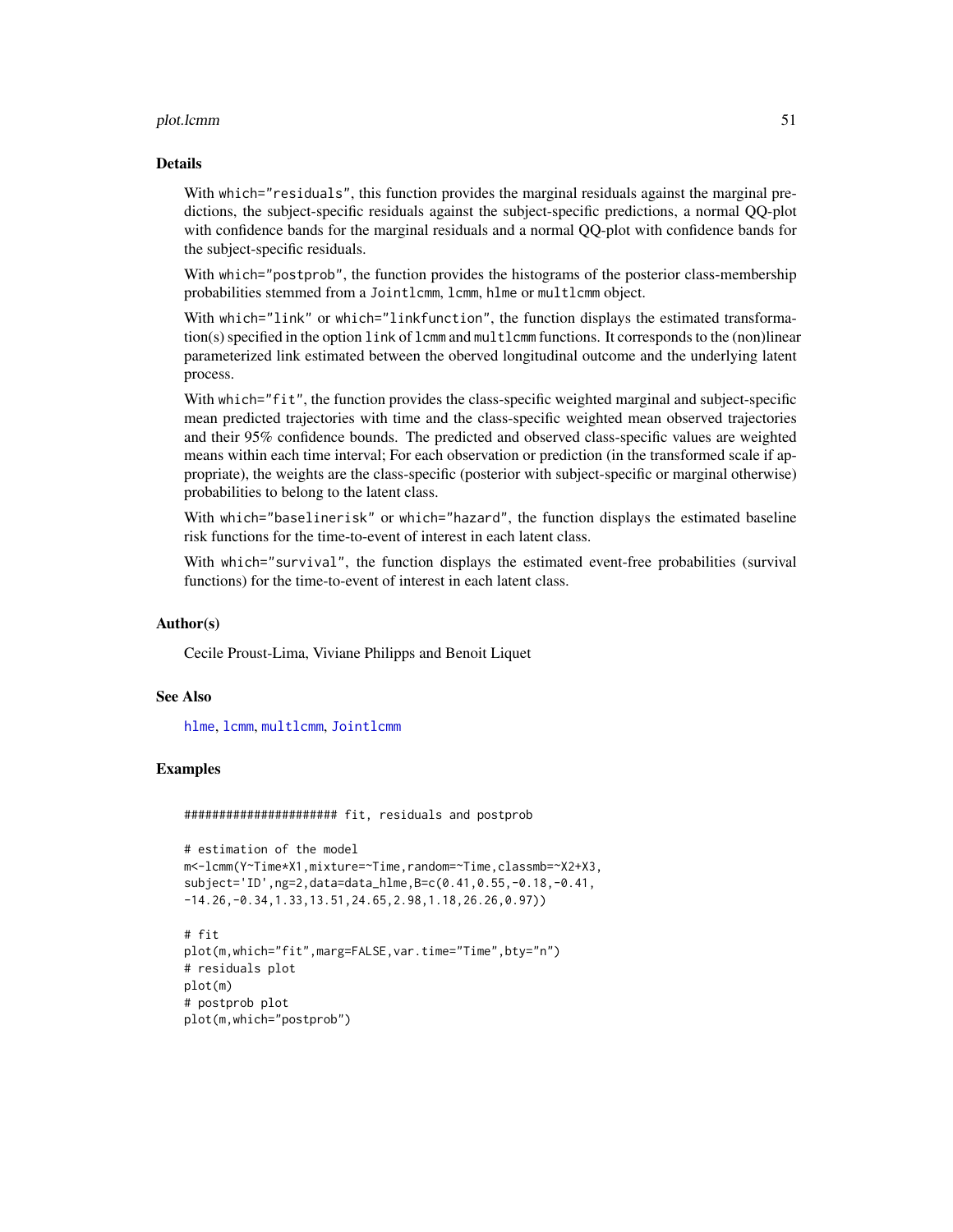## Details

With `which="residuals"`, this function provides the marginal residuals against the marginal predictions, the subject-specific residuals against the subject-specific predictions, a normal QQ-plot with confidence bands for the marginal residuals and a normal QQ-plot with confidence bands for the subject-specific residuals.

With `which="postprob"`, the function provides the histograms of the posterior class-membership probabilities stemmed from a `Jointlcmm`, `lcmm`, `hlme` or `multlcmm` object.

With `which="link"` or `which="linkfunction"`, the function displays the estimated transformation(s) specified in the option `link` of `lcmm` and `multlcmm` functions. It corresponds to the (non)linear parameterized link estimated between the oberved longitudinal outcome and the underlying latent process.

With `which="fit"`, the function provides the class-specific weighted marginal and subject-specific mean predicted trajectories with time and the class-specific weighted mean observed trajectories and their 95% confidence bounds. The predicted and observed class-specific values are weighted means within each time interval; For each observation or prediction (in the transformed scale if appropriate), the weights are the class-specific (posterior with subject-specific or marginal otherwise) probabilities to belong to the latent class.

With `which="baselinerisk"` or `which="hazard"`, the function displays the estimated baseline risk functions for the time-to-event of interest in each latent class.

With `which="survival"`, the function displays the estimated event-free probabilities (survival functions) for the time-to-event of interest in each latent class.

## Author(s)

Cecile Proust-Lima, Viviane Philipps and Benoit Liquet

## See Also

`hlme`, `lcmm`, `multlcmm`, `Jointlcmm`

## Examples

```
###################### fit, residuals and postprob

# estimation of the model
m<-lcmm(Y~Time*X1,mixture=~Time,random=~Time,classmb=~X2+X3,
subject='ID',ng=2,data=data_hlme,B=c(0.41,0.55,-0.18,-0.41,
-14.26,-0.34,1.33,13.51,24.65,2.98,1.18,26.26,0.97))

# fit
plot(m,which="fit",marg=FALSE,var.time="Time",bty="n")
# residuals plot
plot(m)
# postprob plot
plot(m,which="postprob")
```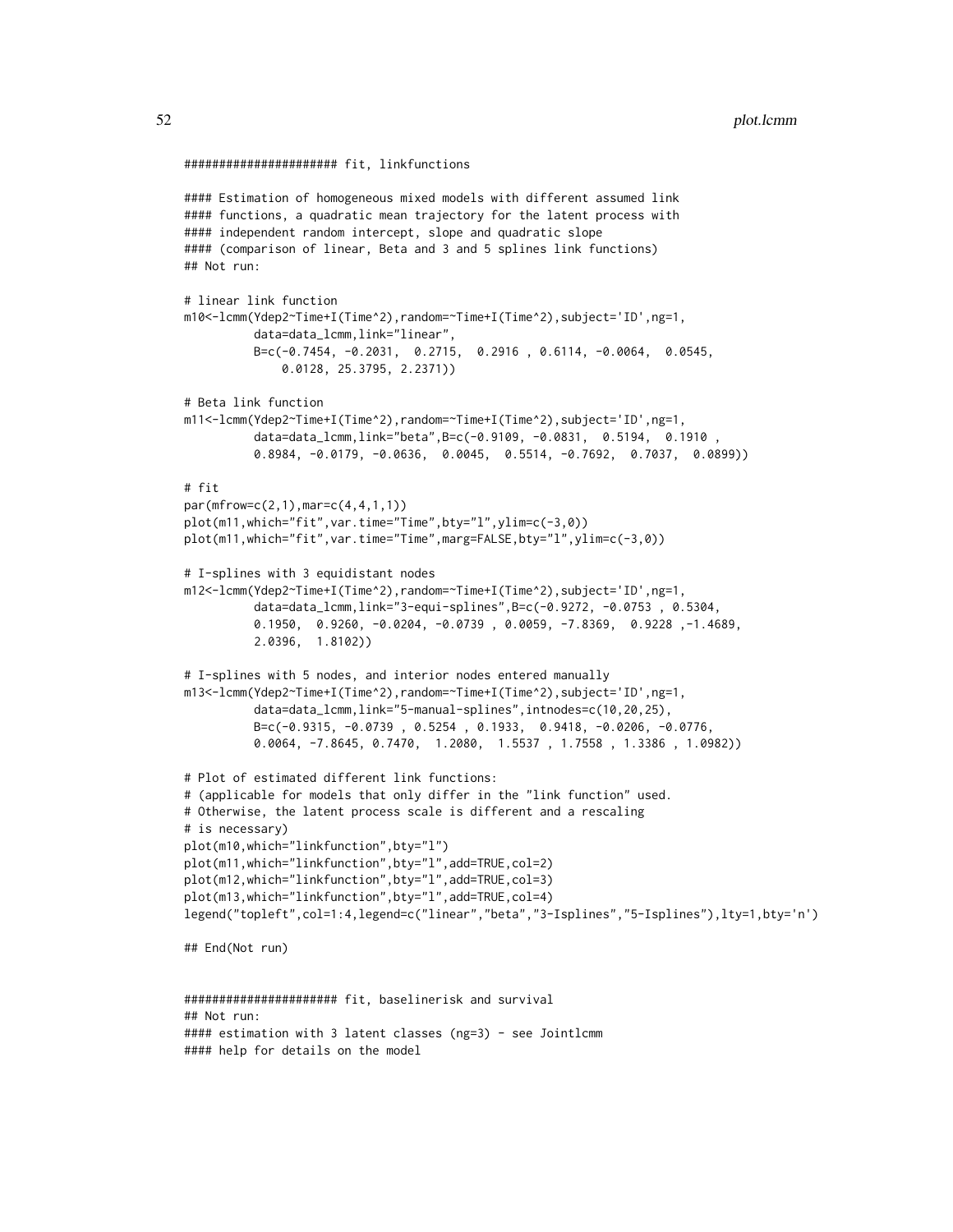```
##################### fit, linkfunctions

#### Estimation of homogeneous mixed models with different assumed link
#### functions, a quadratic mean trajectory for the latent process with
#### independent random intercept, slope and quadratic slope
#### (comparison of linear, Beta and 3 and 5 splines link functions)
## Not run:

# linear link function
m10<-lcmm(Ydep2~Time+I(Time^2),random=~Time+I(Time^2),subject='ID',ng=1,
          data=data_lcmm,link="linear",
          B=c(-0.7454, -0.2031,  0.2715,  0.2916 , 0.6114, -0.0064,  0.0545,
              0.0128, 25.3795, 2.2371))

# Beta link function
m11<-lcmm(Ydep2~Time+I(Time^2),random=~Time+I(Time^2),subject='ID',ng=1,
          data=data_lcmm,link="beta",B=c(-0.9109, -0.0831,  0.5194,  0.1910 ,
          0.8984, -0.0179, -0.0636,  0.0045,  0.5514, -0.7692,  0.7037,  0.0899))

# fit
par(mfrow=c(2,1),mar=c(4,4,1,1))
plot(m11,which="fit",var.time="Time",bty="l",ylim=c(-3,0))
plot(m11,which="fit",var.time="Time",marg=FALSE,bty="l",ylim=c(-3,0))

# I-splines with 3 equidistant nodes
m12<-lcmm(Ydep2~Time+I(Time^2),random=~Time+I(Time^2),subject='ID',ng=1,
          data=data_lcmm,link="3-equi-splines",B=c(-0.9272, -0.0753 , 0.5304,
          0.1950,  0.9260, -0.0204, -0.0739 , 0.0059, -7.8369,  0.9228 ,-1.4689,
          2.0396,  1.8102))

# I-splines with 5 nodes, and interior nodes entered manually
m13<-lcmm(Ydep2~Time+I(Time^2),random=~Time+I(Time^2),subject='ID',ng=1,
          data=data_lcmm,link="5-manual-splines",intnodes=c(10,20,25),
          B=c(-0.9315, -0.0739 , 0.5254 , 0.1933,  0.9418, -0.0206, -0.0776,
          0.0064, -7.8645, 0.7470,  1.2080,  1.5537 , 1.7558 , 1.3386 , 1.0982))

# Plot of estimated different link functions:
# (applicable for models that only differ in the "link function" used.
# Otherwise, the latent process scale is different and a rescaling
# is necessary)
plot(m10,which="linkfunction",bty="l")
plot(m11,which="linkfunction",bty="l",add=TRUE,col=2)
plot(m12,which="linkfunction",bty="l",add=TRUE,col=3)
plot(m13,which="linkfunction",bty="l",add=TRUE,col=4)
legend("topleft",col=1:4,legend=c("linear","beta","3-Isplines","5-Isplines"),lty=1,bty='n')

## End(Not run)


##################### fit, baselinerisk and survival
## Not run:
#### estimation with 3 latent classes (ng=3) - see Jointlcmm
#### help for details on the model
```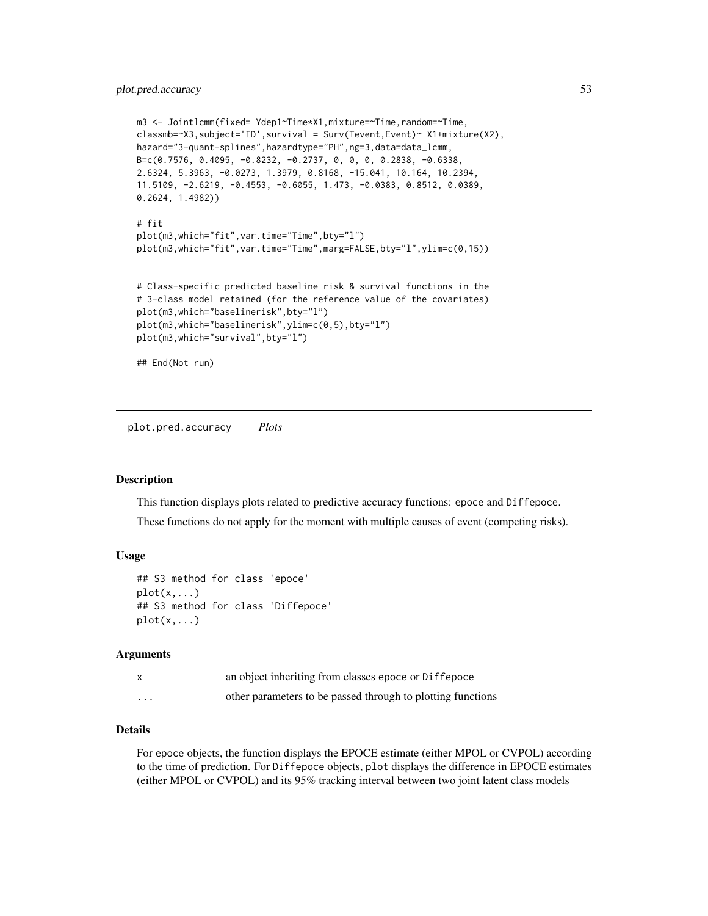```
m3 <- Jointlcmm(fixed= Ydep1~Time*X1,mixture=~Time,random=~Time,
classmb=~X3,subject='ID',survival = Surv(Tevent,Event)~ X1+mixture(X2),
hazard="3-quant-splines",hazardtype="PH",ng=3,data=data_lcmm,
B=c(0.7576, 0.4095, -0.8232, -0.2737, 0, 0, 0, 0.2838, -0.6338,
2.6324, 5.3963, -0.0273, 1.3979, 0.8168, -15.041, 10.164, 10.2394,
11.5109, -2.6219, -0.4553, -0.6055, 1.473, -0.0383, 0.8512, 0.0389,
0.2624, 1.4982))

# fit
plot(m3,which="fit",var.time="Time",bty="l")
plot(m3,which="fit",var.time="Time",marg=FALSE,bty="l",ylim=c(0,15))


# Class-specific predicted baseline risk & survival functions in the
# 3-class model retained (for the reference value of the covariates)
plot(m3,which="baselinerisk",bty="l")
plot(m3,which="baselinerisk",ylim=c(0,5),bty="l")
plot(m3,which="survival",bty="l")

## End(Not run)
```

## plot.pred.accuracy *Plots*

### Description

This function displays plots related to predictive accuracy functions: epoce and Diffepoce.

These functions do not apply for the moment with multiple causes of event (competing risks).

### Usage

```
## S3 method for class 'epoce'
plot(x,...)
## S3 method for class 'Diffepoce'
plot(x,...)
```

### Arguments

| | |
|---|---|
| x | an object inheriting from classes epoce or Diffepoce |
| ... | other parameters to be passed through to plotting functions |

### Details

For epoce objects, the function displays the EPOCE estimate (either MPOL or CVPOL) according to the time of prediction. For Diffepoce objects, plot displays the difference in EPOCE estimates (either MPOL or CVPOL) and its 95% tracking interval between two joint latent class models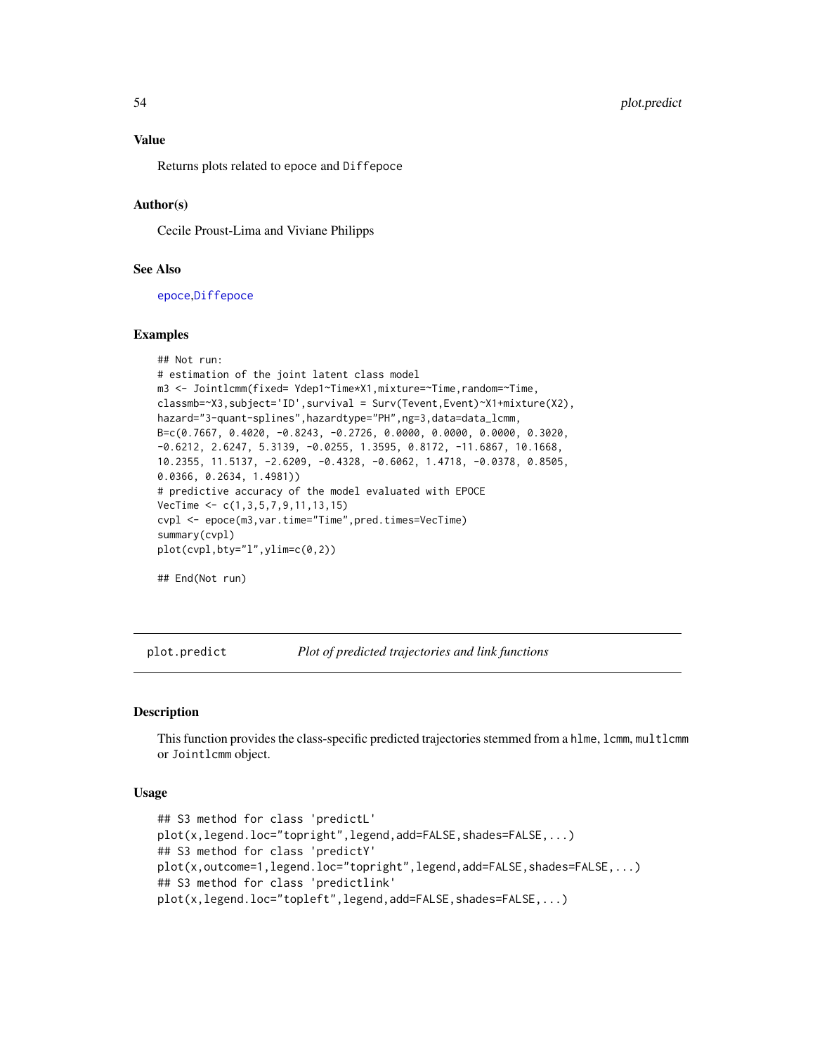### Value

Returns plots related to epoce and Diffepoce

### Author(s)

Cecile Proust-Lima and Viviane Philipps

### See Also

epoce,Diffepoce

### Examples

```
## Not run:
# estimation of the joint latent class model
m3 <- Jointlcmm(fixed= Ydep1~Time*X1,mixture=~Time,random=~Time,
classmb=~X3,subject='ID',survival = Surv(Tevent,Event)~X1+mixture(X2),
hazard="3-quant-splines",hazardtype="PH",ng=3,data=data_lcmm,
B=c(0.7667, 0.4020, -0.8243, -0.2726, 0.0000, 0.0000, 0.0000, 0.3020,
-0.6212, 2.6247, 5.3139, -0.0255, 1.3595, 0.8172, -11.6867, 10.1668,
10.2355, 11.5137, -2.6209, -0.4328, -0.6062, 1.4718, -0.0378, 0.8505,
0.0366, 0.2634, 1.4981))
# predictive accuracy of the model evaluated with EPOCE
VecTime <- c(1,3,5,7,9,11,13,15)
cvpl <- epoce(m3,var.time="Time",pred.times=VecTime)
summary(cvpl)
plot(cvpl,bty="l",ylim=c(0,2))

## End(Not run)
```

---

## plot.predict &nbsp;&nbsp;&nbsp; *Plot of predicted trajectories and link functions*

### Description

This function provides the class-specific predicted trajectories stemmed from a hlme, lcmm, multlcmm or Jointlcmm object.

### Usage

```
## S3 method for class 'predictL'
plot(x,legend.loc="topright",legend,add=FALSE,shades=FALSE,...)
## S3 method for class 'predictY'
plot(x,outcome=1,legend.loc="topright",legend,add=FALSE,shades=FALSE,...)
## S3 method for class 'predictlink'
plot(x,legend.loc="topleft",legend,add=FALSE,shades=FALSE,...)
```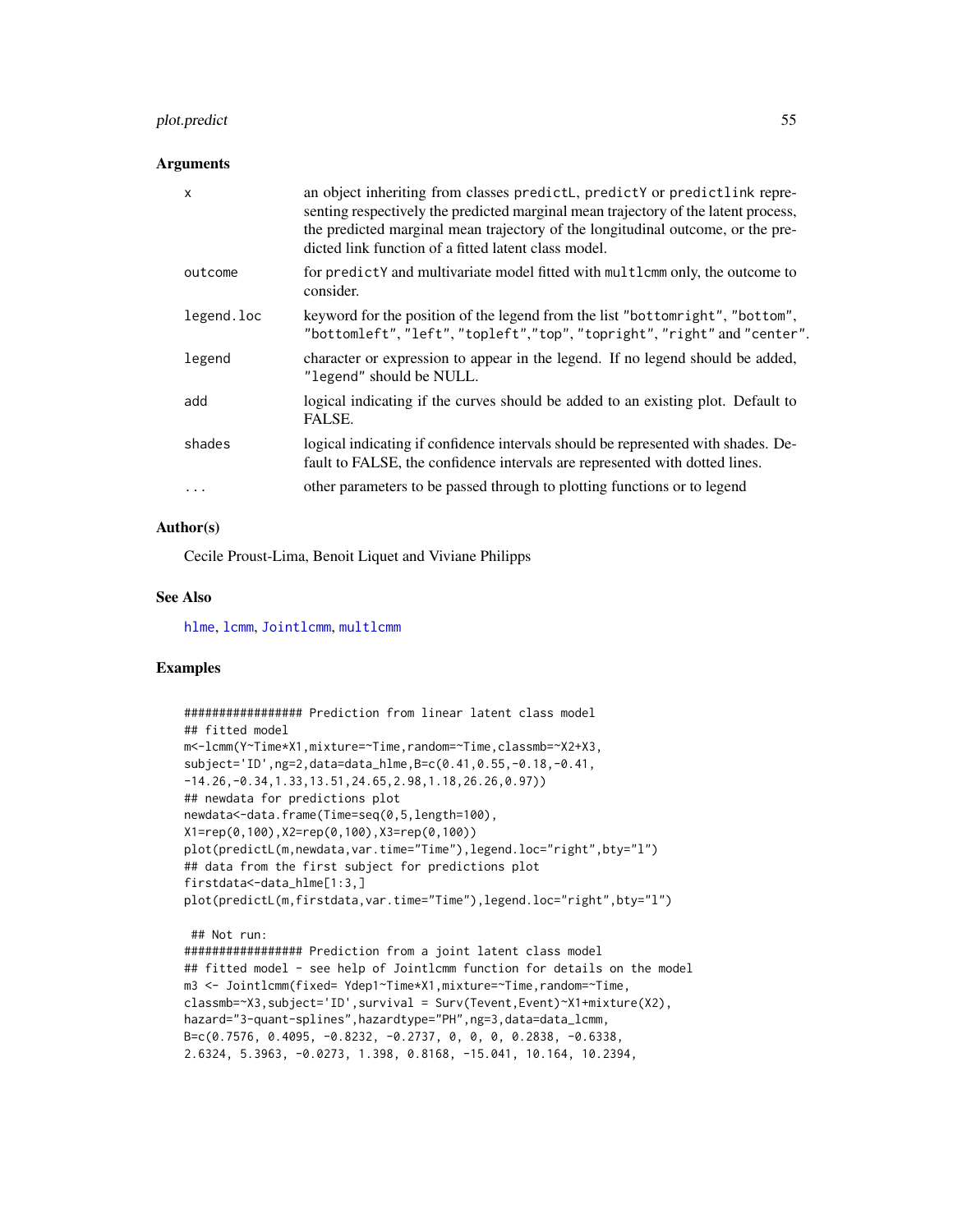### Arguments

| | |
|---|---|
| x | an object inheriting from classes predictL, predictY or predictlink representing respectively the predicted marginal mean trajectory of the latent process, the predicted marginal mean trajectory of the longitudinal outcome, or the predicted link function of a fitted latent class model. |
| outcome | for predictY and multivariate model fitted with multlcmm only, the outcome to consider. |
| legend.loc | keyword for the position of the legend from the list "bottomright", "bottom", "bottomleft", "left", "topleft","top", "topright", "right" and "center". |
| legend | character or expression to appear in the legend. If no legend should be added, "legend" should be NULL. |
| add | logical indicating if the curves should be added to an existing plot. Default to FALSE. |
| shades | logical indicating if confidence intervals should be represented with shades. Default to FALSE, the confidence intervals are represented with dotted lines. |
| ... | other parameters to be passed through to plotting functions or to legend |

### Author(s)

Cecile Proust-Lima, Benoit Liquet and Viviane Philipps

### See Also

hlme, lcmm, Jointlcmm, multlcmm

### Examples

```
################# Prediction from linear latent class model
## fitted model
m<-lcmm(Y~Time*X1,mixture=~Time,random=~Time,classmb=~X2+X3,
subject='ID',ng=2,data=data_hlme,B=c(0.41,0.55,-0.18,-0.41,
-14.26,-0.34,1.33,13.51,24.65,2.98,1.18,26.26,0.97))
## newdata for predictions plot
newdata<-data.frame(Time=seq(0,5,length=100),
X1=rep(0,100),X2=rep(0,100),X3=rep(0,100))
plot(predictL(m,newdata,var.time="Time"),legend.loc="right",bty="l")
## data from the first subject for predictions plot
firstdata<-data_hlme[1:3,]
plot(predictL(m,firstdata,var.time="Time"),legend.loc="right",bty="l")

 ## Not run:
################# Prediction from a joint latent class model
## fitted model - see help of Jointlcmm function for details on the model
m3 <- Jointlcmm(fixed= Ydep1~Time*X1,mixture=~Time,random=~Time,
classmb=~X3,subject='ID',survival = Surv(Tevent,Event)~X1+mixture(X2),
hazard="3-quant-splines",hazardtype="PH",ng=3,data=data_lcmm,
B=c(0.7576, 0.4095, -0.8232, -0.2737, 0, 0, 0, 0.2838, -0.6338,
2.6324, 5.3963, -0.0273, 1.398, 0.8168, -15.041, 10.164, 10.2394,
```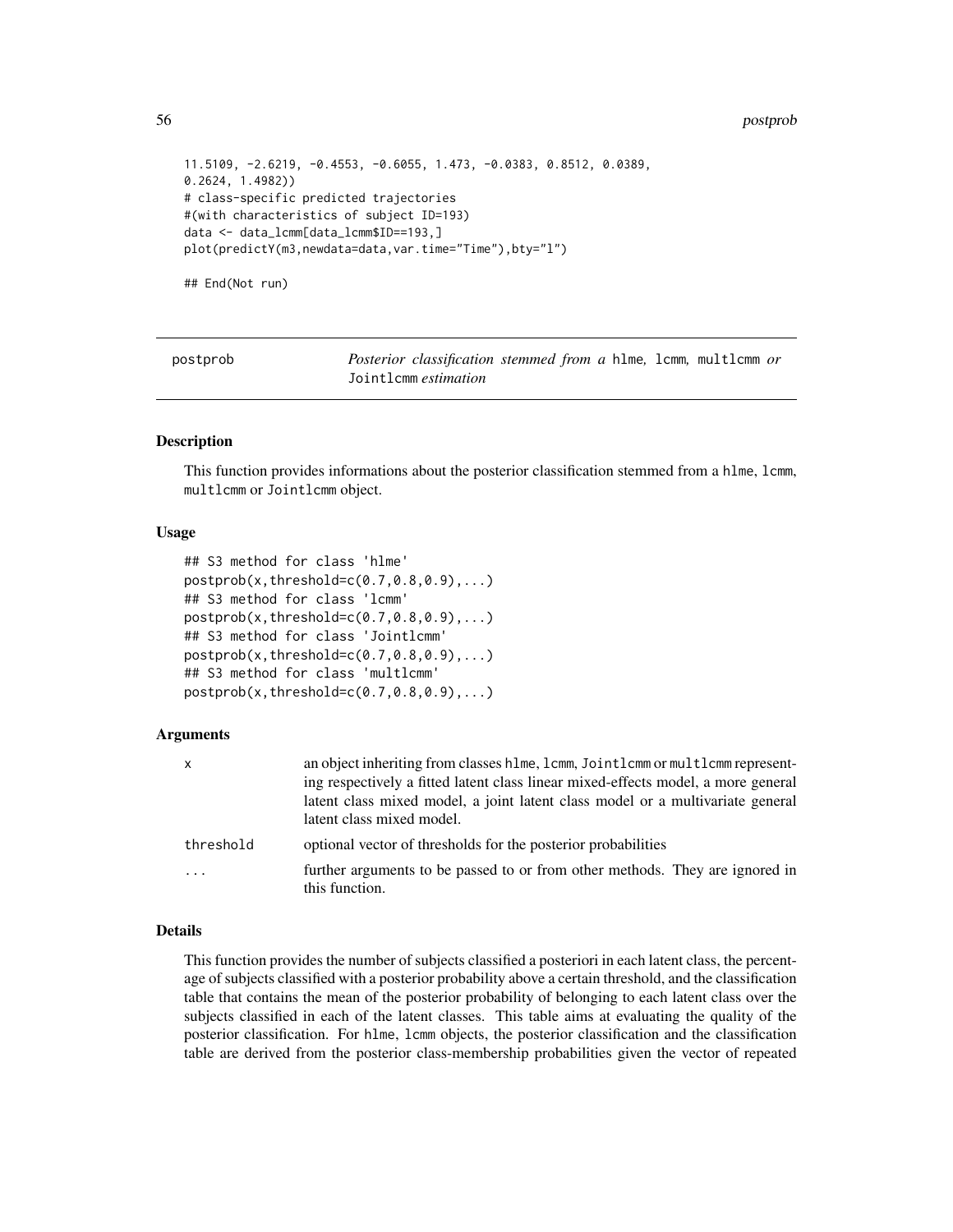```
11.5109, -2.6219, -0.4553, -0.6055, 1.473, -0.0383, 0.8512, 0.0389,
0.2624, 1.4982))
# class-specific predicted trajectories
#(with characteristics of subject ID=193)
data <- data_lcmm[data_lcmm$ID==193,]
plot(predictY(m3,newdata=data,var.time="Time"),bty="l")

## End(Not run)
```

---

## postprob — *Posterior classification stemmed from a* `hlme`, `lcmm`, `multlcmm` *or* `Jointlcmm` *estimation*

### Description

This function provides informations about the posterior classification stemmed from a `hlme`, `lcmm`, `multlcmm` or `Jointlcmm` object.

### Usage

```
## S3 method for class 'hlme'
postprob(x,threshold=c(0.7,0.8,0.9),...)
## S3 method for class 'lcmm'
postprob(x,threshold=c(0.7,0.8,0.9),...)
## S3 method for class 'Jointlcmm'
postprob(x,threshold=c(0.7,0.8,0.9),...)
## S3 method for class 'multlcmm'
postprob(x,threshold=c(0.7,0.8,0.9),...)
```

### Arguments

| | |
|---|---|
| `x` | an object inheriting from classes `hlme`, `lcmm`, `Jointlcmm` or `multlcmm` representing respectively a fitted latent class linear mixed-effects model, a more general latent class mixed model, a joint latent class model or a multivariate general latent class mixed model. |
| `threshold` | optional vector of thresholds for the posterior probabilities |
| `...` | further arguments to be passed to or from other methods. They are ignored in this function. |

### Details

This function provides the number of subjects classified a posteriori in each latent class, the percentage of subjects classified with a posterior probability above a certain threshold, and the classification table that contains the mean of the posterior probability of belonging to each latent class over the subjects classified in each of the latent classes. This table aims at evaluating the quality of the posterior classification. For `hlme`, `lcmm` objects, the posterior classification and the classification table are derived from the posterior class-membership probabilities given the vector of repeated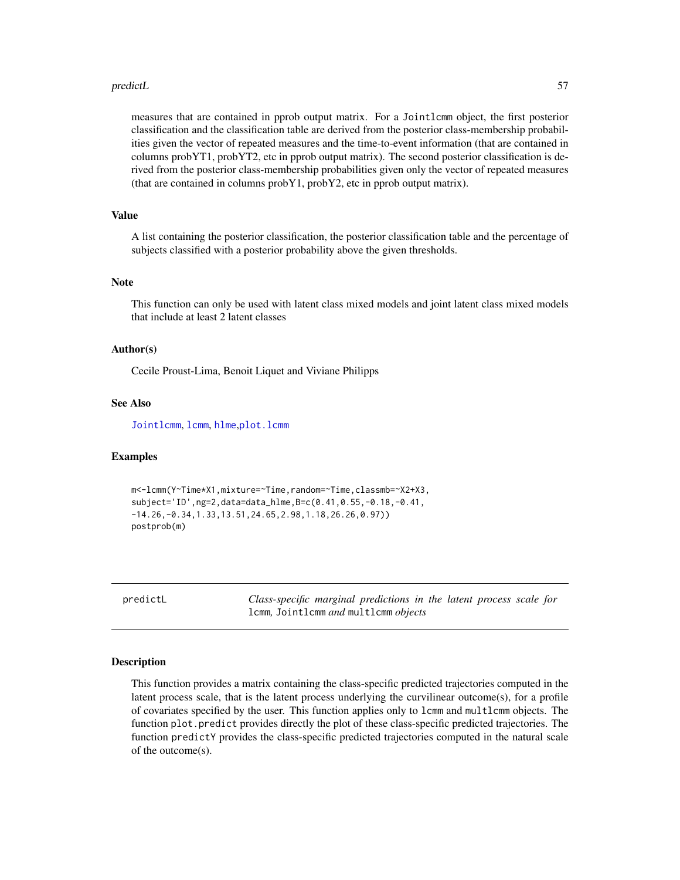measures that are contained in pprob output matrix. For a Jointlcmm object, the first posterior classification and the classification table are derived from the posterior class-membership probabilities given the vector of repeated measures and the time-to-event information (that are contained in columns probYT1, probYT2, etc in pprob output matrix). The second posterior classification is derived from the posterior class-membership probabilities given only the vector of repeated measures (that are contained in columns probY1, probY2, etc in pprob output matrix).

### Value

A list containing the posterior classification, the posterior classification table and the percentage of subjects classified with a posterior probability above the given thresholds.

### Note

This function can only be used with latent class mixed models and joint latent class mixed models that include at least 2 latent classes

### Author(s)

Cecile Proust-Lima, Benoit Liquet and Viviane Philipps

### See Also

Jointlcmm, lcmm, hlme,plot.lcmm

### Examples

```
m<-lcmm(Y~Time*X1,mixture=~Time,random=~Time,classmb=~X2+X3,
subject='ID',ng=2,data=data_hlme,B=c(0.41,0.55,-0.18,-0.41,
-14.26,-0.34,1.33,13.51,24.65,2.98,1.18,26.26,0.97))
postprob(m)
```

---

## predictL — *Class-specific marginal predictions in the latent process scale for* lcmm*,* Jointlcmm *and* multlcmm *objects*

### Description

This function provides a matrix containing the class-specific predicted trajectories computed in the latent process scale, that is the latent process underlying the curvilinear outcome(s), for a profile of covariates specified by the user. This function applies only to lcmm and multlcmm objects. The function plot.predict provides directly the plot of these class-specific predicted trajectories. The function predictY provides the class-specific predicted trajectories computed in the natural scale of the outcome(s).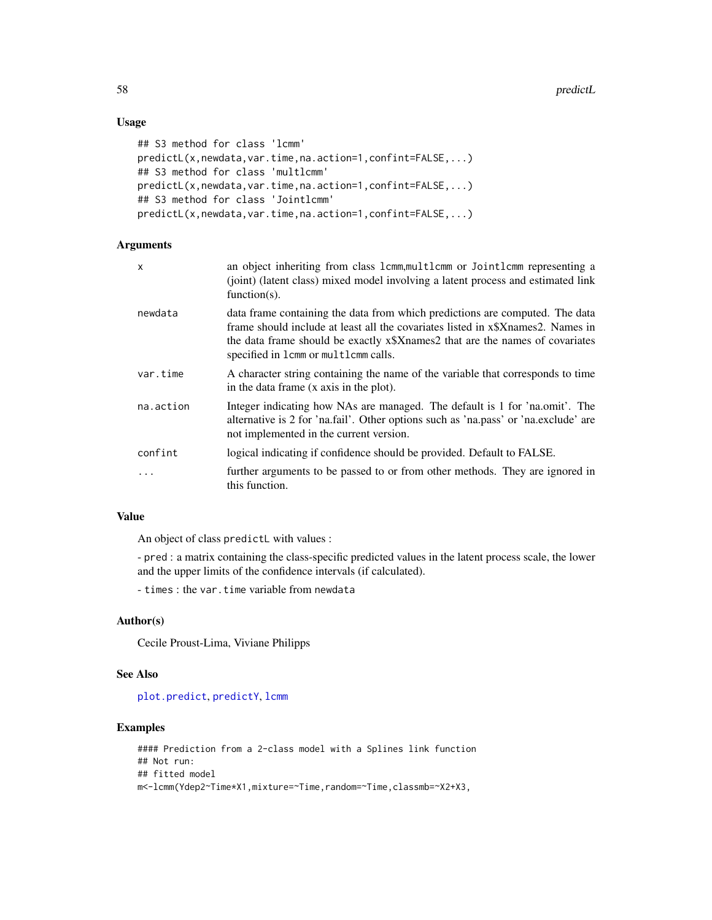### Usage

```
## S3 method for class 'lcmm'
predictL(x,newdata,var.time,na.action=1,confint=FALSE,...)
## S3 method for class 'multlcmm'
predictL(x,newdata,var.time,na.action=1,confint=FALSE,...)
## S3 method for class 'Jointlcmm'
predictL(x,newdata,var.time,na.action=1,confint=FALSE,...)
```

### Arguments

| | |
|---|---|
| `x` | an object inheriting from class `lcmm`,`multlcmm` or `Jointlcmm` representing a (joint) (latent class) mixed model involving a latent process and estimated link function(s). |
| `newdata` | data frame containing the data from which predictions are computed. The data frame should include at least all the covariates listed in x$Xnames2. Names in the data frame should be exactly x$Xnames2 that are the names of covariates specified in `lcmm` or `multlcmm` calls. |
| `var.time` | A character string containing the name of the variable that corresponds to time in the data frame (x axis in the plot). |
| `na.action` | Integer indicating how NAs are managed. The default is 1 for 'na.omit'. The alternative is 2 for 'na.fail'. Other options such as 'na.pass' or 'na.exclude' are not implemented in the current version. |
| `confint` | logical indicating if confidence should be provided. Default to FALSE. |
| `...` | further arguments to be passed to or from other methods. They are ignored in this function. |

### Value

An object of class `predictL` with values :

- `pred` : a matrix containing the class-specific predicted values in the latent process scale, the lower and the upper limits of the confidence intervals (if calculated).

- `times` : the `var.time` variable from `newdata`

### Author(s)

Cecile Proust-Lima, Viviane Philipps

### See Also

`plot.predict`, `predictY`, `lcmm`

### Examples

```
#### Prediction from a 2-class model with a Splines link function
## Not run:
## fitted model
m<-lcmm(Ydep2~Time*X1,mixture=~Time,random=~Time,classmb=~X2+X3,
```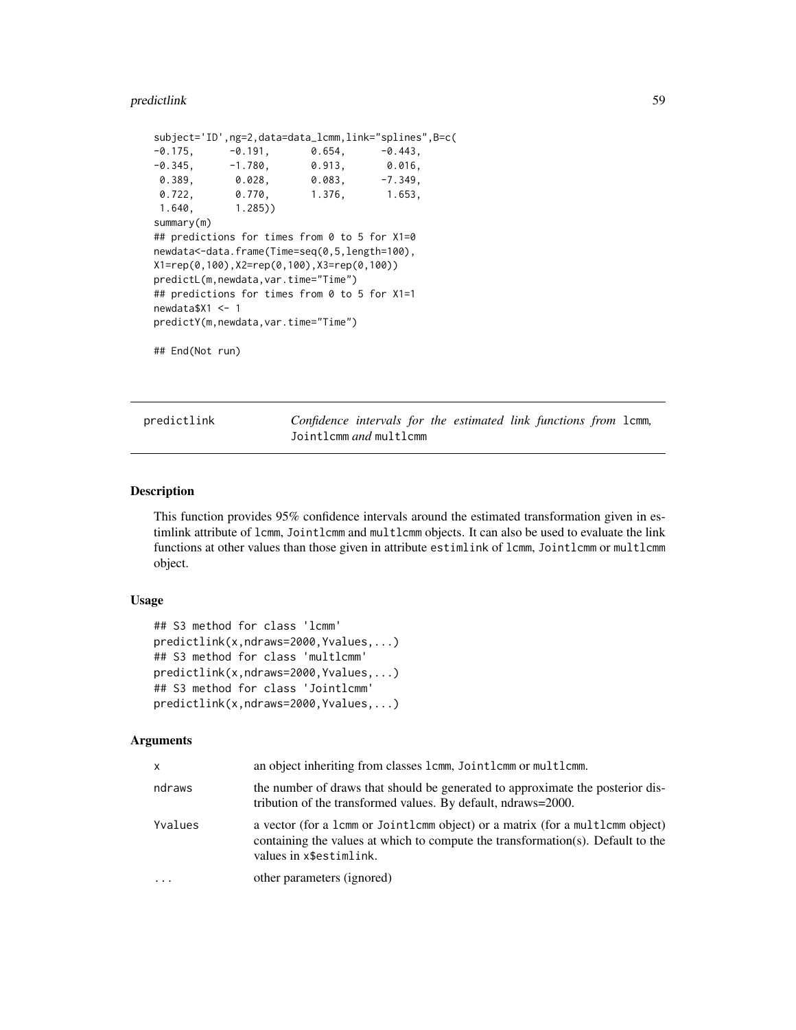```
subject='ID',ng=2,data=data_lcmm,link="splines",B=c(
-0.175,      -0.191,       0.654,      -0.443,
-0.345,      -1.780,       0.913,       0.016,
 0.389,       0.028,       0.083,      -7.349,
 0.722,       0.770,       1.376,       1.653,
 1.640,       1.285))
summary(m)
## predictions for times from 0 to 5 for X1=0
newdata<-data.frame(Time=seq(0,5,length=100),
X1=rep(0,100),X2=rep(0,100),X3=rep(0,100))
predictL(m,newdata,var.time="Time")
## predictions for times from 0 to 5 for X1=1
newdata$X1 <- 1
predictY(m,newdata,var.time="Time")

## End(Not run)
```

# predictlink — *Confidence intervals for the estimated link functions from* lcmm, Jointlcmm *and* multlcmm

## Description

This function provides 95% confidence intervals around the estimated transformation given in estimlink attribute of lcmm, Jointlcmm and multlcmm objects. It can also be used to evaluate the link functions at other values than those given in attribute estimlink of lcmm, Jointlcmm or multlcmm object.

## Usage

```
## S3 method for class 'lcmm'
predictlink(x,ndraws=2000,Yvalues,...)
## S3 method for class 'multlcmm'
predictlink(x,ndraws=2000,Yvalues,...)
## S3 method for class 'Jointlcmm'
predictlink(x,ndraws=2000,Yvalues,...)
```

## Arguments

| | |
|---|---|
| x | an object inheriting from classes lcmm, Jointlcmm or multlcmm. |
| ndraws | the number of draws that should be generated to approximate the posterior distribution of the transformed values. By default, ndraws=2000. |
| Yvalues | a vector (for a lcmm or Jointlcmm object) or a matrix (for a multlcmm object) containing the values at which to compute the transformation(s). Default to the values in x$estimlink. |
| ... | other parameters (ignored) |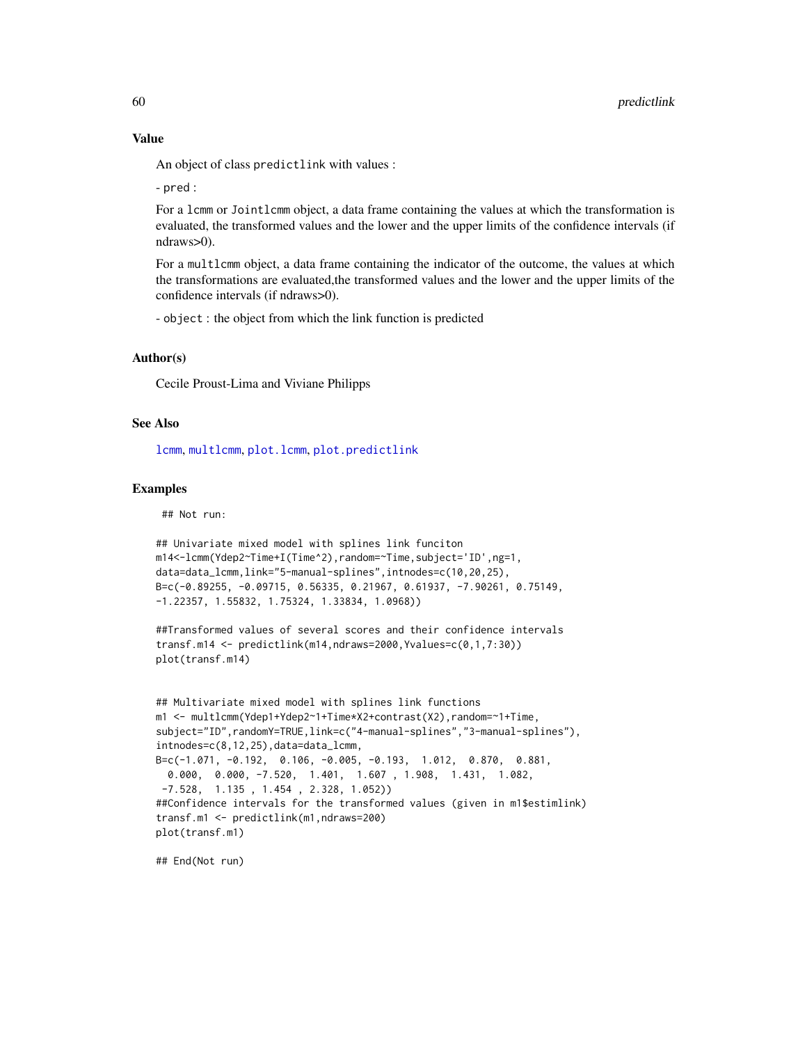## Value

An object of class `predictlink` with values :

- `pred` :

For a `lcmm` or `Jointlcmm` object, a data frame containing the values at which the transformation is evaluated, the transformed values and the lower and the upper limits of the confidence intervals (if ndraws>0).

For a `multlcmm` object, a data frame containing the indicator of the outcome, the values at which the transformations are evaluated,the transformed values and the lower and the upper limits of the confidence intervals (if ndraws>0).

- `object` : the object from which the link function is predicted

## Author(s)

Cecile Proust-Lima and Viviane Philipps

## See Also

`lcmm`, `multlcmm`, `plot.lcmm`, `plot.predictlink`

## Examples

```
 ## Not run:

## Univariate mixed model with splines link funciton
m14<-lcmm(Ydep2~Time+I(Time^2),random=~Time,subject='ID',ng=1,
data=data_lcmm,link="5-manual-splines",intnodes=c(10,20,25),
B=c(-0.89255, -0.09715, 0.56335, 0.21967, 0.61937, -7.90261, 0.75149,
-1.22357, 1.55832, 1.75324, 1.33834, 1.0968))

##Transformed values of several scores and their confidence intervals
transf.m14 <- predictlink(m14,ndraws=2000,Yvalues=c(0,1,7:30))
plot(transf.m14)


## Multivariate mixed model with splines link functions
m1 <- multlcmm(Ydep1+Ydep2~1+Time*X2+contrast(X2),random=~1+Time,
subject="ID",randomY=TRUE,link=c("4-manual-splines","3-manual-splines"),
intnodes=c(8,12,25),data=data_lcmm,
B=c(-1.071, -0.192,  0.106, -0.005, -0.193,  1.012,  0.870,  0.881,
  0.000,  0.000, -7.520,  1.401,  1.607 , 1.908,  1.431,  1.082,
 -7.528,  1.135 , 1.454 , 2.328, 1.052))
##Confidence intervals for the transformed values (given in m1$estimlink)
transf.m1 <- predictlink(m1,ndraws=200)
plot(transf.m1)

## End(Not run)
```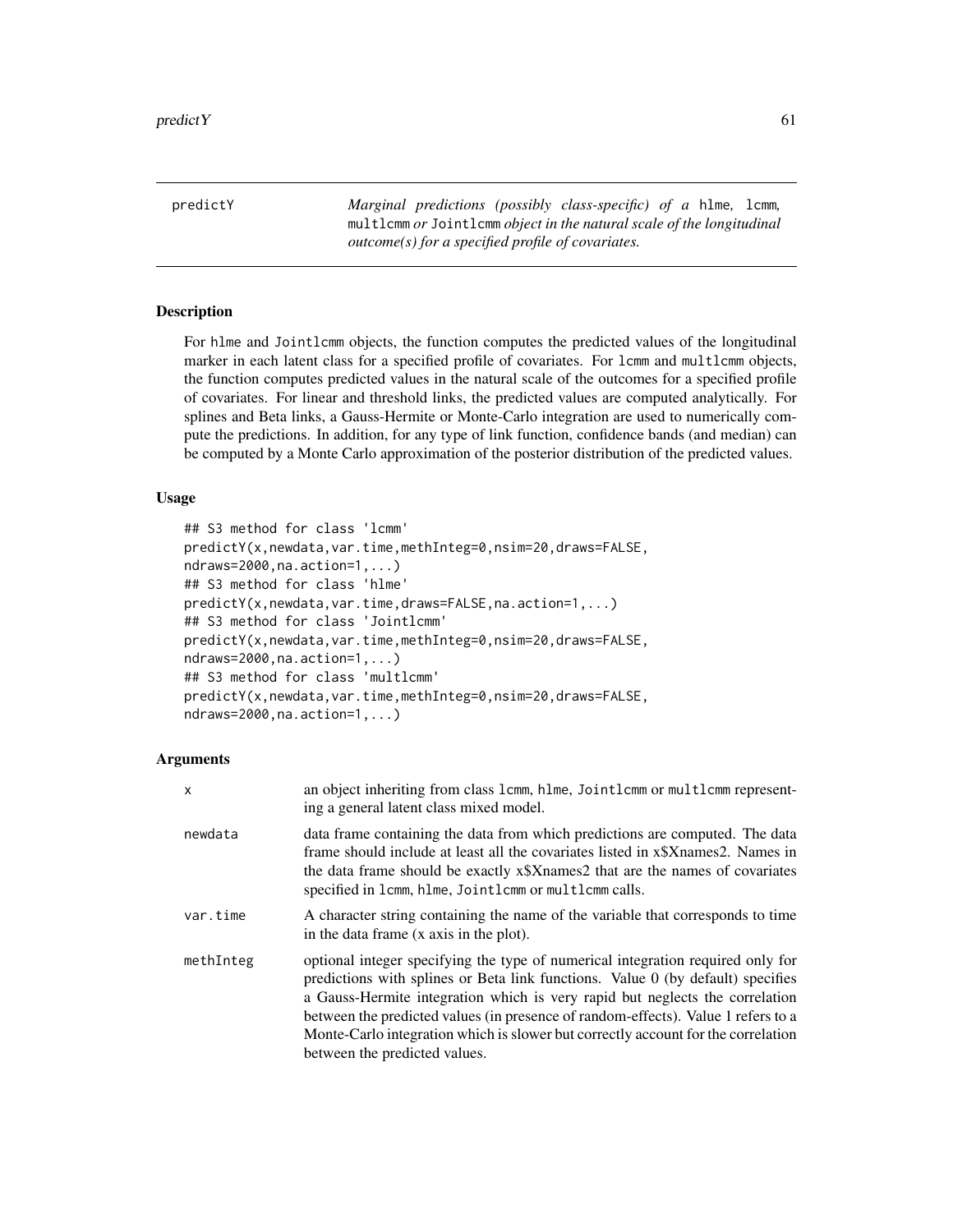predictY | *Marginal predictions (possibly class-specific) of a* hlme*,* lcmm*,* multlcmm *or* Jointlcmm *object in the natural scale of the longitudinal outcome(s) for a specified profile of covariates.*
---|---

## Description

For hlme and Jointlcmm objects, the function computes the predicted values of the longitudinal marker in each latent class for a specified profile of covariates. For lcmm and multlcmm objects, the function computes predicted values in the natural scale of the outcomes for a specified profile of covariates. For linear and threshold links, the predicted values are computed analytically. For splines and Beta links, a Gauss-Hermite or Monte-Carlo integration are used to numerically compute the predictions. In addition, for any type of link function, confidence bands (and median) can be computed by a Monte Carlo approximation of the posterior distribution of the predicted values.

## Usage

```
## S3 method for class 'lcmm'
predictY(x,newdata,var.time,methInteg=0,nsim=20,draws=FALSE,
ndraws=2000,na.action=1,...)
## S3 method for class 'hlme'
predictY(x,newdata,var.time,draws=FALSE,na.action=1,...)
## S3 method for class 'Jointlcmm'
predictY(x,newdata,var.time,methInteg=0,nsim=20,draws=FALSE,
ndraws=2000,na.action=1,...)
## S3 method for class 'multlcmm'
predictY(x,newdata,var.time,methInteg=0,nsim=20,draws=FALSE,
ndraws=2000,na.action=1,...)
```

## Arguments

| | |
|---|---|
| x | an object inheriting from class lcmm, hlme, Jointlcmm or multlcmm representing a general latent class mixed model. |
| newdata | data frame containing the data from which predictions are computed. The data frame should include at least all the covariates listed in x$Xnames2. Names in the data frame should be exactly x$Xnames2 that are the names of covariates specified in lcmm, hlme, Jointlcmm or multlcmm calls. |
| var.time | A character string containing the name of the variable that corresponds to time in the data frame (x axis in the plot). |
| methInteg | optional integer specifying the type of numerical integration required only for predictions with splines or Beta link functions. Value 0 (by default) specifies a Gauss-Hermite integration which is very rapid but neglects the correlation between the predicted values (in presence of random-effects). Value 1 refers to a Monte-Carlo integration which is slower but correctly account for the correlation between the predicted values. |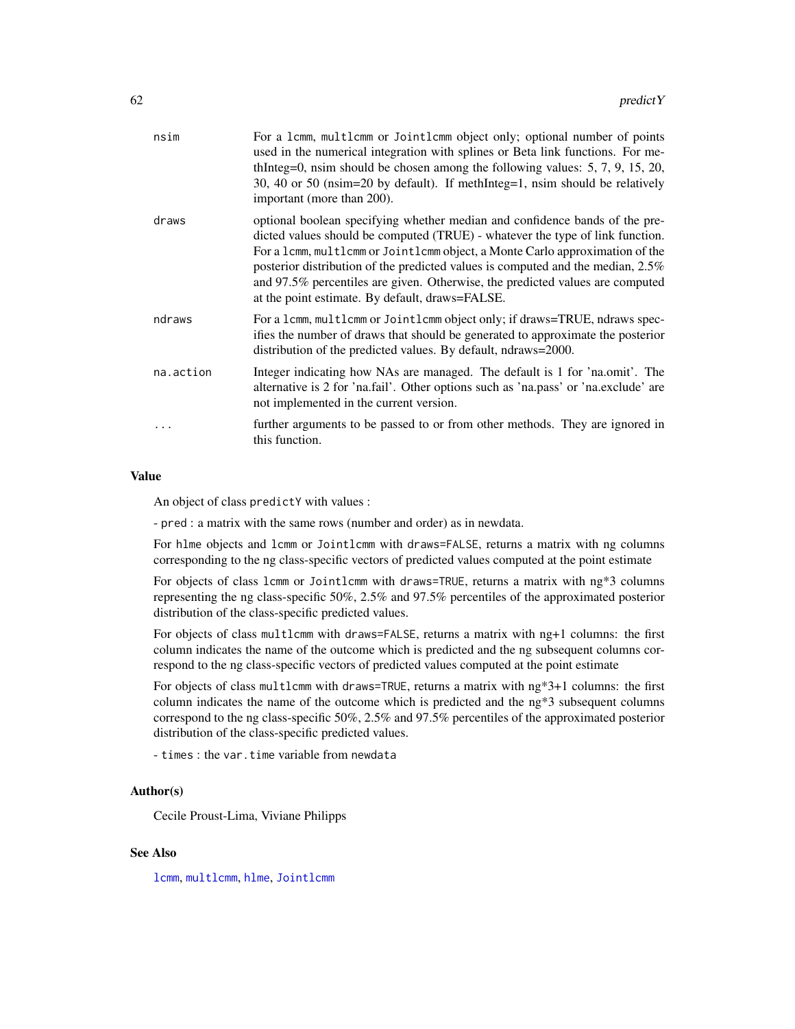| | |
|---|---|
| nsim | For a lcmm, multlcmm or Jointlcmm object only; optional number of points used in the numerical integration with splines or Beta link functions. For methInteg=0, nsim should be chosen among the following values: 5, 7, 9, 15, 20, 30, 40 or 50 (nsim=20 by default). If methInteg=1, nsim should be relatively important (more than 200). |
| draws | optional boolean specifying whether median and confidence bands of the predicted values should be computed (TRUE) - whatever the type of link function. For a lcmm, multlcmm or Jointlcmm object, a Monte Carlo approximation of the posterior distribution of the predicted values is computed and the median, 2.5% and 97.5% percentiles are given. Otherwise, the predicted values are computed at the point estimate. By default, draws=FALSE. |
| ndraws | For a lcmm, multlcmm or Jointlcmm object only; if draws=TRUE, ndraws specifies the number of draws that should be generated to approximate the posterior distribution of the predicted values. By default, ndraws=2000. |
| na.action | Integer indicating how NAs are managed. The default is 1 for 'na.omit'. The alternative is 2 for 'na.fail'. Other options such as 'na.pass' or 'na.exclude' are not implemented in the current version. |
| ... | further arguments to be passed to or from other methods. They are ignored in this function. |

## Value

An object of class predictY with values :

- pred : a matrix with the same rows (number and order) as in newdata.

For hlme objects and lcmm or Jointlcmm with draws=FALSE, returns a matrix with ng columns corresponding to the ng class-specific vectors of predicted values computed at the point estimate

For objects of class lcmm or Jointlcmm with draws=TRUE, returns a matrix with ng*3 columns representing the ng class-specific 50%, 2.5% and 97.5% percentiles of the approximated posterior distribution of the class-specific predicted values.

For objects of class multlcmm with draws=FALSE, returns a matrix with ng+1 columns: the first column indicates the name of the outcome which is predicted and the ng subsequent columns correspond to the ng class-specific vectors of predicted values computed at the point estimate

For objects of class multlcmm with draws=TRUE, returns a matrix with ng*3+1 columns: the first column indicates the name of the outcome which is predicted and the ng*3 subsequent columns correspond to the ng class-specific 50%, 2.5% and 97.5% percentiles of the approximated posterior distribution of the class-specific predicted values.

- times : the var.time variable from newdata

## Author(s)

Cecile Proust-Lima, Viviane Philipps

## See Also

lcmm, multlcmm, hlme, Jointlcmm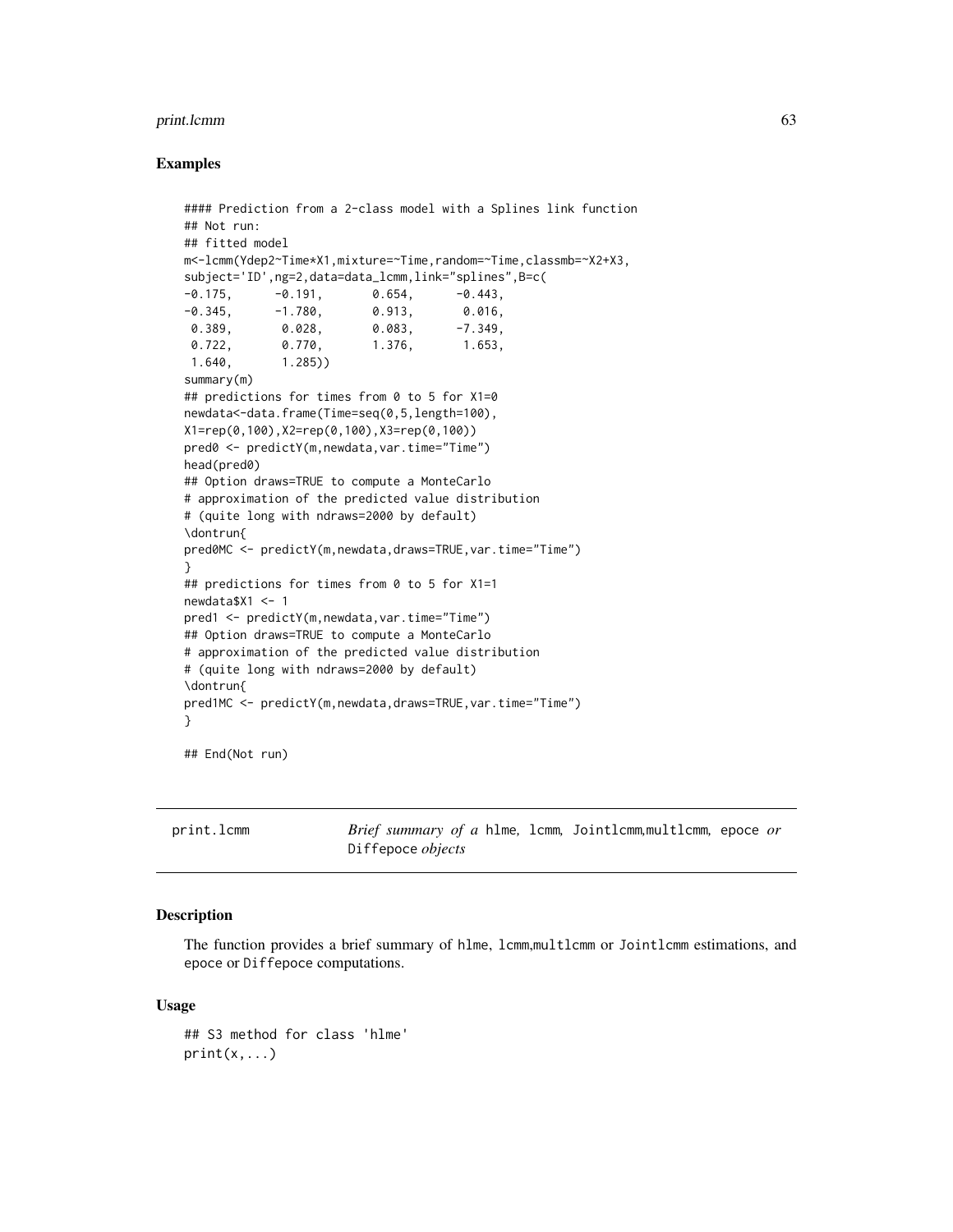## Examples

```
#### Prediction from a 2-class model with a Splines link function
## Not run:
## fitted model
m<-lcmm(Ydep2~Time*X1,mixture=~Time,random=~Time,classmb=~X2+X3,
subject='ID',ng=2,data=data_lcmm,link="splines",B=c(
-0.175,      -0.191,       0.654,      -0.443,
-0.345,      -1.780,       0.913,       0.016,
 0.389,       0.028,       0.083,      -7.349,
 0.722,       0.770,       1.376,       1.653,
 1.640,       1.285))
summary(m)
## predictions for times from 0 to 5 for X1=0
newdata<-data.frame(Time=seq(0,5,length=100),
X1=rep(0,100),X2=rep(0,100),X3=rep(0,100))
pred0 <- predictY(m,newdata,var.time="Time")
head(pred0)
## Option draws=TRUE to compute a MonteCarlo
# approximation of the predicted value distribution
# (quite long with ndraws=2000 by default)
\dontrun{
pred0MC <- predictY(m,newdata,draws=TRUE,var.time="Time")
}
## predictions for times from 0 to 5 for X1=1
newdata$X1 <- 1
pred1 <- predictY(m,newdata,var.time="Time")
## Option draws=TRUE to compute a MonteCarlo
# approximation of the predicted value distribution
# (quite long with ndraws=2000 by default)
\dontrun{
pred1MC <- predictY(m,newdata,draws=TRUE,var.time="Time")
}

## End(Not run)
```

---

`print.lcmm` *Brief summary of a* `hlme`*,* `lcmm`*,* `Jointlcmm`*,*`multlcmm`*,* `epoce` *or* `Diffepoce` *objects*

---

## Description

The function provides a brief summary of `hlme`, `lcmm`,`multlcmm` or `Jointlcmm` estimations, and `epoce` or `Diffepoce` computations.

## Usage

```
## S3 method for class 'hlme'
print(x,...)
```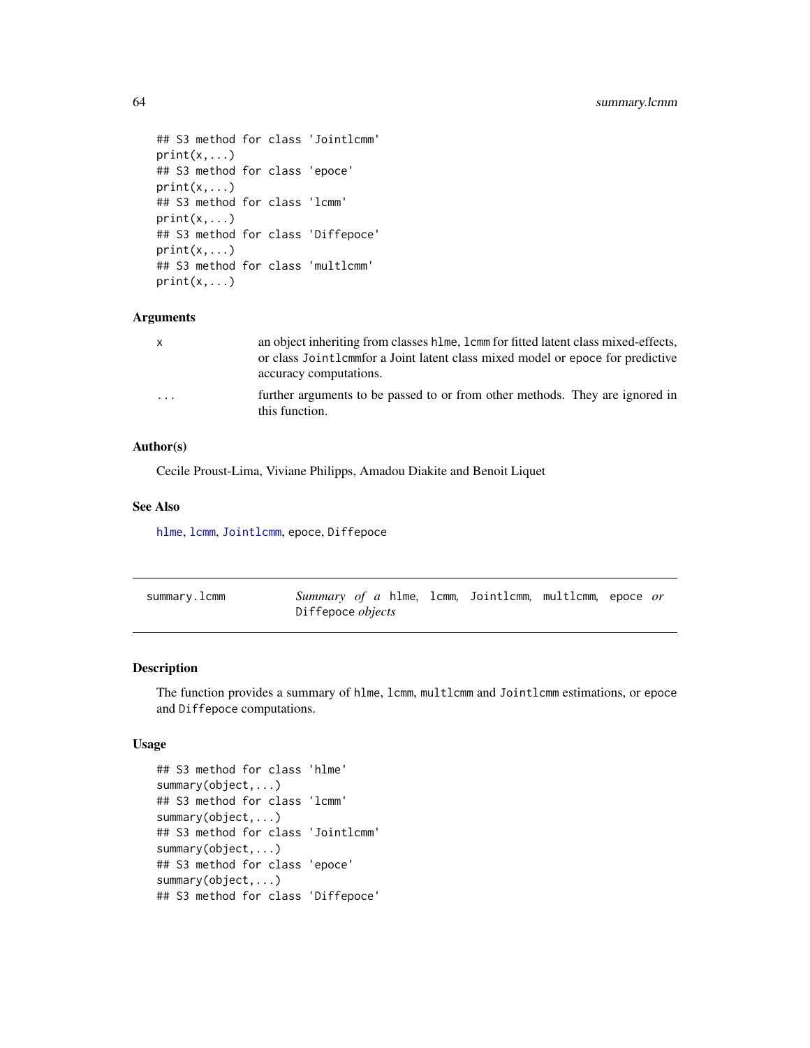```
## S3 method for class 'Jointlcmm'
print(x,...)
## S3 method for class 'epoce'
print(x,...)
## S3 method for class 'lcmm'
print(x,...)
## S3 method for class 'Diffepoce'
print(x,...)
## S3 method for class 'multlcmm'
print(x,...)
```

### Arguments

| | |
|---|---|
| x | an object inheriting from classes hlme, lcmm for fitted latent class mixed-effects, or class Jointlcmmfor a Joint latent class mixed model or epoce for predictive accuracy computations. |
| ... | further arguments to be passed to or from other methods. They are ignored in this function. |

### Author(s)

Cecile Proust-Lima, Viviane Philipps, Amadou Diakite and Benoit Liquet

### See Also

hlme, lcmm, Jointlcmm, epoce, Diffepoce

---

## summary.lcmm — *Summary of a* hlme, lcmm, Jointlcmm, multlcmm, epoce *or* Diffepoce *objects*

### Description

The function provides a summary of hlme, lcmm, multlcmm and Jointlcmm estimations, or epoce and Diffepoce computations.

### Usage

```
## S3 method for class 'hlme'
summary(object,...)
## S3 method for class 'lcmm'
summary(object,...)
## S3 method for class 'Jointlcmm'
summary(object,...)
## S3 method for class 'epoce'
summary(object,...)
## S3 method for class 'Diffepoce'
```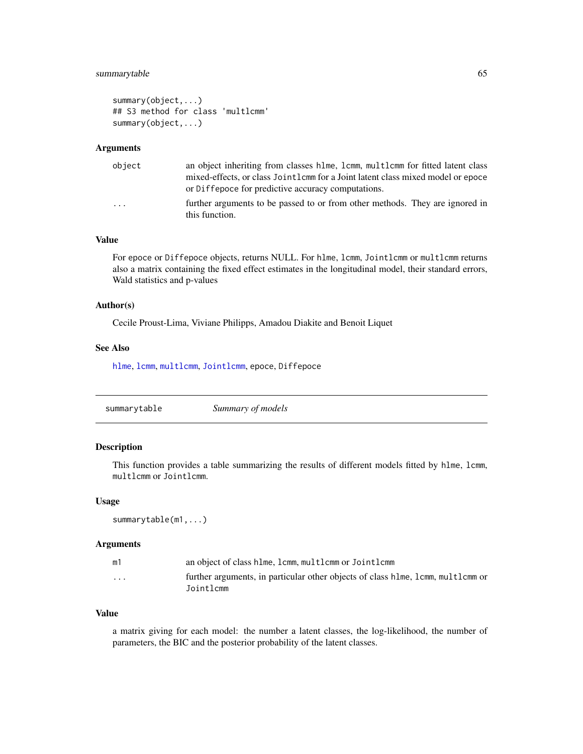```
summary(object,...)
## S3 method for class 'multlcmm'
summary(object,...)
```

### Arguments

| | |
|---|---|
| object | an object inheriting from classes hlme, lcmm, multlcmm for fitted latent class mixed-effects, or class Jointlcmm for a Joint latent class mixed model or epoce or Diffepoce for predictive accuracy computations. |
| ... | further arguments to be passed to or from other methods. They are ignored in this function. |

### Value

For epoce or Diffepoce objects, returns NULL. For hlme, lcmm, Jointlcmm or multlcmm returns also a matrix containing the fixed effect estimates in the longitudinal model, their standard errors, Wald statistics and p-values

### Author(s)

Cecile Proust-Lima, Viviane Philipps, Amadou Diakite and Benoit Liquet

### See Also

hlme, lcmm, multlcmm, Jointlcmm, epoce, Diffepoce

---

## summarytable *Summary of models*

### Description

This function provides a table summarizing the results of different models fitted by hlme, lcmm, multlcmm or Jointlcmm.

### Usage

```
summarytable(m1,...)
```

### Arguments

| | |
|---|---|
| m1 | an object of class hlme, lcmm, multlcmm or Jointlcmm |
| ... | further arguments, in particular other objects of class hlme, lcmm, multlcmm or Jointlcmm |

### Value

a matrix giving for each model: the number a latent classes, the log-likelihood, the number of parameters, the BIC and the posterior probability of the latent classes.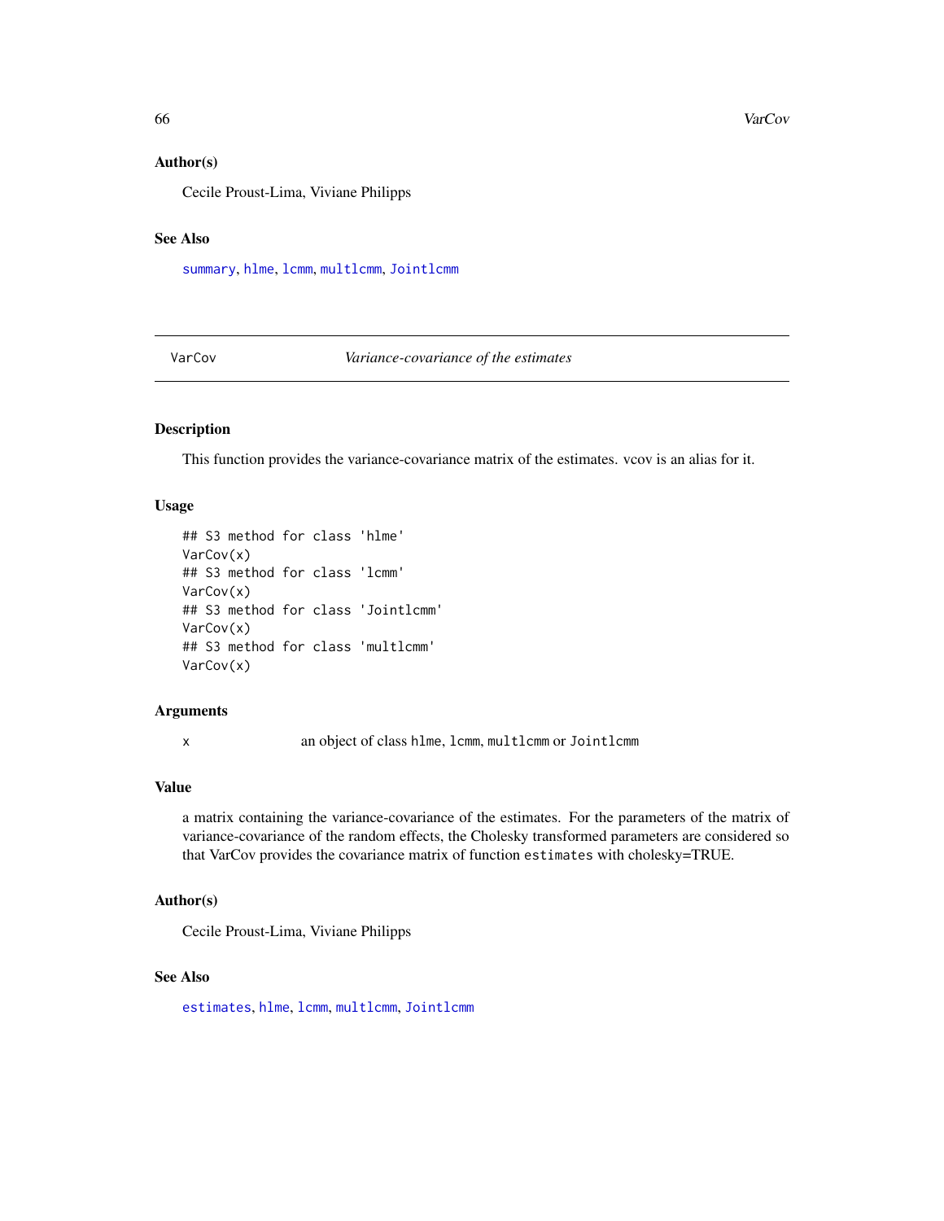## Author(s)

Cecile Proust-Lima, Viviane Philipps

## See Also

summary, hlme, lcmm, multlcmm, Jointlcmm

---

# VarCov *Variance-covariance of the estimates*

## Description

This function provides the variance-covariance matrix of the estimates. vcov is an alias for it.

## Usage

```
## S3 method for class 'hlme'
VarCov(x)
## S3 method for class 'lcmm'
VarCov(x)
## S3 method for class 'Jointlcmm'
VarCov(x)
## S3 method for class 'multlcmm'
VarCov(x)
```

## Arguments

| | |
|---|---|
| x | an object of class `hlme`, `lcmm`, `multlcmm` or `Jointlcmm` |

## Value

a matrix containing the variance-covariance of the estimates. For the parameters of the matrix of variance-covariance of the random effects, the Cholesky transformed parameters are considered so that VarCov provides the covariance matrix of function `estimates` with cholesky=TRUE.

## Author(s)

Cecile Proust-Lima, Viviane Philipps

## See Also

estimates, hlme, lcmm, multlcmm, Jointlcmm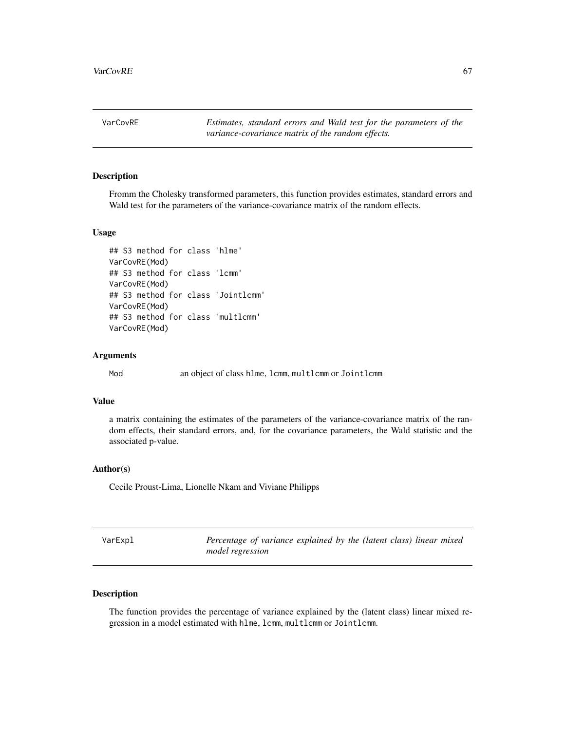## VarCovRE — *Estimates, standard errors and Wald test for the parameters of the variance-covariance matrix of the random effects.*

### Description

Fromm the Cholesky transformed parameters, this function provides estimates, standard errors and Wald test for the parameters of the variance-covariance matrix of the random effects.

### Usage

```
## S3 method for class 'hlme'
VarCovRE(Mod)
## S3 method for class 'lcmm'
VarCovRE(Mod)
## S3 method for class 'Jointlcmm'
VarCovRE(Mod)
## S3 method for class 'multlcmm'
VarCovRE(Mod)
```

### Arguments

| | |
|---|---|
| Mod | an object of class hlme, lcmm, multlcmm or Jointlcmm |

### Value

a matrix containing the estimates of the parameters of the variance-covariance matrix of the random effects, their standard errors, and, for the covariance parameters, the Wald statistic and the associated p-value.

### Author(s)

Cecile Proust-Lima, Lionelle Nkam and Viviane Philipps

## VarExpl — *Percentage of variance explained by the (latent class) linear mixed model regression*

### Description

The function provides the percentage of variance explained by the (latent class) linear mixed regression in a model estimated with hlme, lcmm, multlcmm or Jointlcmm.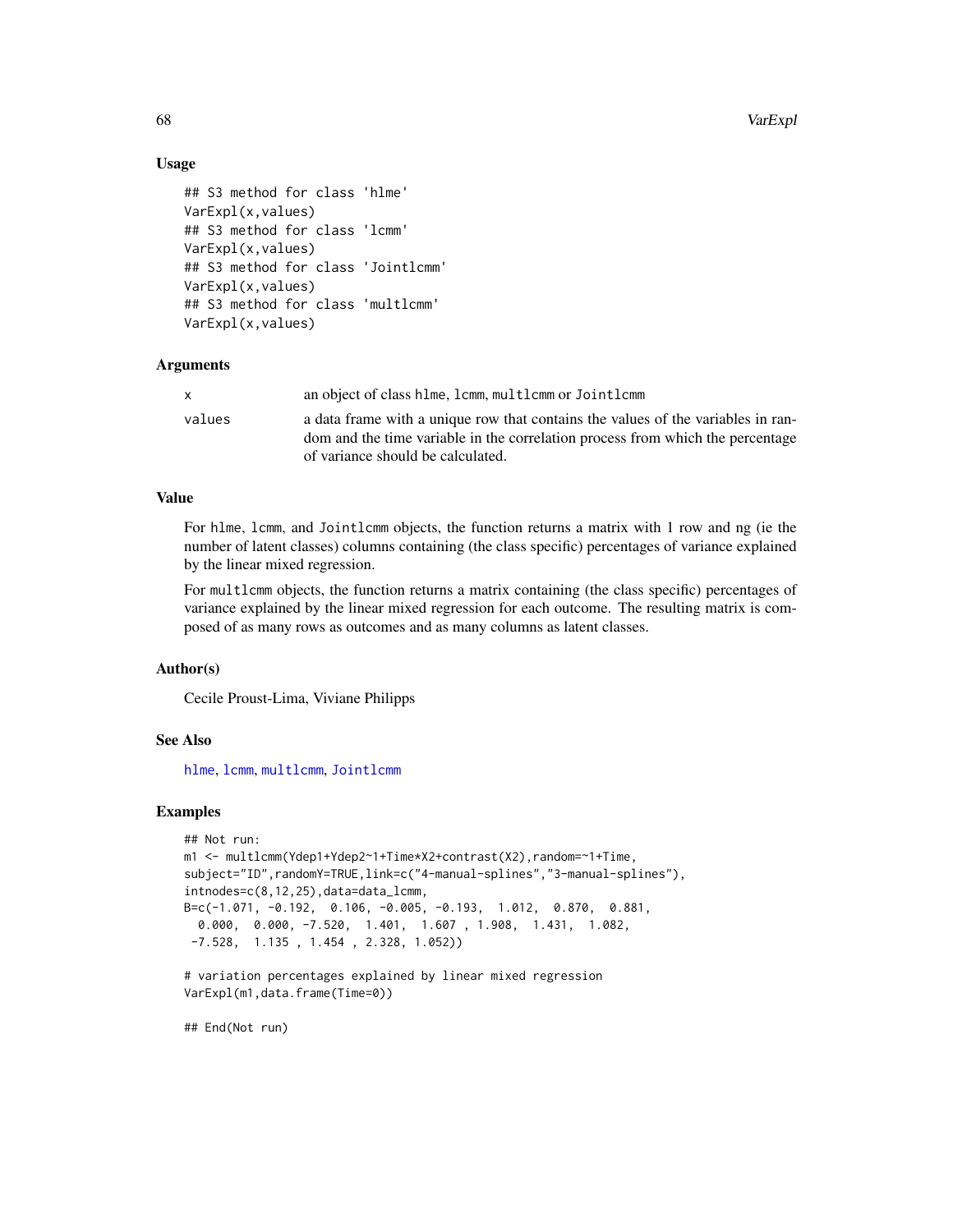## Usage

```
## S3 method for class 'hlme'
VarExpl(x,values)
## S3 method for class 'lcmm'
VarExpl(x,values)
## S3 method for class 'Jointlcmm'
VarExpl(x,values)
## S3 method for class 'multlcmm'
VarExpl(x,values)
```

## Arguments

| | |
|---|---|
| x | an object of class hlme, lcmm, multlcmm or Jointlcmm |
| values | a data frame with a unique row that contains the values of the variables in random and the time variable in the correlation process from which the percentage of variance should be calculated. |

## Value

For hlme, lcmm, and Jointlcmm objects, the function returns a matrix with 1 row and ng (ie the number of latent classes) columns containing (the class specific) percentages of variance explained by the linear mixed regression.

For multlcmm objects, the function returns a matrix containing (the class specific) percentages of variance explained by the linear mixed regression for each outcome. The resulting matrix is composed of as many rows as outcomes and as many columns as latent classes.

## Author(s)

Cecile Proust-Lima, Viviane Philipps

## See Also

hlme, lcmm, multlcmm, Jointlcmm

## Examples

```
## Not run:
m1 <- multlcmm(Ydep1+Ydep2~1+Time*X2+contrast(X2),random=~1+Time,
subject="ID",randomY=TRUE,link=c("4-manual-splines","3-manual-splines"),
intnodes=c(8,12,25),data=data_lcmm,
B=c(-1.071, -0.192,  0.106, -0.005, -0.193,  1.012,  0.870,  0.881,
  0.000,  0.000, -7.520,  1.401,  1.607 , 1.908,  1.431,  1.082,
 -7.528,  1.135 , 1.454 , 2.328, 1.052))

# variation percentages explained by linear mixed regression
VarExpl(m1,data.frame(Time=0))

## End(Not run)
```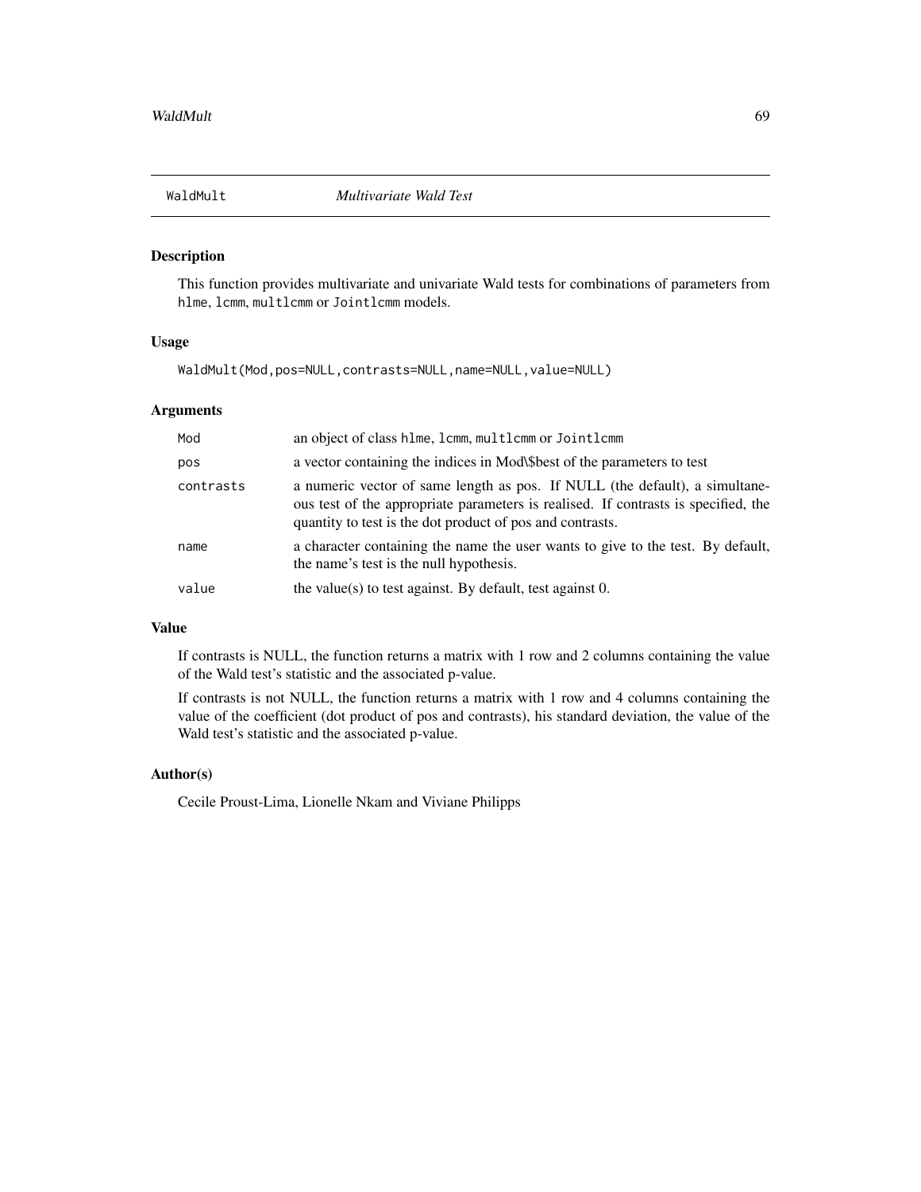WaldMult *Multivariate Wald Test*

## Description

This function provides multivariate and univariate Wald tests for combinations of parameters from `hlme`, `lcmm`, `multlcmm` or `Jointlcmm` models.

## Usage

```
WaldMult(Mod,pos=NULL,contrasts=NULL,name=NULL,value=NULL)
```

## Arguments

| | |
|---|---|
| `Mod` | an object of class `hlme`, `lcmm`, `multlcmm` or `Jointlcmm` |
| `pos` | a vector containing the indices in Mod\$best of the parameters to test |
| `contrasts` | a numeric vector of same length as pos. If NULL (the default), a simultaneous test of the appropriate parameters is realised. If contrasts is specified, the quantity to test is the dot product of pos and contrasts. |
| `name` | a character containing the name the user wants to give to the test. By default, the name's test is the null hypothesis. |
| `value` | the value(s) to test against. By default, test against 0. |

## Value

If contrasts is NULL, the function returns a matrix with 1 row and 2 columns containing the value of the Wald test's statistic and the associated p-value.

If contrasts is not NULL, the function returns a matrix with 1 row and 4 columns containing the value of the coefficient (dot product of pos and contrasts), his standard deviation, the value of the Wald test's statistic and the associated p-value.

## Author(s)

Cecile Proust-Lima, Lionelle Nkam and Viviane Philipps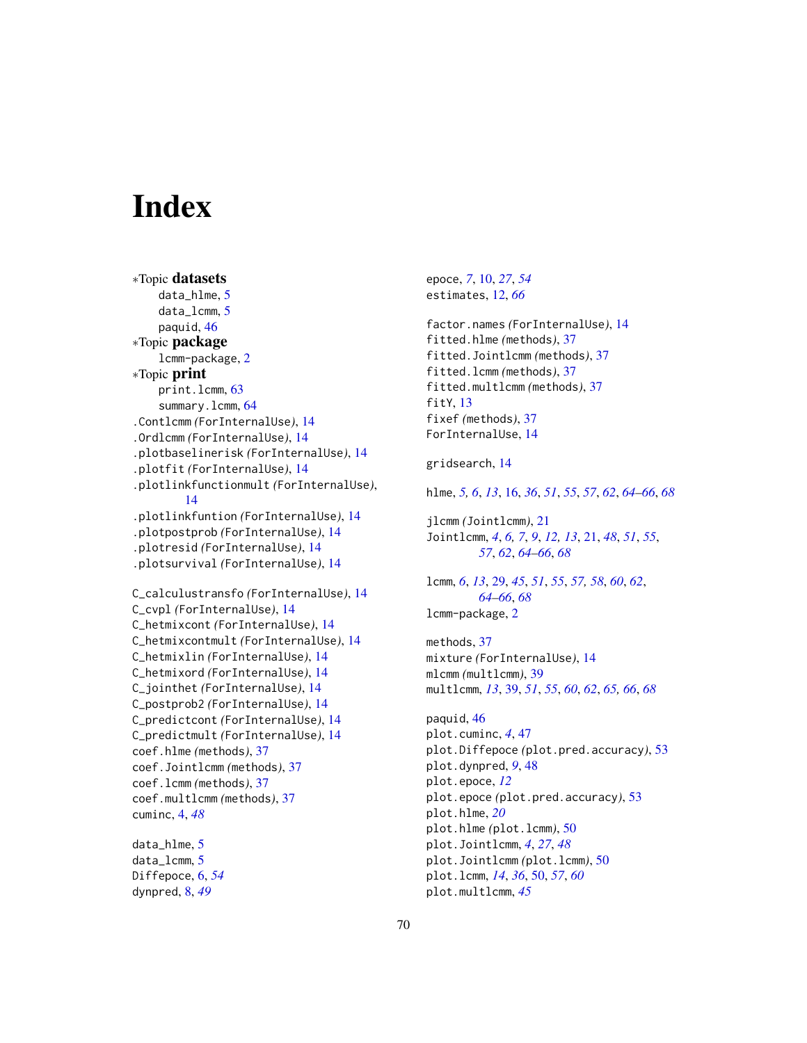# Index

∗Topic **datasets**
    data_hlme, 5
    data_lcmm, 5
    paquid, 46
∗Topic **package**
    lcmm-package, 2
∗Topic **print**
    print.lcmm, 63
    summary.lcmm, 64
.Contlcmm *(ForInternalUse)*, 14
.Ordlcmm *(ForInternalUse)*, 14
.plotbaselinerisk *(ForInternalUse)*, 14
.plotfit *(ForInternalUse)*, 14
.plotlinkfunctionmult *(ForInternalUse)*, 14
.plotlinkfuntion *(ForInternalUse)*, 14
.plotpostprob *(ForInternalUse)*, 14
.plotresid *(ForInternalUse)*, 14
.plotsurvival *(ForInternalUse)*, 14

C_calculustransfo *(ForInternalUse)*, 14
C_cvpl *(ForInternalUse)*, 14
C_hetmixcont *(ForInternalUse)*, 14
C_hetmixcontmult *(ForInternalUse)*, 14
C_hetmixlin *(ForInternalUse)*, 14
C_hetmixord *(ForInternalUse)*, 14
C_jointhet *(ForInternalUse)*, 14
C_postprob2 *(ForInternalUse)*, 14
C_predictcont *(ForInternalUse)*, 14
C_predictmult *(ForInternalUse)*, 14
coef.hlme *(methods)*, 37
coef.Jointlcmm *(methods)*, 37
coef.lcmm *(methods)*, 37
coef.multlcmm *(methods)*, 37
cuminc, 4, *48*

data_hlme, 5
data_lcmm, 5
Diffepoce, 6, *54*
dynpred, 8, *49*

epoce, *7*, 10, *27*, *54*
estimates, 12, *66*

factor.names *(ForInternalUse)*, 14
fitted.hlme *(methods)*, 37
fitted.Jointlcmm *(methods)*, 37
fitted.lcmm *(methods)*, 37
fitted.multlcmm *(methods)*, 37
fitY, 13
fixef *(methods)*, 37
ForInternalUse, 14

gridsearch, 14

hlme, *5, 6*, *13*, 16, *36*, *51*, *55*, *57*, *62*, *64–66*, *68*

jlcmm *(Jointlcmm)*, 21
Jointlcmm, *4*, *6, 7*, *9*, *12, 13*, 21, *48*, *51*, *55*, *57*, *62*, *64–66*, *68*

lcmm, *6*, *13*, 29, *45*, *51*, *55*, *57, 58*, *60*, *62*, *64–66*, *68*
lcmm-package, 2

methods, 37
mixture *(ForInternalUse)*, 14
mlcmm *(multlcmm)*, 39
multlcmm, *13*, 39, *51*, *55*, *60*, *62*, *65, 66*, *68*

paquid, 46
plot.cuminc, *4*, 47
plot.Diffepoce *(plot.pred.accuracy)*, 53
plot.dynpred, *9*, 48
plot.epoce, *12*
plot.epoce *(plot.pred.accuracy)*, 53
plot.hlme, *20*
plot.hlme *(plot.lcmm)*, 50
plot.Jointlcmm, *4*, *27*, *48*
plot.Jointlcmm *(plot.lcmm)*, 50
plot.lcmm, *14*, *36*, 50, *57*, *60*
plot.multlcmm, *45*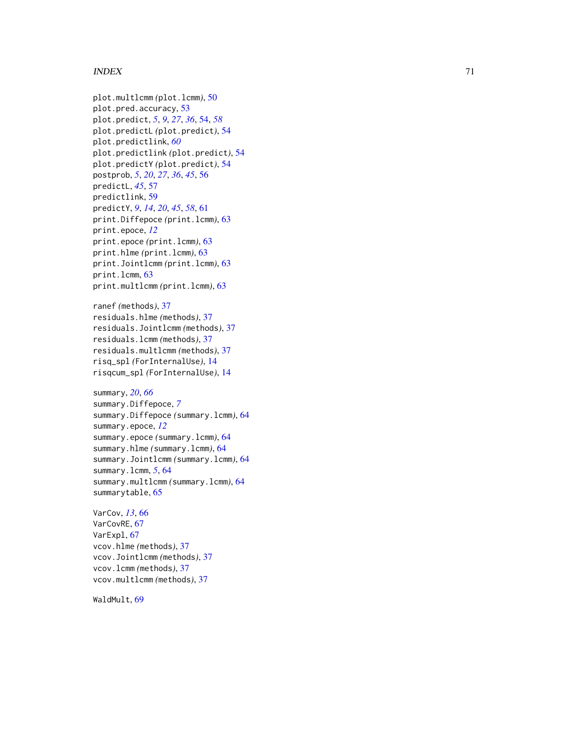plot.multlcmm *(*plot.lcmm*)*, 50
plot.pred.accuracy, 53
plot.predict, *5*, *9*, *27*, *36*, 54, *58*
plot.predictL *(*plot.predict*)*, 54
plot.predictlink, *60*
plot.predictlink *(*plot.predict*)*, 54
plot.predictY *(*plot.predict*)*, 54
postprob, *5*, *20*, *27*, *36*, *45*, 56
predictL, *45*, 57
predictlink, 59
predictY, *9*, *14*, *20*, *45*, *58*, 61
print.Diffepoce *(*print.lcmm*)*, 63
print.epoce, *12*
print.epoce *(*print.lcmm*)*, 63
print.hlme *(*print.lcmm*)*, 63
print.Jointlcmm *(*print.lcmm*)*, 63
print.lcmm, 63
print.multlcmm *(*print.lcmm*)*, 63

ranef *(*methods*)*, 37
residuals.hlme *(*methods*)*, 37
residuals.Jointlcmm *(*methods*)*, 37
residuals.lcmm *(*methods*)*, 37
residuals.multlcmm *(*methods*)*, 37
risq_spl *(*ForInternalUse*)*, 14
risqcum_spl *(*ForInternalUse*)*, 14

summary, *20*, *66*
summary.Diffepoce, *7*
summary.Diffepoce *(*summary.lcmm*)*, 64
summary.epoce, *12*
summary.epoce *(*summary.lcmm*)*, 64
summary.hlme *(*summary.lcmm*)*, 64
summary.Jointlcmm *(*summary.lcmm*)*, 64
summary.lcmm, *5*, 64
summary.multlcmm *(*summary.lcmm*)*, 64
summarytable, 65

VarCov, *13*, 66
VarCovRE, 67
VarExpl, 67
vcov.hlme *(*methods*)*, 37
vcov.Jointlcmm *(*methods*)*, 37
vcov.lcmm *(*methods*)*, 37
vcov.multlcmm *(*methods*)*, 37

WaldMult, 69